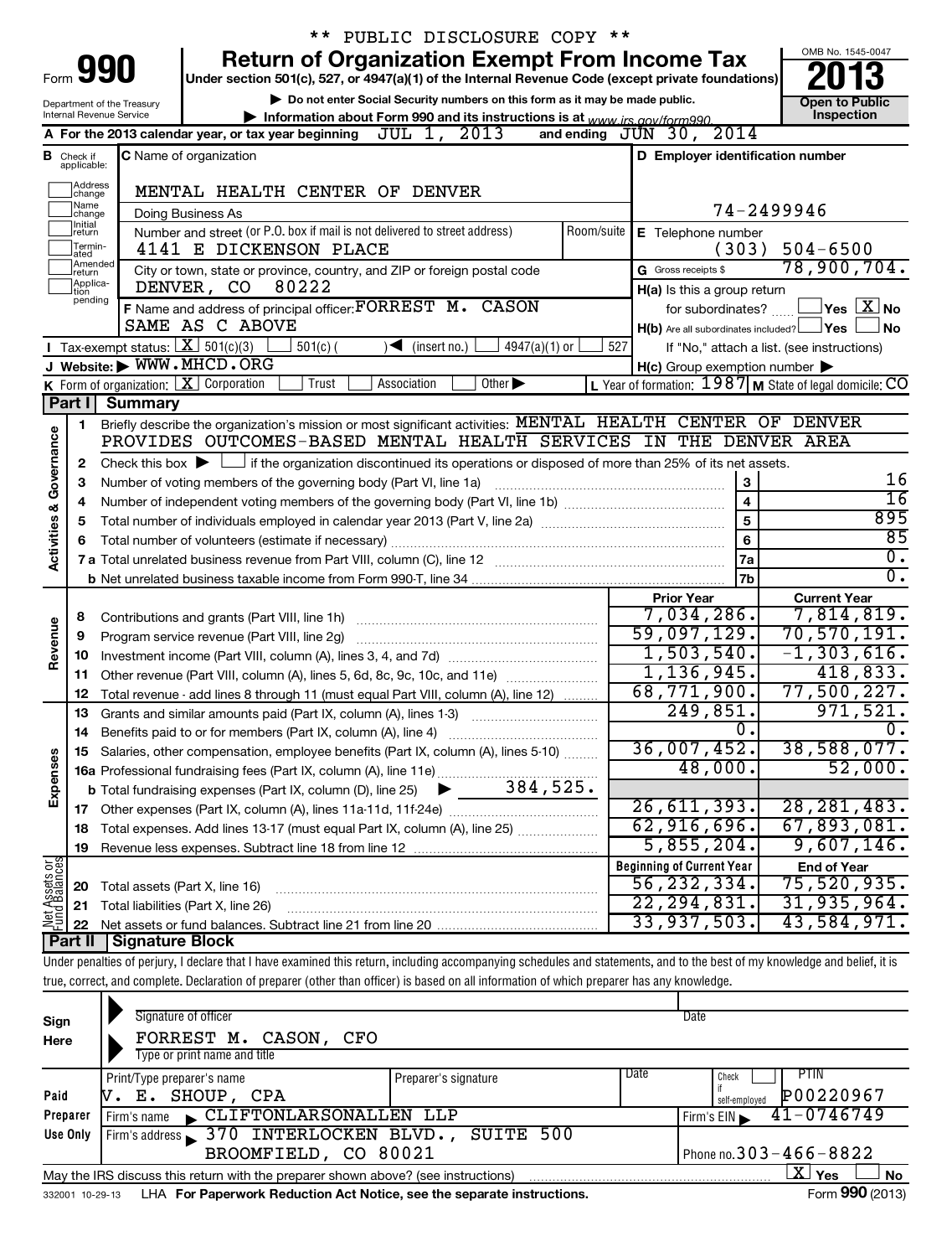\*\* PUBLIC DISCLOSURE COPY \*\*

# Form 990 — Return of Organization Exempt From Income Tax

Under section 501(c), 527, or 4947(a)(1) of the Internal Revenue Code (except private foundations)

▶ Do not enter Social Security numbers on this form as it may be made public.

▶ Information about Form 990 and its instructions is at www.irs.gov/form990.

Department of the Treasury, Internal Revenue Service

OMB No. 1545-0047 | 2013 | Open to Public Inspection

**A** For the 2013 calendar year, or tax year beginning JUL 1, 2013 and ending JUN 30, 2014

**B** Check if applicable: Address change, Name change, Initial return, Terminated, Amended return, Application pending

**C** Name of organization: MENTAL HEALTH CENTER OF DENVER

Doing Business As

Number and street (or P.O. box if mail is not delivered to street address): 4141 E DICKENSON PLACE | Room/suite

City or town, state or province, country, and ZIP or foreign postal code: DENVER, CO 80222

**D** Employer identification number: 74-2499946

**E** Telephone number: (303) 504-6500

**G** Gross receipts $ 78,900,704.

**F** Name and address of principal officer: FORREST M. CASON, SAME AS C ABOVE

**H(a)** Is this a group return for subordinates? ☐ Yes ☒ No

**H(b)** Are all subordinates included? ☐ Yes ☐ No — If "No," attach a list. (see instructions)

**I** Tax-exempt status: ☒ 501(c)(3) ☐ 501(c) ( ) ◀ (insert no.) ☐ 4947(a)(1) or ☐ 527

**J** Website: ▶ WWW.MHCD.ORG

**H(c)** Group exemption number ▶

**K** Form of organization: ☒ Corporation ☐ Trust ☐ Association ☐ Other ▶

**L** Year of formation: 1987 **M** State of legal domicile: CO

## Part I Summary

**Activities & Governance**

1. Briefly describe the organization's mission or most significant activities: MENTAL HEALTH CENTER OF DENVER PROVIDES OUTCOMES-BASED MENTAL HEALTH SERVICES IN THE DENVER AREA
2. Check this box ▶ ☐ if the organization discontinued its operations or disposed of more than 25% of its net assets.

| Line | Description | | Value |
|---|---|---|---|
| 3 | Number of voting members of the governing body (Part VI, line 1a) | 3 | 16 |
| 4 | Number of independent voting members of the governing body (Part VI, line 1b) | 4 | 16 |
| 5 | Total number of individuals employed in calendar year 2013 (Part V, line 2a) | 5 | 895 |
| 6 | Total number of volunteers (estimate if necessary) | 6 | 85 |
| 7a | Total unrelated business revenue from Part VIII, column (C), line 12 | 7a | 0. |
| 7b | Net unrelated business taxable income from Form 990-T, line 34 | 7b | 0. |

| Line | Description | Prior Year | Current Year |
|---|---|---|---|
| | **Revenue** | | |
| 8 | Contributions and grants (Part VIII, line 1h) | 7,034,286. | 7,814,819. |
| 9 | Program service revenue (Part VIII, line 2g) | 59,097,129. | 70,570,191. |
| 10 | Investment income (Part VIII, column (A), lines 3, 4, and 7d) | 1,503,540. | -1,303,616. |
| 11 | Other revenue (Part VIII, column (A), lines 5, 6d, 8c, 9c, 10c, and 11e) | 1,136,945. | 418,833. |
| 12 | Total revenue - add lines 8 through 11 (must equal Part VIII, column (A), line 12) | 68,771,900. | 77,500,227. |
| | **Expenses** | | |
| 13 | Grants and similar amounts paid (Part IX, column (A), lines 1-3) | 249,851. | 971,521. |
| 14 | Benefits paid to or for members (Part IX, column (A), line 4) | 0. | 0. |
| 15 | Salaries, other compensation, employee benefits (Part IX, column (A), lines 5-10) | 36,007,452. | 38,588,077. |
| 16a | Professional fundraising fees (Part IX, column (A), line 11e) | 48,000. | 52,000. |
| b | Total fundraising expenses (Part IX, column (D), line 25) ▶ 384,525. | | |
| 17 | Other expenses (Part IX, column (A), lines 11a-11d, 11f-24e) | 26,611,393. | 28,281,483. |
| 18 | Total expenses. Add lines 13-17 (must equal Part IX, column (A), line 25) | 62,916,696. | 67,893,081. |
| 19 | Revenue less expenses. Subtract line 18 from line 12 | 5,855,204. | 9,607,146. |
| | **Net Assets or Fund Balances** | **Beginning of Current Year** | **End of Year** |
| 20 | Total assets (Part X, line 16) | 56,232,334. | 75,520,935. |
| 21 | Total liabilities (Part X, line 26) | 22,294,831. | 31,935,964. |
| 22 | Net assets or fund balances. Subtract line 21 from line 20 | 33,937,503. | 43,584,971. |

## Part II Signature Block

Under penalties of perjury, I declare that I have examined this return, including accompanying schedules and statements, and to the best of my knowledge and belief, it is true, correct, and complete. Declaration of preparer (other than officer) is based on all information of which preparer has any knowledge.

**Sign Here**

Signature of officer | Date

FORREST M. CASON, CFO

Type or print name and title

**Paid Preparer Use Only**

| Print/Type preparer's name | Preparer's signature | Date | Check if self-employed | PTIN |
|---|---|---|---|---|
| V. E. SHOUP, CPA | | | ☐ | P00220967 |

Firm's name ▶ CLIFTONLARSONALLEN LLP | Firm's EIN ▶ 41-0746749

Firm's address ▶ 370 INTERLOCKEN BLVD., SUITE 500, BROOMFIELD, CO 80021 | Phone no. 303-466-8822

May the IRS discuss this return with the preparer shown above? (see instructions) ☒ Yes ☐ No

332001 10-29-13 LHA For Paperwork Reduction Act Notice, see the separate instructions. Form 990 (2013)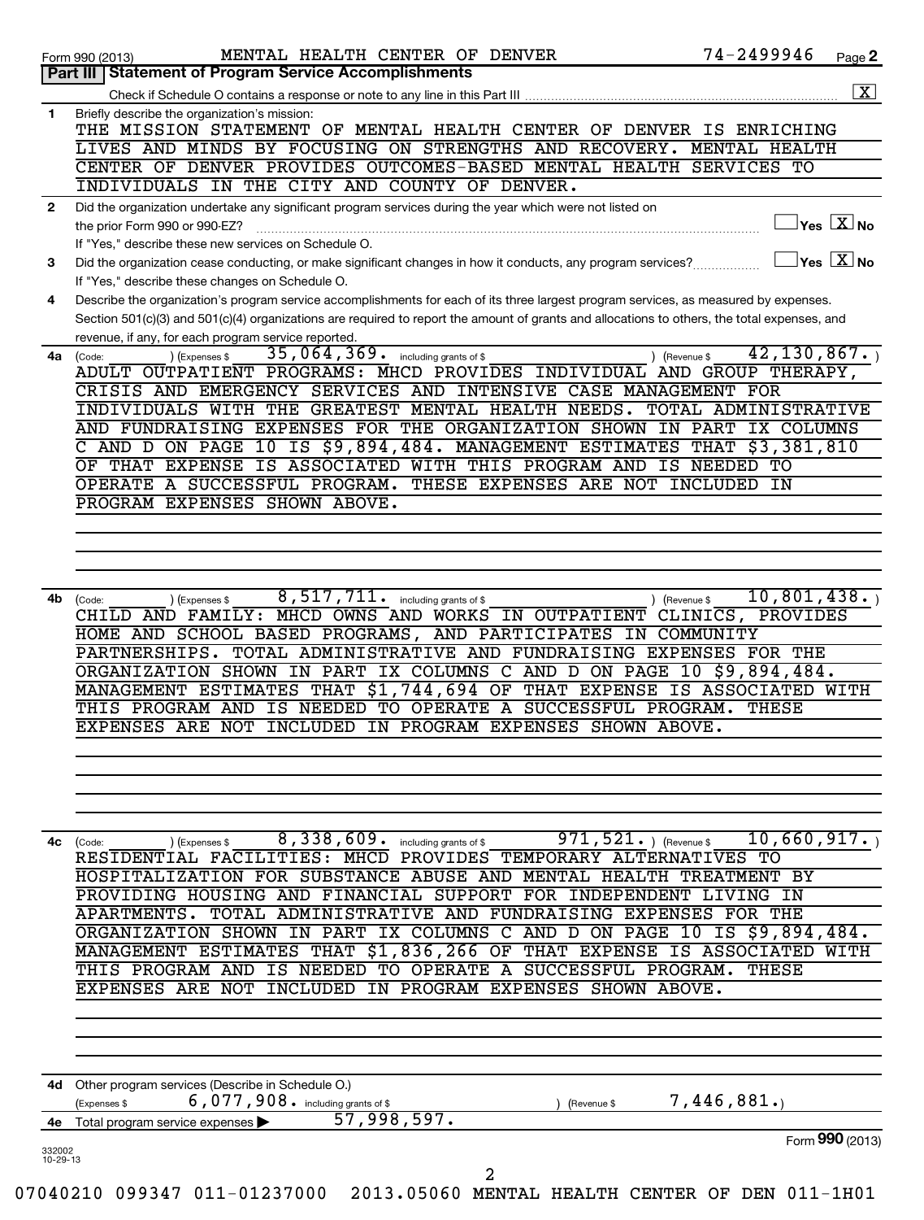Form 990 (2013) MENTAL HEALTH CENTER OF DENVER 74-2499946 Page 2

**Part III | Statement of Program Service Accomplishments**

Check if Schedule O contains a response or note to any line in this Part III .......... [X]

**1** Briefly describe the organization's mission:

THE MISSION STATEMENT OF MENTAL HEALTH CENTER OF DENVER IS ENRICHING LIVES AND MINDS BY FOCUSING ON STRENGTHS AND RECOVERY. MENTAL HEALTH CENTER OF DENVER PROVIDES OUTCOMES-BASED MENTAL HEALTH SERVICES TO INDIVIDUALS IN THE CITY AND COUNTY OF DENVER.

**2** Did the organization undertake any significant program services during the year which were not listed on the prior Form 990 or 990-EZ? .......... [ ] Yes [X] No

If "Yes," describe these new services on Schedule O.

**3** Did the organization cease conducting, or make significant changes in how it conducts, any program services? .......... [ ] Yes [X] No

If "Yes," describe these changes on Schedule O.

**4** Describe the organization's program service accomplishments for each of its three largest program services, as measured by expenses. Section 501(c)(3) and 501(c)(4) organizations are required to report the amount of grants and allocations to others, the total expenses, and revenue, if any, for each program service reported.

**4a** (Code: ) (Expenses $ 35,064,369. including grants of $ ) (Revenue $ 42,130,867.)

ADULT OUTPATIENT PROGRAMS: MHCD PROVIDES INDIVIDUAL AND GROUP THERAPY, CRISIS AND EMERGENCY SERVICES AND INTENSIVE CASE MANAGEMENT FOR INDIVIDUALS WITH THE GREATEST MENTAL HEALTH NEEDS. TOTAL ADMINISTRATIVE AND FUNDRAISING EXPENSES FOR THE ORGANIZATION SHOWN IN PART IX COLUMNS C AND D ON PAGE 10 IS $9,894,484. MANAGEMENT ESTIMATES THAT $3,381,810 OF THAT EXPENSE IS ASSOCIATED WITH THIS PROGRAM AND IS NEEDED TO OPERATE A SUCCESSFUL PROGRAM. THESE EXPENSES ARE NOT INCLUDED IN PROGRAM EXPENSES SHOWN ABOVE.

**4b** (Code: ) (Expenses $ 8,517,711. including grants of $ ) (Revenue $ 10,801,438.)

CHILD AND FAMILY: MHCD OWNS AND WORKS IN OUTPATIENT CLINICS, PROVIDES HOME AND SCHOOL BASED PROGRAMS, AND PARTICIPATES IN COMMUNITY PARTNERSHIPS. TOTAL ADMINISTRATIVE AND FUNDRAISING EXPENSES FOR THE ORGANIZATION SHOWN IN PART IX COLUMNS C AND D ON PAGE 10 $9,894,484. MANAGEMENT ESTIMATES THAT $1,744,694 OF THAT EXPENSE IS ASSOCIATED WITH THIS PROGRAM AND IS NEEDED TO OPERATE A SUCCESSFUL PROGRAM. THESE EXPENSES ARE NOT INCLUDED IN PROGRAM EXPENSES SHOWN ABOVE.

**4c** (Code: ) (Expenses $ 8,338,609. including grants of $ 971,521.) (Revenue $ 10,660,917.)

RESIDENTIAL FACILITIES: MHCD PROVIDES TEMPORARY ALTERNATIVES TO HOSPITALIZATION FOR SUBSTANCE ABUSE AND MENTAL HEALTH TREATMENT BY PROVIDING HOUSING AND FINANCIAL SUPPORT FOR INDEPENDENT LIVING IN APARTMENTS. TOTAL ADMINISTRATIVE AND FUNDRAISING EXPENSES FOR THE ORGANIZATION SHOWN IN PART IX COLUMNS C AND D ON PAGE 10 IS $9,894,484. MANAGEMENT ESTIMATES THAT $1,836,266 OF THAT EXPENSE IS ASSOCIATED WITH THIS PROGRAM AND IS NEEDED TO OPERATE A SUCCESSFUL PROGRAM. THESE EXPENSES ARE NOT INCLUDED IN PROGRAM EXPENSES SHOWN ABOVE.

**4d** Other program services (Describe in Schedule O.)

(Expenses $ 6,077,908. including grants of $ ) (Revenue $ 7,446,881.)

**4e** Total program service expenses ▶ 57,998,597.

Form **990** (2013)

332002 10-29-13

07040210 099347 011-01237000 2013.05060 MENTAL HEALTH CENTER OF DEN 011-1H01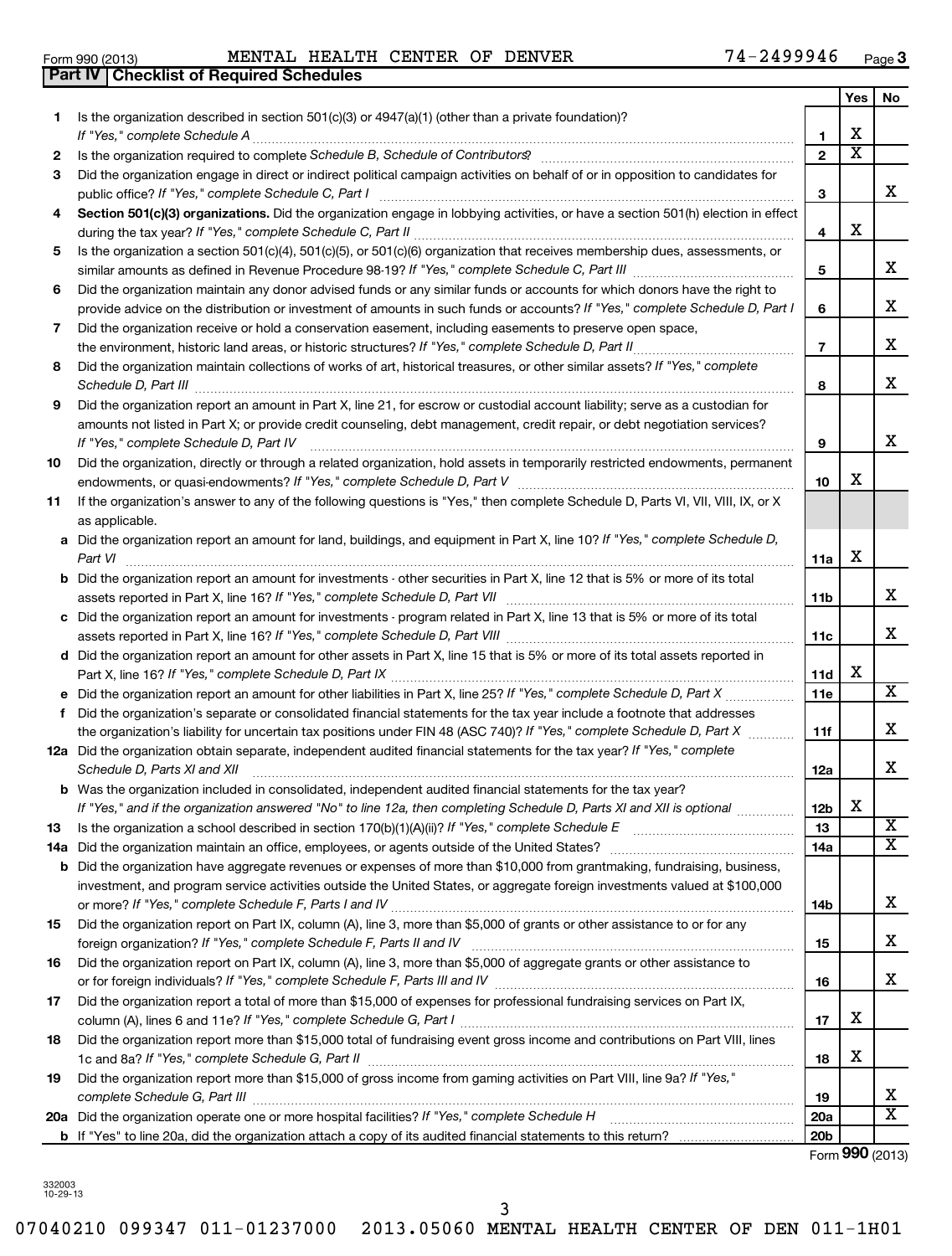Form 990 (2013) MENTAL HEALTH CENTER OF DENVER 74-2499946 Page **3**

## Part IV Checklist of Required Schedules

| | | | Yes | No |
|---|---|---|---|---|
| **1** | Is the organization described in section 501(c)(3) or 4947(a)(1) (other than a private foundation)? *If "Yes," complete Schedule A* | **1** | X | |
| **2** | Is the organization required to complete *Schedule B, Schedule of Contributors*? | **2** | X | |
| **3** | Did the organization engage in direct or indirect political campaign activities on behalf of or in opposition to candidates for public office? *If "Yes," complete Schedule C, Part I* | **3** | | X |
| **4** | **Section 501(c)(3) organizations.** Did the organization engage in lobbying activities, or have a section 501(h) election in effect during the tax year? *If "Yes," complete Schedule C, Part II* | **4** | X | |
| **5** | Is the organization a section 501(c)(4), 501(c)(5), or 501(c)(6) organization that receives membership dues, assessments, or similar amounts as defined in Revenue Procedure 98-19? *If "Yes," complete Schedule C, Part III* | **5** | | X |
| **6** | Did the organization maintain any donor advised funds or any similar funds or accounts for which donors have the right to provide advice on the distribution or investment of amounts in such funds or accounts? *If "Yes," complete Schedule D, Part I* | **6** | | X |
| **7** | Did the organization receive or hold a conservation easement, including easements to preserve open space, the environment, historic land areas, or historic structures? *If "Yes," complete Schedule D, Part II* | **7** | | X |
| **8** | Did the organization maintain collections of works of art, historical treasures, or other similar assets? *If "Yes," complete Schedule D, Part III* | **8** | | X |
| **9** | Did the organization report an amount in Part X, line 21, for escrow or custodial account liability; serve as a custodian for amounts not listed in Part X; or provide credit counseling, debt management, credit repair, or debt negotiation services? *If "Yes," complete Schedule D, Part IV* | **9** | | X |
| **10** | Did the organization, directly or through a related organization, hold assets in temporarily restricted endowments, permanent endowments, or quasi-endowments? *If "Yes," complete Schedule D, Part V* | **10** | X | |
| **11** | If the organization's answer to any of the following questions is "Yes," then complete Schedule D, Parts VI, VII, VIII, IX, or X as applicable. | | | |
| **a** | Did the organization report an amount for land, buildings, and equipment in Part X, line 10? *If "Yes," complete Schedule D, Part VI* | **11a** | X | |
| **b** | Did the organization report an amount for investments - other securities in Part X, line 12 that is 5% or more of its total assets reported in Part X, line 16? *If "Yes," complete Schedule D, Part VII* | **11b** | | X |
| **c** | Did the organization report an amount for investments - program related in Part X, line 13 that is 5% or more of its total assets reported in Part X, line 16? *If "Yes," complete Schedule D, Part VIII* | **11c** | | X |
| **d** | Did the organization report an amount for other assets in Part X, line 15 that is 5% or more of its total assets reported in Part X, line 16? *If "Yes," complete Schedule D, Part IX* | **11d** | X | |
| **e** | Did the organization report an amount for other liabilities in Part X, line 25? *If "Yes," complete Schedule D, Part X* | **11e** | | X |
| **f** | Did the organization's separate or consolidated financial statements for the tax year include a footnote that addresses the organization's liability for uncertain tax positions under FIN 48 (ASC 740)? *If "Yes," complete Schedule D, Part X* | **11f** | | X |
| **12a** | Did the organization obtain separate, independent audited financial statements for the tax year? *If "Yes," complete Schedule D, Parts XI and XII* | **12a** | | X |
| **b** | Was the organization included in consolidated, independent audited financial statements for the tax year? *If "Yes," and if the organization answered "No" to line 12a, then completing Schedule D, Parts XI and XII is optional* | **12b** | X | |
| **13** | Is the organization a school described in section 170(b)(1)(A)(ii)? *If "Yes," complete Schedule E* | **13** | | X |
| **14a** | Did the organization maintain an office, employees, or agents outside of the United States? | **14a** | | X |
| **b** | Did the organization have aggregate revenues or expenses of more than $10,000 from grantmaking, fundraising, business, investment, and program service activities outside the United States, or aggregate foreign investments valued at $100,000 or more? *If "Yes," complete Schedule F, Parts I and IV* | **14b** | | X |
| **15** | Did the organization report on Part IX, column (A), line 3, more than $5,000 of grants or other assistance to or for any foreign organization? *If "Yes," complete Schedule F, Parts II and IV* | **15** | | X |
| **16** | Did the organization report on Part IX, column (A), line 3, more than $5,000 of aggregate grants or other assistance to or for foreign individuals? *If "Yes," complete Schedule F, Parts III and IV* | **16** | | X |
| **17** | Did the organization report a total of more than $15,000 of expenses for professional fundraising services on Part IX, column (A), lines 6 and 11e? *If "Yes," complete Schedule G, Part I* | **17** | X | |
| **18** | Did the organization report more than $15,000 total of fundraising event gross income and contributions on Part VIII, lines 1c and 8a? *If "Yes," complete Schedule G, Part II* | **18** | X | |
| **19** | Did the organization report more than $15,000 of gross income from gaming activities on Part VIII, line 9a? *If "Yes," complete Schedule G, Part III* | **19** | | X |
| **20a** | Did the organization operate one or more hospital facilities? *If "Yes," complete Schedule H* | **20a** | | X |
| **b** | If "Yes" to line 20a, did the organization attach a copy of its audited financial statements to this return? | **20b** | | |

Form **990** (2013)

332003
10-29-13

07040210 099347 011-01237000 2013.05060 MENTAL HEALTH CENTER OF DEN 011-1H01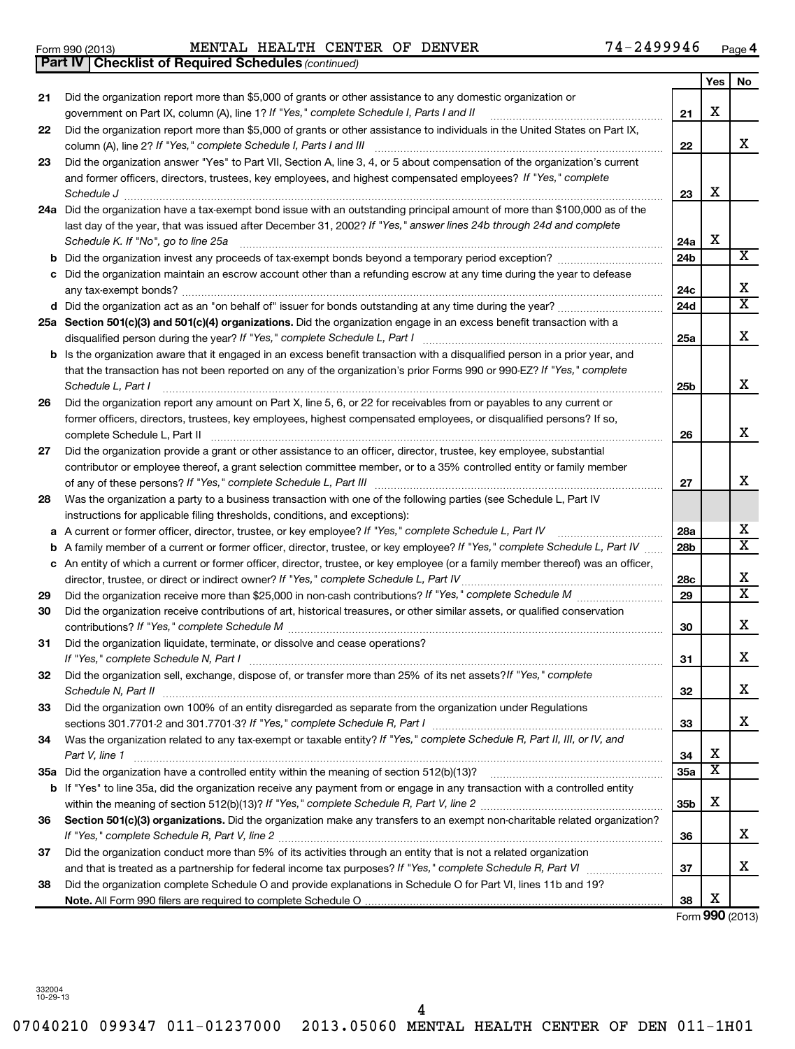Form 990 (2013) MENTAL HEALTH CENTER OF DENVER 74-2499946 Page 4

**Part IV | Checklist of Required Schedules** *(continued)*

| | | | Yes | No |
|---|---|---|---|---|
| 21 | Did the organization report more than $5,000 of grants or other assistance to any domestic organization or government on Part IX, column (A), line 1? *If "Yes," complete Schedule I, Parts I and II* | 21 | X | |
| 22 | Did the organization report more than $5,000 of grants or other assistance to individuals in the United States on Part IX, column (A), line 2? *If "Yes," complete Schedule I, Parts I and III* | 22 | | X |
| 23 | Did the organization answer "Yes" to Part VII, Section A, line 3, 4, or 5 about compensation of the organization's current and former officers, directors, trustees, key employees, and highest compensated employees? *If "Yes," complete Schedule J* | 23 | X | |
| 24a | Did the organization have a tax-exempt bond issue with an outstanding principal amount of more than $100,000 as of the last day of the year, that was issued after December 31, 2002? *If "Yes," answer lines 24b through 24d and complete Schedule K. If "No", go to line 25a* | 24a | X | |
| b | Did the organization invest any proceeds of tax-exempt bonds beyond a temporary period exception? | 24b | | X |
| c | Did the organization maintain an escrow account other than a refunding escrow at any time during the year to defease any tax-exempt bonds? | 24c | | X |
| d | Did the organization act as an "on behalf of" issuer for bonds outstanding at any time during the year? | 24d | | X |
| 25a | **Section 501(c)(3) and 501(c)(4) organizations.** Did the organization engage in an excess benefit transaction with a disqualified person during the year? *If "Yes," complete Schedule L, Part I* | 25a | | X |
| b | Is the organization aware that it engaged in an excess benefit transaction with a disqualified person in a prior year, and that the transaction has not been reported on any of the organization's prior Forms 990 or 990-EZ? *If "Yes," complete Schedule L, Part I* | 25b | | X |
| 26 | Did the organization report any amount on Part X, line 5, 6, or 22 for receivables from or payables to any current or former officers, directors, trustees, key employees, highest compensated employees, or disqualified persons? If so, complete Schedule L, Part II | 26 | | X |
| 27 | Did the organization provide a grant or other assistance to an officer, director, trustee, key employee, substantial contributor or employee thereof, a grant selection committee member, or to a 35% controlled entity or family member of any of these persons? *If "Yes," complete Schedule L, Part III* | 27 | | X |
| 28 | Was the organization a party to a business transaction with one of the following parties (see Schedule L, Part IV instructions for applicable filing thresholds, conditions, and exceptions): | | | |
| a | A current or former officer, director, trustee, or key employee? *If "Yes," complete Schedule L, Part IV* | 28a | | X |
| b | A family member of a current or former officer, director, trustee, or key employee? *If "Yes," complete Schedule L, Part IV* | 28b | | X |
| c | An entity of which a current or former officer, director, trustee, or key employee (or a family member thereof) was an officer, director, trustee, or direct or indirect owner? *If "Yes," complete Schedule L, Part IV* | 28c | | X |
| 29 | Did the organization receive more than $25,000 in non-cash contributions? *If "Yes," complete Schedule M* | 29 | | X |
| 30 | Did the organization receive contributions of art, historical treasures, or other similar assets, or qualified conservation contributions? *If "Yes," complete Schedule M* | 30 | | X |
| 31 | Did the organization liquidate, terminate, or dissolve and cease operations? *If "Yes," complete Schedule N, Part I* | 31 | | X |
| 32 | Did the organization sell, exchange, dispose of, or transfer more than 25% of its net assets? *If "Yes," complete Schedule N, Part II* | 32 | | X |
| 33 | Did the organization own 100% of an entity disregarded as separate from the organization under Regulations sections 301.7701-2 and 301.7701-3? *If "Yes," complete Schedule R, Part I* | 33 | | X |
| 34 | Was the organization related to any tax-exempt or taxable entity? *If "Yes," complete Schedule R, Part II, III, or IV, and Part V, line 1* | 34 | X | |
| 35a | Did the organization have a controlled entity within the meaning of section 512(b)(13)? | 35a | X | |
| b | If "Yes" to line 35a, did the organization receive any payment from or engage in any transaction with a controlled entity within the meaning of section 512(b)(13)? *If "Yes," complete Schedule R, Part V, line 2* | 35b | X | |
| 36 | **Section 501(c)(3) organizations.** Did the organization make any transfers to an exempt non-charitable related organization? *If "Yes," complete Schedule R, Part V, line 2* | 36 | | X |
| 37 | Did the organization conduct more than 5% of its activities through an entity that is not a related organization and that is treated as a partnership for federal income tax purposes? *If "Yes," complete Schedule R, Part VI* | 37 | | X |
| 38 | Did the organization complete Schedule O and provide explanations in Schedule O for Part VI, lines 11b and 19? **Note.** All Form 990 filers are required to complete Schedule O | 38 | X | |

Form **990** (2013)

332004 10-29-13

07040210 099347 011-01237000 2013.05060 MENTAL HEALTH CENTER OF DEN 011-1H01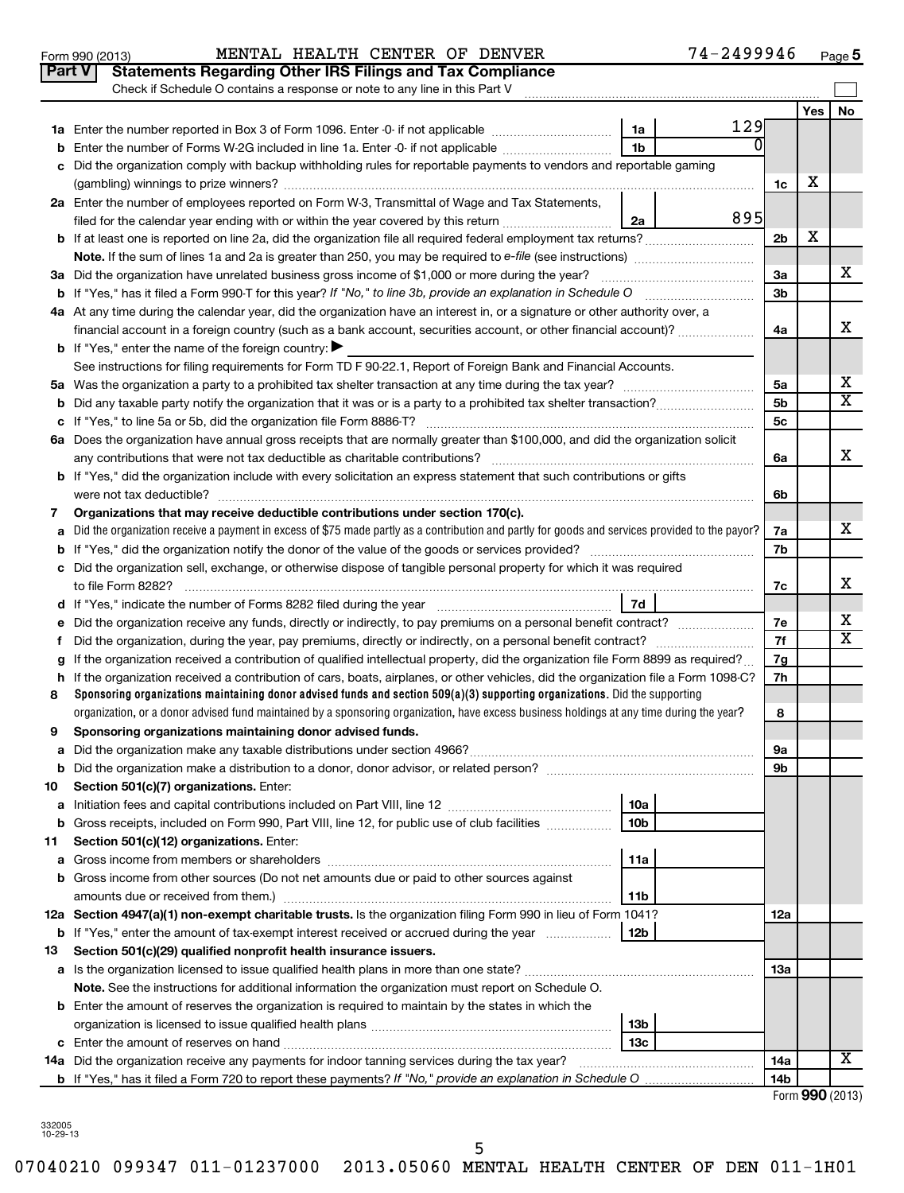Form 990 (2013) MENTAL HEALTH CENTER OF DENVER 74-2499946 Page 5

## Part V Statements Regarding Other IRS Filings and Tax Compliance

Check if Schedule O contains a response or note to any line in this Part V

| | | | | | Yes | No |
|---|---|---|---|---|---|---|
| **1a** | Enter the number reported in Box 3 of Form 1096. Enter -0- if not applicable | 1a | 129 | | | |
| **b** | Enter the number of Forms W-2G included in line 1a. Enter -0- if not applicable | 1b | 0 | | | |
| **c** | Did the organization comply with backup withholding rules for reportable payments to vendors and reportable gaming (gambling) winnings to prize winners? | | | 1c | X | |
| **2a** | Enter the number of employees reported on Form W-3, Transmittal of Wage and Tax Statements, filed for the calendar year ending with or within the year covered by this return | 2a | 895 | | | |
| **b** | If at least one is reported on line 2a, did the organization file all required federal employment tax returns? | | | 2b | X | |
| | **Note.** If the sum of lines 1a and 2a is greater than 250, you may be required to *e-file* (see instructions) | | | | | |
| **3a** | Did the organization have unrelated business gross income of $1,000 or more during the year? | | | 3a | | X |
| **b** | If "Yes," has it filed a Form 990-T for this year? *If "No," to line 3b, provide an explanation in Schedule O* | | | 3b | | |
| **4a** | At any time during the calendar year, did the organization have an interest in, or a signature or other authority over, a financial account in a foreign country (such as a bank account, securities account, or other financial account)? | | | 4a | | X |
| **b** | If "Yes," enter the name of the foreign country: ▶ | | | | | |
| | See instructions for filing requirements for Form TD F 90-22.1, Report of Foreign Bank and Financial Accounts. | | | | | |
| **5a** | Was the organization a party to a prohibited tax shelter transaction at any time during the tax year? | | | 5a | | X |
| **b** | Did any taxable party notify the organization that it was or is a party to a prohibited tax shelter transaction? | | | 5b | | X |
| **c** | If "Yes," to line 5a or 5b, did the organization file Form 8886-T? | | | 5c | | |
| **6a** | Does the organization have annual gross receipts that are normally greater than $100,000, and did the organization solicit any contributions that were not tax deductible as charitable contributions? | | | 6a | | X |
| **b** | If "Yes," did the organization include with every solicitation an express statement that such contributions or gifts were not tax deductible? | | | 6b | | |
| **7** | **Organizations that may receive deductible contributions under section 170(c).** | | | | | |
| **a** | Did the organization receive a payment in excess of $75 made partly as a contribution and partly for goods and services provided to the payor? | | | 7a | | X |
| **b** | If "Yes," did the organization notify the donor of the value of the goods or services provided? | | | 7b | | |
| **c** | Did the organization sell, exchange, or otherwise dispose of tangible personal property for which it was required to file Form 8282? | | | 7c | | X |
| **d** | If "Yes," indicate the number of Forms 8282 filed during the year | 7d | | | | |
| **e** | Did the organization receive any funds, directly or indirectly, to pay premiums on a personal benefit contract? | | | 7e | | X |
| **f** | Did the organization, during the year, pay premiums, directly or indirectly, on a personal benefit contract? | | | 7f | | X |
| **g** | If the organization received a contribution of qualified intellectual property, did the organization file Form 8899 as required? | | | 7g | | |
| **h** | If the organization received a contribution of cars, boats, airplanes, or other vehicles, did the organization file a Form 1098-C? | | | 7h | | |
| **8** | **Sponsoring organizations maintaining donor advised funds and section 509(a)(3) supporting organizations.** Did the supporting organization, or a donor advised fund maintained by a sponsoring organization, have excess business holdings at any time during the year? | | | 8 | | |
| **9** | **Sponsoring organizations maintaining donor advised funds.** | | | | | |
| **a** | Did the organization make any taxable distributions under section 4966? | | | 9a | | |
| **b** | Did the organization make a distribution to a donor, donor advisor, or related person? | | | 9b | | |
| **10** | **Section 501(c)(7) organizations.** Enter: | | | | | |
| **a** | Initiation fees and capital contributions included on Part VIII, line 12 | 10a | | | | |
| **b** | Gross receipts, included on Form 990, Part VIII, line 12, for public use of club facilities | 10b | | | | |
| **11** | **Section 501(c)(12) organizations.** Enter: | | | | | |
| **a** | Gross income from members or shareholders | 11a | | | | |
| **b** | Gross income from other sources (Do not net amounts due or paid to other sources against amounts due or received from them.) | 11b | | | | |
| **12a** | **Section 4947(a)(1) non-exempt charitable trusts.** Is the organization filing Form 990 in lieu of Form 1041? | | | 12a | | |
| **b** | If "Yes," enter the amount of tax-exempt interest received or accrued during the year | 12b | | | | |
| **13** | **Section 501(c)(29) qualified nonprofit health insurance issuers.** | | | | | |
| **a** | Is the organization licensed to issue qualified health plans in more than one state? | | | 13a | | |
| | **Note.** See the instructions for additional information the organization must report on Schedule O. | | | | | |
| **b** | Enter the amount of reserves the organization is required to maintain by the states in which the organization is licensed to issue qualified health plans | 13b | | | | |
| **c** | Enter the amount of reserves on hand | 13c | | | | |
| **14a** | Did the organization receive any payments for indoor tanning services during the tax year? | | | 14a | | X |
| **b** | If "Yes," has it filed a Form 720 to report these payments? *If "No," provide an explanation in Schedule O* | | | 14b | | |

Form **990** (2013)

332005
10-29-13

07040210 099347 011-01237000 2013.05060 MENTAL HEALTH CENTER OF DEN 011-1H01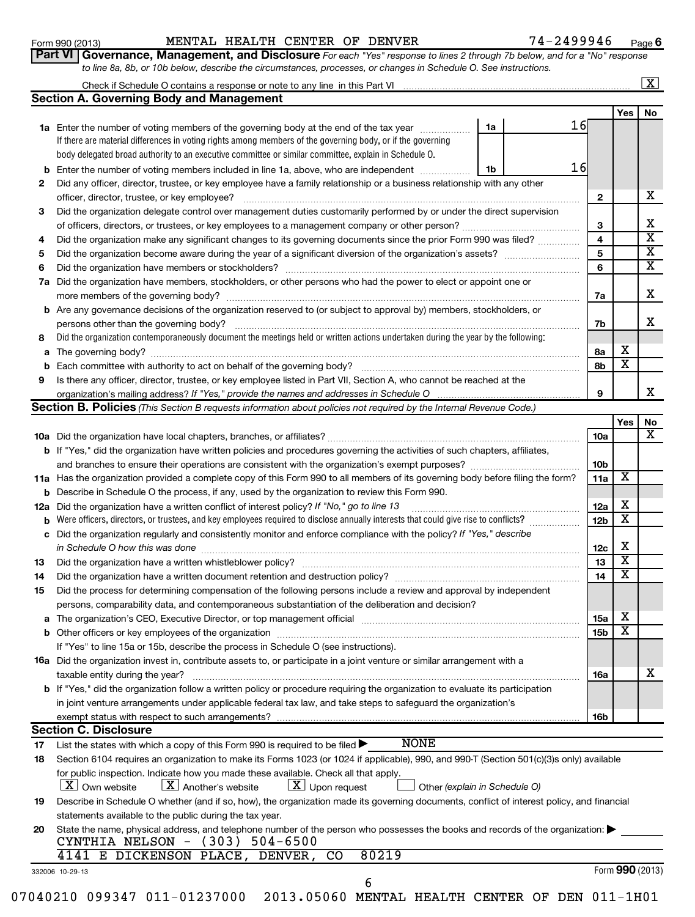Form 990 (2013) MENTAL HEALTH CENTER OF DENVER 74-2499946 Page 6

**Part VI Governance, Management, and Disclosure** *For each "Yes" response to lines 2 through 7b below, and for a "No" response to line 8a, 8b, or 10b below, describe the circumstances, processes, or changes in Schedule O. See instructions.*

Check if Schedule O contains a response or note to any line in this Part VI ... [X]

## Section A. Governing Body and Management

| | | | | Yes | No |
|---|---|---|---|---|---|
| **1a** | Enter the number of voting members of the governing body at the end of the tax year. If there are material differences in voting rights among members of the governing body, or if the governing body delegated broad authority to an executive committee or similar committee, explain in Schedule O. | 1a: 16 | | | |
| **b** | Enter the number of voting members included in line 1a, above, who are independent | 1b: 16 | | | |
| **2** | Did any officer, director, trustee, or key employee have a family relationship or a business relationship with any other officer, director, trustee, or key employee? | | 2 | | X |
| **3** | Did the organization delegate control over management duties customarily performed by or under the direct supervision of officers, directors, or trustees, or key employees to a management company or other person? | | 3 | | X |
| **4** | Did the organization make any significant changes to its governing documents since the prior Form 990 was filed? | | 4 | | X |
| **5** | Did the organization become aware during the year of a significant diversion of the organization's assets? | | 5 | | X |
| **6** | Did the organization have members or stockholders? | | 6 | | X |
| **7a** | Did the organization have members, stockholders, or other persons who had the power to elect or appoint one or more members of the governing body? | | 7a | | X |
| **b** | Are any governance decisions of the organization reserved to (or subject to approval by) members, stockholders, or persons other than the governing body? | | 7b | | X |
| **8** | Did the organization contemporaneously document the meetings held or written actions undertaken during the year by the following: | | | | |
| **a** | The governing body? | | 8a | X | |
| **b** | Each committee with authority to act on behalf of the governing body? | | 8b | X | |
| **9** | Is there any officer, director, trustee, or key employee listed in Part VII, Section A, who cannot be reached at the organization's mailing address? *If "Yes," provide the names and addresses in Schedule O* | | 9 | | X |

## Section B. Policies *(This Section B requests information about policies not required by the Internal Revenue Code.)*

| | | | Yes | No |
|---|---|---|---|---|
| **10a** | Did the organization have local chapters, branches, or affiliates? | 10a | | X |
| **b** | If "Yes," did the organization have written policies and procedures governing the activities of such chapters, affiliates, and branches to ensure their operations are consistent with the organization's exempt purposes? | 10b | | |
| **11a** | Has the organization provided a complete copy of this Form 990 to all members of its governing body before filing the form? | 11a | X | |
| **b** | Describe in Schedule O the process, if any, used by the organization to review this Form 990. | | | |
| **12a** | Did the organization have a written conflict of interest policy? *If "No," go to line 13* | 12a | X | |
| **b** | Were officers, directors, or trustees, and key employees required to disclose annually interests that could give rise to conflicts? | 12b | X | |
| **c** | Did the organization regularly and consistently monitor and enforce compliance with the policy? *If "Yes," describe in Schedule O how this was done* | 12c | X | |
| **13** | Did the organization have a written whistleblower policy? | 13 | X | |
| **14** | Did the organization have a written document retention and destruction policy? | 14 | X | |
| **15** | Did the process for determining compensation of the following persons include a review and approval by independent persons, comparability data, and contemporaneous substantiation of the deliberation and decision? | | | |
| **a** | The organization's CEO, Executive Director, or top management official | 15a | X | |
| **b** | Other officers or key employees of the organization | 15b | X | |
| | If "Yes" to line 15a or 15b, describe the process in Schedule O (see instructions). | | | |
| **16a** | Did the organization invest in, contribute assets to, or participate in a joint venture or similar arrangement with a taxable entity during the year? | 16a | | X |
| **b** | If "Yes," did the organization follow a written policy or procedure requiring the organization to evaluate its participation in joint venture arrangements under applicable federal tax law, and take steps to safeguard the organization's exempt status with respect to such arrangements? | 16b | | |

## Section C. Disclosure

**17** List the states with which a copy of this Form 990 is required to be filed ▶ NONE

**18** Section 6104 requires an organization to make its Forms 1023 (or 1024 if applicable), 990, and 990-T (Section 501(c)(3)s only) available for public inspection. Indicate how you made these available. Check all that apply.

[X] Own website [X] Another's website [X] Upon request [ ] Other *(explain in Schedule O)*

**19** Describe in Schedule O whether (and if so, how), the organization made its governing documents, conflict of interest policy, and financial statements available to the public during the tax year.

**20** State the name, physical address, and telephone number of the person who possesses the books and records of the organization: ▶

CYNTHIA NELSON - (303) 504-6500
4141 E DICKENSON PLACE, DENVER, CO 80219

332006 10-29-13 Form **990** (2013)

07040210 099347 011-01237000 2013.05060 MENTAL HEALTH CENTER OF DEN 011-1H01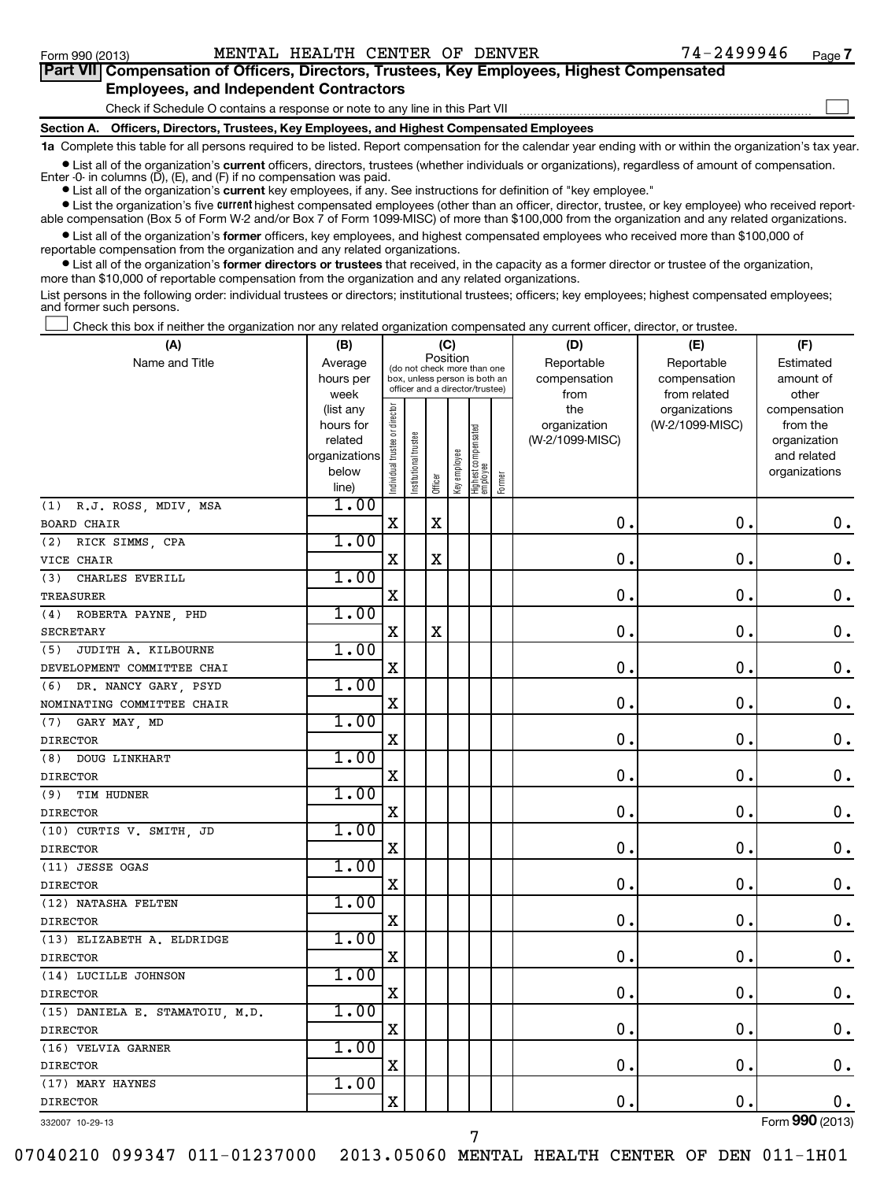Form 990 (2013) MENTAL HEALTH CENTER OF DENVER 74-2499946 Page 7

## Part VII Compensation of Officers, Directors, Trustees, Key Employees, Highest Compensated Employees, and Independent Contractors

Check if Schedule O contains a response or note to any line in this Part VII

### Section A. Officers, Directors, Trustees, Key Employees, and Highest Compensated Employees

**1a** Complete this table for all persons required to be listed. Report compensation for the calendar year ending with or within the organization's tax year.

- List all of the organization's **current** officers, directors, trustees (whether individuals or organizations), regardless of amount of compensation. Enter -0- in columns (D), (E), and (F) if no compensation was paid.
- List all of the organization's **current** key employees, if any. See instructions for definition of "key employee."
- List the organization's five **current** highest compensated employees (other than an officer, director, trustee, or key employee) who received reportable compensation (Box 5 of Form W-2 and/or Box 7 of Form 1099-MISC) of more than $100,000 from the organization and any related organizations.
- List all of the organization's **former** officers, key employees, and highest compensated employees who received more than $100,000 of reportable compensation from the organization and any related organizations.
- List all of the organization's **former directors or trustees** that received, in the capacity as a former director or trustee of the organization, more than $10,000 of reportable compensation from the organization and any related organizations.

List persons in the following order: individual trustees or directors; institutional trustees; officers; key employees; highest compensated employees; and former such persons.

Check this box if neither the organization nor any related organization compensated any current officer, director, or trustee.

| (A) Name and Title | (B) Average hours per week (list any hours for related organizations below line) | (C) Position: Individual trustee or director | Institutional trustee | Officer | Key employee | Highest compensated employee | Former | (D) Reportable compensation from the organization (W-2/1099-MISC) | (E) Reportable compensation from related organizations (W-2/1099-MISC) | (F) Estimated amount of other compensation from the organization and related organizations |
|---|---|---|---|---|---|---|---|---|---|---|
| (1) R.J. ROSS, MDIV, MSA<br>BOARD CHAIR | 1.00 | X | | X | | | | 0. | 0. | 0. |
| (2) RICK SIMMS, CPA<br>VICE CHAIR | 1.00 | X | | X | | | | 0. | 0. | 0. |
| (3) CHARLES EVERILL<br>TREASURER | 1.00 | X | | | | | | 0. | 0. | 0. |
| (4) ROBERTA PAYNE, PHD<br>SECRETARY | 1.00 | X | | X | | | | 0. | 0. | 0. |
| (5) JUDITH A. KILBOURNE<br>DEVELOPMENT COMMITTEE CHAI | 1.00 | X | | | | | | 0. | 0. | 0. |
| (6) DR. NANCY GARY, PSYD<br>NOMINATING COMMITTEE CHAIR | 1.00 | X | | | | | | 0. | 0. | 0. |
| (7) GARY MAY, MD<br>DIRECTOR | 1.00 | X | | | | | | 0. | 0. | 0. |
| (8) DOUG LINKHART<br>DIRECTOR | 1.00 | X | | | | | | 0. | 0. | 0. |
| (9) TIM HUDNER<br>DIRECTOR | 1.00 | X | | | | | | 0. | 0. | 0. |
| (10) CURTIS V. SMITH, JD<br>DIRECTOR | 1.00 | X | | | | | | 0. | 0. | 0. |
| (11) JESSE OGAS<br>DIRECTOR | 1.00 | X | | | | | | 0. | 0. | 0. |
| (12) NATASHA FELTEN<br>DIRECTOR | 1.00 | X | | | | | | 0. | 0. | 0. |
| (13) ELIZABETH A. ELDRIDGE<br>DIRECTOR | 1.00 | X | | | | | | 0. | 0. | 0. |
| (14) LUCILLE JOHNSON<br>DIRECTOR | 1.00 | X | | | | | | 0. | 0. | 0. |
| (15) DANIELA E. STAMATOIU, M.D.<br>DIRECTOR | 1.00 | X | | | | | | 0. | 0. | 0. |
| (16) VELVIA GARNER<br>DIRECTOR | 1.00 | X | | | | | | 0. | 0. | 0. |
| (17) MARY HAYNES<br>DIRECTOR | 1.00 | X | | | | | | 0. | 0. | 0. |

332007 10-29-13 Form **990** (2013)

07040210 099347 011-01237000 2013.05060 MENTAL HEALTH CENTER OF DEN 011-1H01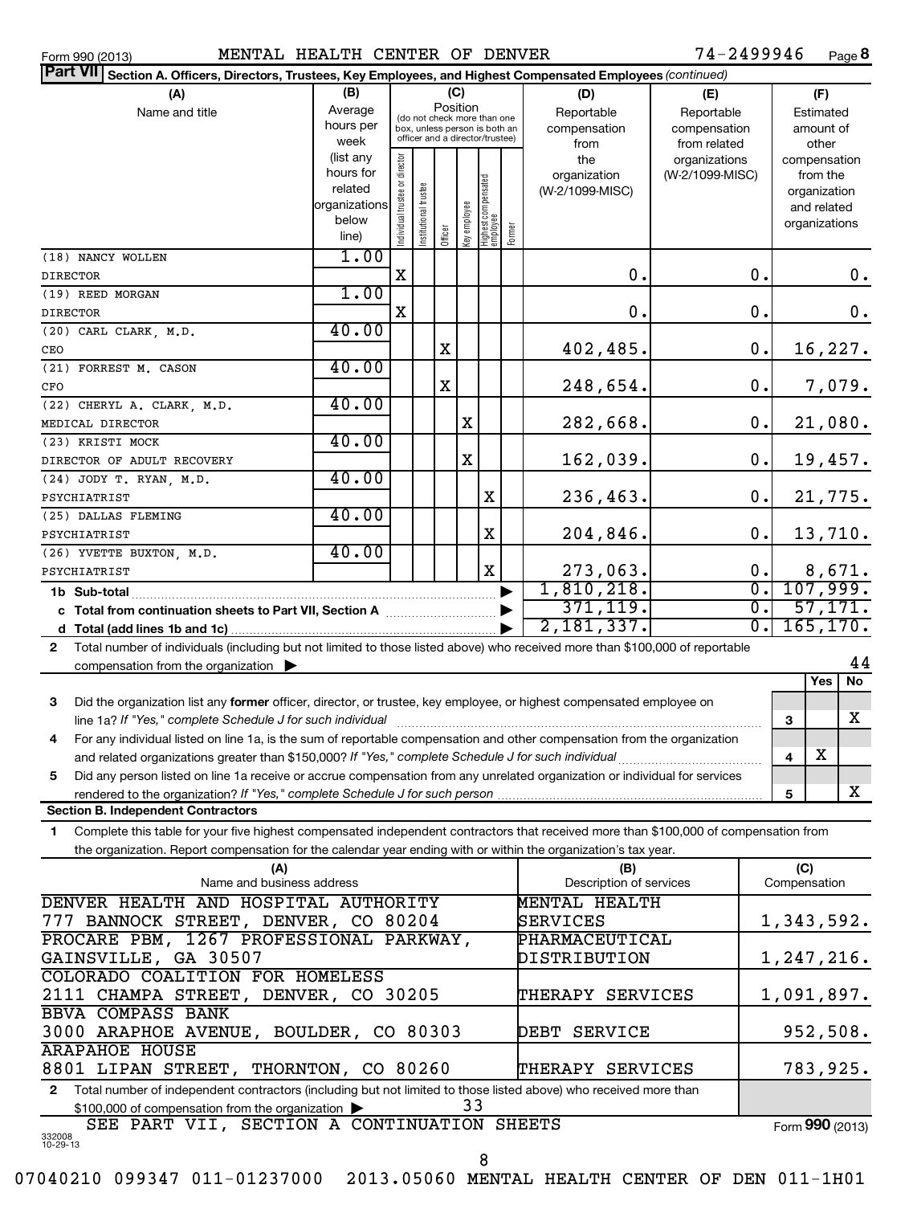Form 990 (2013) MENTAL HEALTH CENTER OF DENVER 74-2499946 Page 8

**Part VII Section A. Officers, Directors, Trustees, Key Employees, and Highest Compensated Employees** *(continued)*

| (A) Name and title | (B) Average hours per week (list any hours for related organizations below line) | (C) Position: Individual trustee or director | Institutional trustee | Officer | Key employee | Highest compensated employee | Former | (D) Reportable compensation from the organization (W-2/1099-MISC) | (E) Reportable compensation from related organizations (W-2/1099-MISC) | (F) Estimated amount of other compensation from the organization and related organizations |
|---|---|---|---|---|---|---|---|---|---|---|
| (18) NANCY WOLLEN<br>DIRECTOR | 1.00 | X | | | | | | 0. | 0. | 0. |
| (19) REED MORGAN<br>DIRECTOR | 1.00 | X | | | | | | 0. | 0. | 0. |
| (20) CARL CLARK, M.D.<br>CEO | 40.00 | | | X | | | | 402,485. | 0. | 16,227. |
| (21) FORREST M. CASON<br>CFO | 40.00 | | | X | | | | 248,654. | 0. | 7,079. |
| (22) CHERYL A. CLARK, M.D.<br>MEDICAL DIRECTOR | 40.00 | | | | X | | | 282,668. | 0. | 21,080. |
| (23) KRISTI MOCK<br>DIRECTOR OF ADULT RECOVERY | 40.00 | | | | X | | | 162,039. | 0. | 19,457. |
| (24) JODY T. RYAN, M.D.<br>PSYCHIATRIST | 40.00 | | | | | X | | 236,463. | 0. | 21,775. |
| (25) DALLAS FLEMING<br>PSYCHIATRIST | 40.00 | | | | | X | | 204,846. | 0. | 13,710. |
| (26) YVETTE BUXTON, M.D.<br>PSYCHIATRIST | 40.00 | | | | | X | | 273,063. | 0. | 8,671. |
| **1b Sub-total** | | | | | | | | 1,810,218. | 0. | 107,999. |
| **c Total from continuation sheets to Part VII, Section A** | | | | | | | | 371,119. | 0. | 57,171. |
| **d Total (add lines 1b and 1c)** | | | | | | | | 2,181,337. | 0. | 165,170. |

**2** Total number of individuals (including but not limited to those listed above) who received more than $100,000 of reportable compensation from the organization ▶ 44

| | | | Yes | No |
|---|---|---|---|---|
| **3** | Did the organization list any **former** officer, director, or trustee, key employee, or highest compensated employee on line 1a? *If "Yes," complete Schedule J for such individual* | 3 | | X |
| **4** | For any individual listed on line 1a, is the sum of reportable compensation and other compensation from the organization and related organizations greater than $150,000? *If "Yes," complete Schedule J for such individual* | 4 | X | |
| **5** | Did any person listed on line 1a receive or accrue compensation from any unrelated organization or individual for services rendered to the organization? *If "Yes," complete Schedule J for such person* | 5 | | X |

**Section B. Independent Contractors**

**1** Complete this table for your five highest compensated independent contractors that received more than $100,000 of compensation from the organization. Report compensation for the calendar year ending with or within the organization's tax year.

| (A) Name and business address | (B) Description of services | (C) Compensation |
|---|---|---|
| DENVER HEALTH AND HOSPITAL AUTHORITY<br>777 BANNOCK STREET, DENVER, CO 80204 | MENTAL HEALTH SERVICES | 1,343,592. |
| PROCARE PBM, 1267 PROFESSIONAL PARKWAY,<br>GAINSVILLE, GA 30507 | PHARMACEUTICAL DISTRIBUTION | 1,247,216. |
| COLORADO COALITION FOR HOMELESS<br>2111 CHAMPA STREET, DENVER, CO 30205 | THERAPY SERVICES | 1,091,897. |
| BBVA COMPASS BANK<br>3000 ARAPHOE AVENUE, BOULDER, CO 80303 | DEBT SERVICE | 952,508. |
| ARAPAHOE HOUSE<br>8801 LIPAN STREET, THORNTON, CO 80260 | THERAPY SERVICES | 783,925. |

**2** Total number of independent contractors (including but not limited to those listed above) who received more than $100,000 of compensation from the organization ▶ 33

SEE PART VII, SECTION A CONTINUATION SHEETS

Form **990** (2013)

332008 10-29-13

07040210 099347 011-01237000 2013.05060 MENTAL HEALTH CENTER OF DEN 011-1H01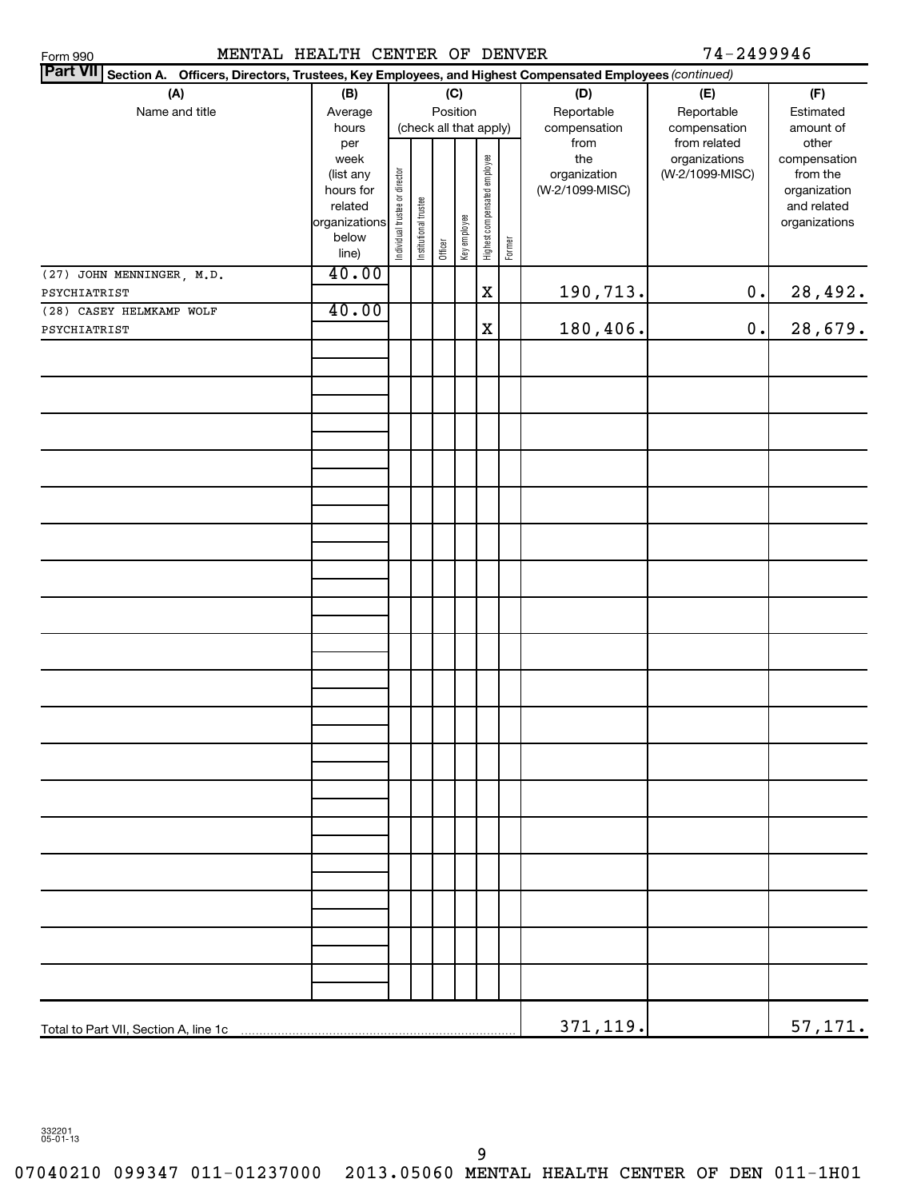Form 990    MENTAL HEALTH CENTER OF DENVER    74-2499946

**Part VII** **Section A. Officers, Directors, Trustees, Key Employees, and Highest Compensated Employees** *(continued)*

| (A) Name and title | (B) Average hours per week (list any hours for related organizations below line) | (C) Position (check all that apply): Individual trustee or director | Institutional trustee | Officer | Key employee | Highest compensated employee | Former | (D) Reportable compensation from the organization (W-2/1099-MISC) | (E) Reportable compensation from related organizations (W-2/1099-MISC) | (F) Estimated amount of other compensation from the organization and related organizations |
|---|---|---|---|---|---|---|---|---|---|---|
| (27) JOHN MENNINGER, M.D.<br>PSYCHIATRIST | 40.00 | | | | | X | | 190,713. | 0. | 28,492. |
| (28) CASEY HELMKAMP WOLF<br>PSYCHIATRIST | 40.00 | | | | | X | | 180,406. | 0. | 28,679. |
| Total to Part VII, Section A, line 1c | | | | | | | | 371,119. | | 57,171. |

332201
05-01-13

07040210 099347 011-01237000    2013.05060 MENTAL HEALTH CENTER OF DEN 011-1H01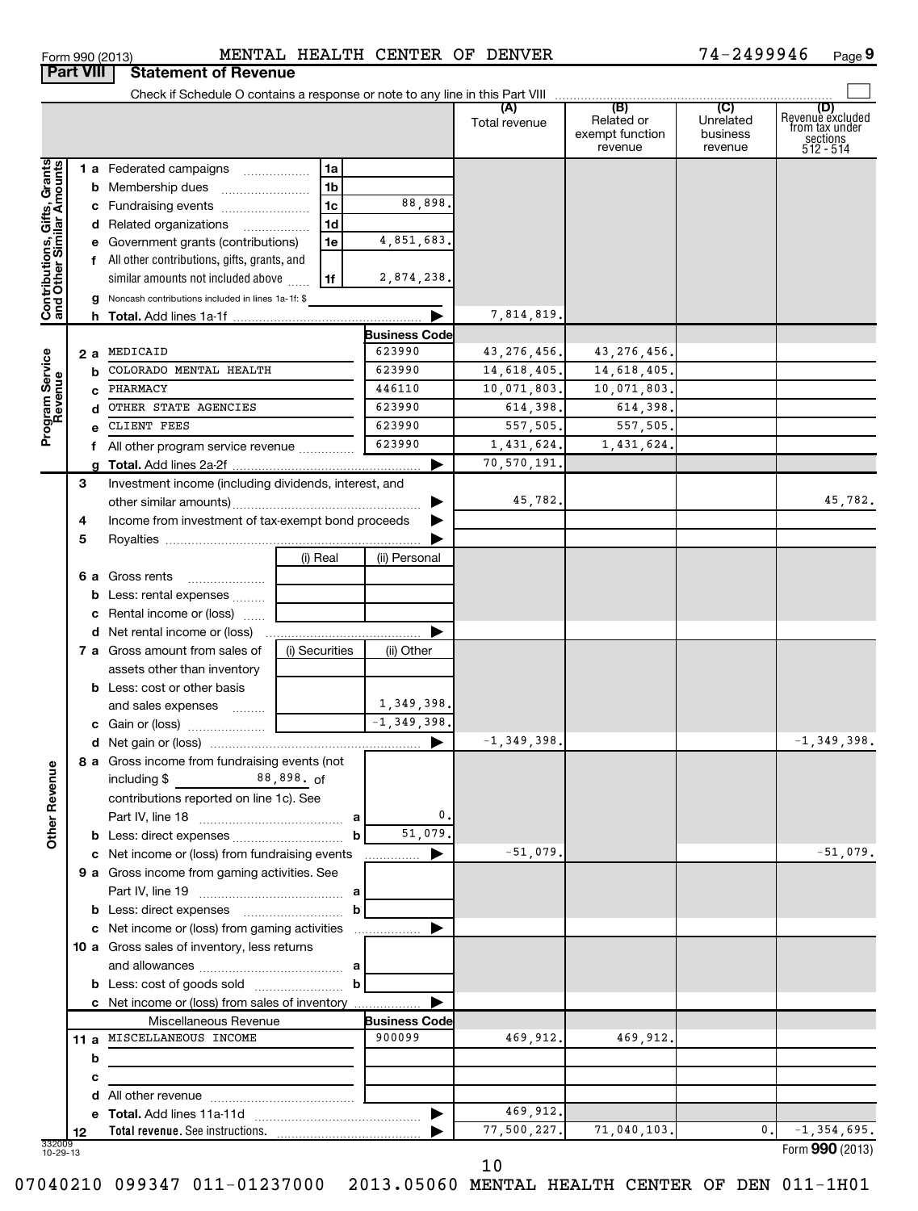Form 990 (2013) MENTAL HEALTH CENTER OF DENVER 74-2499946 Page 9

**Part VIII Statement of Revenue**

Check if Schedule O contains a response or note to any line in this Part VIII

| | | | (A) Total revenue | (B) Related or exempt function revenue | (C) Unrelated business revenue | (D) Revenue excluded from tax under sections 512 - 514 |
|---|---|---|---|---|---|---|
| **Contributions, Gifts, Grants and Other Similar Amounts** | | | | | | |
| 1 a Federated campaigns | 1a | | | | | |
| b Membership dues | 1b | | | | | |
| c Fundraising events | 1c | 88,898. | | | | |
| d Related organizations | 1d | | | | | |
| e Government grants (contributions) | 1e | 4,851,683. | | | | |
| f All other contributions, gifts, grants, and similar amounts not included above | 1f | 2,874,238. | | | | |
| g Noncash contributions included in lines 1a-1f: $ | | | | | | |
| h Total. Add lines 1a-1f | | ▶ | 7,814,819. | | | |
| **Program Service Revenue** | | **Business Code** | | | | |
| 2 a MEDICAID | | 623990 | 43,276,456. | 43,276,456. | | |
| b COLORADO MENTAL HEALTH | | 623990 | 14,618,405. | 14,618,405. | | |
| c PHARMACY | | 446110 | 10,071,803. | 10,071,803. | | |
| d OTHER STATE AGENCIES | | 623990 | 614,398. | 614,398. | | |
| e CLIENT FEES | | 623990 | 557,505. | 557,505. | | |
| f All other program service revenue | | 623990 | 1,431,624. | 1,431,624. | | |
| g Total. Add lines 2a-2f | | ▶ | 70,570,191. | | | |
| **Other Revenue** | | | | | | |
| 3 Investment income (including dividends, interest, and other similar amounts) | | ▶ | 45,782. | | | 45,782. |
| 4 Income from investment of tax-exempt bond proceeds | | ▶ | | | | |
| 5 Royalties | | ▶ | | | | |
| | (i) Real | (ii) Personal | | | | |
| 6 a Gross rents | | | | | | |
| b Less: rental expenses | | | | | | |
| c Rental income or (loss) | | | | | | |
| d Net rental income or (loss) | | ▶ | | | | |
| 7 a Gross amount from sales of assets other than inventory | (i) Securities | (ii) Other | | | | |
| b Less: cost or other basis and sales expenses | | 1,349,398. | | | | |
| c Gain or (loss) | | -1,349,398. | | | | |
| d Net gain or (loss) | | ▶ | -1,349,398. | | | -1,349,398. |
| 8 a Gross income from fundraising events (not including $ 88,898. of contributions reported on line 1c). See Part IV, line 18 | a | 0. | | | | |
| b Less: direct expenses | b | 51,079. | | | | |
| c Net income or (loss) from fundraising events | | ▶ | -51,079. | | | -51,079. |
| 9 a Gross income from gaming activities. See Part IV, line 19 | a | | | | | |
| b Less: direct expenses | b | | | | | |
| c Net income or (loss) from gaming activities | | ▶ | | | | |
| 10 a Gross sales of inventory, less returns and allowances | a | | | | | |
| b Less: cost of goods sold | b | | | | | |
| c Net income or (loss) from sales of inventory | | ▶ | | | | |
| Miscellaneous Revenue | | **Business Code** | | | | |
| 11 a MISCELLANEOUS INCOME | | 900099 | 469,912. | 469,912. | | |
| b | | | | | | |
| c | | | | | | |
| d All other revenue | | | | | | |
| e Total. Add lines 11a-11d | | ▶ | 469,912. | | | |
| 12 Total revenue. See instructions. | | ▶ | 77,500,227. | 71,040,103. | 0. | -1,354,695. |

332009 10-29-13

Form **990** (2013)

07040210 099347 011-01237000 2013.05060 MENTAL HEALTH CENTER OF DEN 011-1H01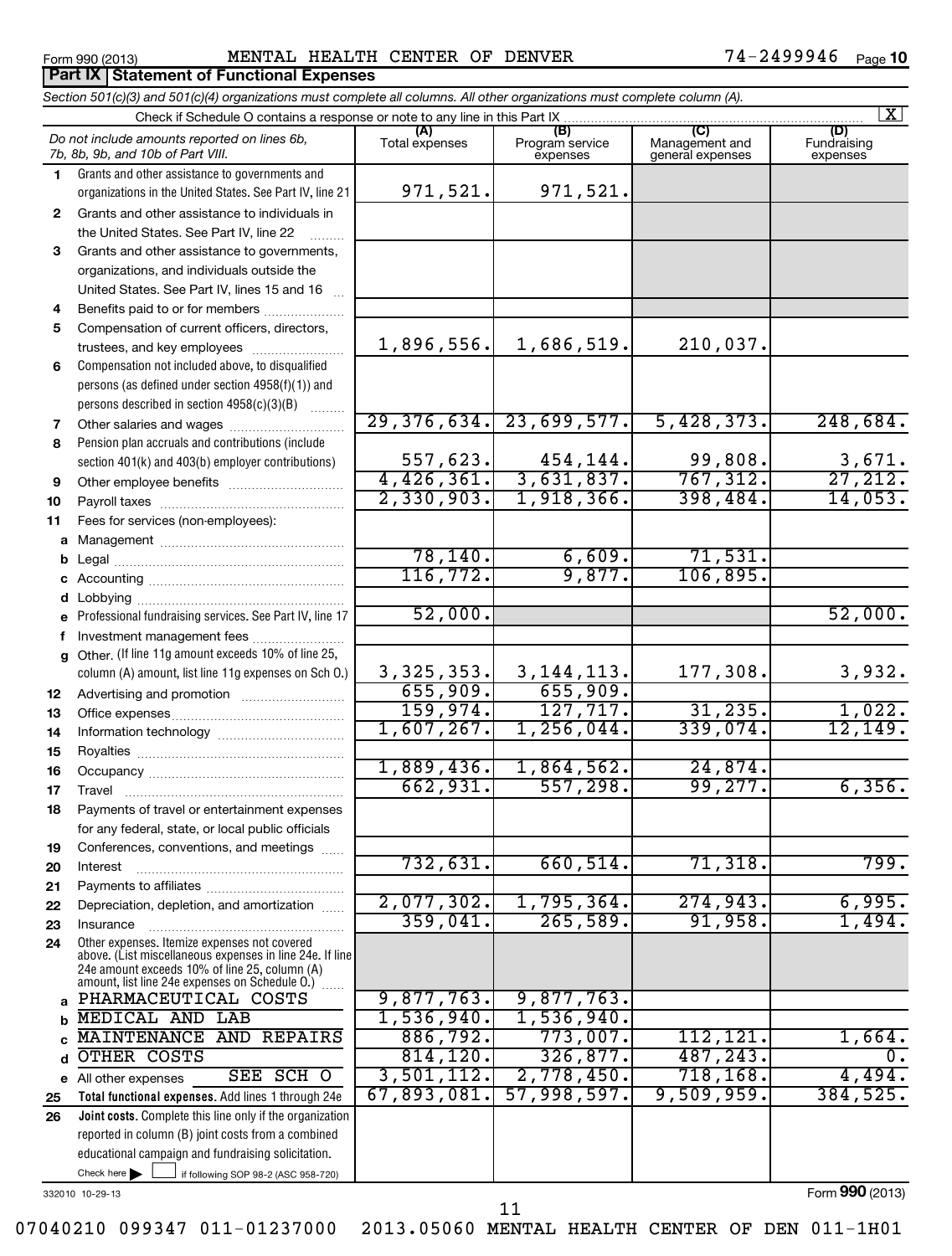Form 990 (2013) MENTAL HEALTH CENTER OF DENVER 74-2499946 Page 10

**Part IX Statement of Functional Expenses**

*Section 501(c)(3) and 501(c)(4) organizations must complete all columns. All other organizations must complete column (A).*

Check if Schedule O contains a response or note to any line in this Part IX [X]

| | *Do not include amounts reported on lines 6b, 7b, 8b, 9b, and 10b of Part VIII.* | (A) Total expenses | (B) Program service expenses | (C) Management and general expenses | (D) Fundraising expenses |
|---|---|---|---|---|---|
| 1 | Grants and other assistance to governments and organizations in the United States. See Part IV, line 21 | 971,521. | 971,521. | | |
| 2 | Grants and other assistance to individuals in the United States. See Part IV, line 22 | | | | |
| 3 | Grants and other assistance to governments, organizations, and individuals outside the United States. See Part IV, lines 15 and 16 | | | | |
| 4 | Benefits paid to or for members | | | | |
| 5 | Compensation of current officers, directors, trustees, and key employees | 1,896,556. | 1,686,519. | 210,037. | |
| 6 | Compensation not included above, to disqualified persons (as defined under section 4958(f)(1)) and persons described in section 4958(c)(3)(B) | | | | |
| 7 | Other salaries and wages | 29,376,634. | 23,699,577. | 5,428,373. | 248,684. |
| 8 | Pension plan accruals and contributions (include section 401(k) and 403(b) employer contributions) | 557,623. | 454,144. | 99,808. | 3,671. |
| 9 | Other employee benefits | 4,426,361. | 3,631,837. | 767,312. | 27,212. |
| 10 | Payroll taxes | 2,330,903. | 1,918,366. | 398,484. | 14,053. |
| 11 | Fees for services (non-employees): | | | | |
| a | Management | | | | |
| b | Legal | 78,140. | 6,609. | 71,531. | |
| c | Accounting | 116,772. | 9,877. | 106,895. | |
| d | Lobbying | | | | |
| e | Professional fundraising services. See Part IV, line 17 | 52,000. | | | 52,000. |
| f | Investment management fees | | | | |
| g | Other. (If line 11g amount exceeds 10% of line 25, column (A) amount, list line 11g expenses on Sch O.) | 3,325,353. | 3,144,113. | 177,308. | 3,932. |
| 12 | Advertising and promotion | 655,909. | 655,909. | | |
| 13 | Office expenses | 159,974. | 127,717. | 31,235. | 1,022. |
| 14 | Information technology | 1,607,267. | 1,256,044. | 339,074. | 12,149. |
| 15 | Royalties | | | | |
| 16 | Occupancy | 1,889,436. | 1,864,562. | 24,874. | |
| 17 | Travel | 662,931. | 557,298. | 99,277. | 6,356. |
| 18 | Payments of travel or entertainment expenses for any federal, state, or local public officials | | | | |
| 19 | Conferences, conventions, and meetings | | | | |
| 20 | Interest | 732,631. | 660,514. | 71,318. | 799. |
| 21 | Payments to affiliates | | | | |
| 22 | Depreciation, depletion, and amortization | 2,077,302. | 1,795,364. | 274,943. | 6,995. |
| 23 | Insurance | 359,041. | 265,589. | 91,958. | 1,494. |
| 24 | Other expenses. Itemize expenses not covered above. (List miscellaneous expenses in line 24e. If line 24e amount exceeds 10% of line 25, column (A) amount, list line 24e expenses on Schedule O.) | | | | |
| a | PHARMACEUTICAL COSTS | 9,877,763. | 9,877,763. | | |
| b | MEDICAL AND LAB | 1,536,940. | 1,536,940. | | |
| c | MAINTENANCE AND REPAIRS | 886,792. | 773,007. | 112,121. | 1,664. |
| d | OTHER COSTS | 814,120. | 326,877. | 487,243. | 0. |
| e | All other expenses SEE SCH O | 3,501,112. | 2,778,450. | 718,168. | 4,494. |
| 25 | **Total functional expenses.** Add lines 1 through 24e | 67,893,081. | 57,998,597. | 9,509,959. | 384,525. |
| 26 | **Joint costs.** Complete this line only if the organization reported in column (B) joint costs from a combined educational campaign and fundraising solicitation. Check here [ ] if following SOP 98-2 (ASC 958-720) | | | | |

332010 10-29-13

Form **990** (2013)

07040210 099347 011-01237000 2013.05060 MENTAL HEALTH CENTER OF DEN 011-1H01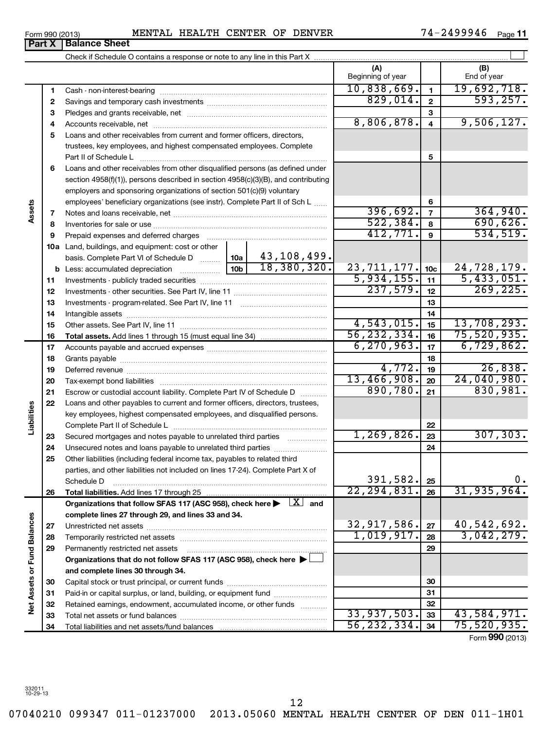Form 990 (2013) MENTAL HEALTH CENTER OF DENVER 74-2499946 Page 11

## Part X Balance Sheet

Check if Schedule O contains a response or note to any line in this Part X ☐

| | | | | (A) Beginning of year | | (B) End of year |
|---|---|---|---|---|---|---|
| **Assets** | 1 | Cash - non-interest-bearing | | 10,838,669. | 1 | 19,692,718. |
| | 2 | Savings and temporary cash investments | | 829,014. | 2 | 593,257. |
| | 3 | Pledges and grants receivable, net | | | 3 | |
| | 4 | Accounts receivable, net | | 8,806,878. | 4 | 9,506,127. |
| | 5 | Loans and other receivables from current and former officers, directors, trustees, key employees, and highest compensated employees. Complete Part II of Schedule L | | | 5 | |
| | 6 | Loans and other receivables from other disqualified persons (as defined under section 4958(f)(1)), persons described in section 4958(c)(3)(B), and contributing employers and sponsoring organizations of section 501(c)(9) voluntary employees' beneficiary organizations (see instr). Complete Part II of Sch L | | | 6 | |
| | 7 | Notes and loans receivable, net | | 396,692. | 7 | 364,940. |
| | 8 | Inventories for sale or use | | 522,384. | 8 | 690,626. |
| | 9 | Prepaid expenses and deferred charges | | 412,771. | 9 | 534,519. |
| | 10a | Land, buildings, and equipment: cost or other basis. Complete Part VI of Schedule D | 10a 43,108,499. | | | |
| | b | Less: accumulated depreciation | 10b 18,380,320. | 23,711,177. | 10c | 24,728,179. |
| | 11 | Investments - publicly traded securities | | 5,934,155. | 11 | 5,433,051. |
| | 12 | Investments - other securities. See Part IV, line 11 | | 237,579. | 12 | 269,225. |
| | 13 | Investments - program-related. See Part IV, line 11 | | | 13 | |
| | 14 | Intangible assets | | | 14 | |
| | 15 | Other assets. See Part IV, line 11 | | 4,543,015. | 15 | 13,708,293. |
| | 16 | **Total assets.** Add lines 1 through 15 (must equal line 34) | | 56,232,334. | 16 | 75,520,935. |
| **Liabilities** | 17 | Accounts payable and accrued expenses | | 6,270,963. | 17 | 6,729,862. |
| | 18 | Grants payable | | | 18 | |
| | 19 | Deferred revenue | | 4,772. | 19 | 26,838. |
| | 20 | Tax-exempt bond liabilities | | 13,466,908. | 20 | 24,040,980. |
| | 21 | Escrow or custodial account liability. Complete Part IV of Schedule D | | 890,780. | 21 | 830,981. |
| | 22 | Loans and other payables to current and former officers, directors, trustees, key employees, highest compensated employees, and disqualified persons. Complete Part II of Schedule L | | | 22 | |
| | 23 | Secured mortgages and notes payable to unrelated third parties | | 1,269,826. | 23 | 307,303. |
| | 24 | Unsecured notes and loans payable to unrelated third parties | | | 24 | |
| | 25 | Other liabilities (including federal income tax, payables to related third parties, and other liabilities not included on lines 17-24). Complete Part X of Schedule D | | 391,582. | 25 | 0. |
| | 26 | **Total liabilities.** Add lines 17 through 25 | | 22,294,831. | 26 | 31,935,964. |
| **Net Assets or Fund Balances** | | **Organizations that follow SFAS 117 (ASC 958), check here ▶ [X] and complete lines 27 through 29, and lines 33 and 34.** | | | | |
| | 27 | Unrestricted net assets | | 32,917,586. | 27 | 40,542,692. |
| | 28 | Temporarily restricted net assets | | 1,019,917. | 28 | 3,042,279. |
| | 29 | Permanently restricted net assets | | | 29 | |
| | | **Organizations that do not follow SFAS 117 (ASC 958), check here ▶ ☐ and complete lines 30 through 34.** | | | | |
| | 30 | Capital stock or trust principal, or current funds | | | 30 | |
| | 31 | Paid-in or capital surplus, or land, building, or equipment fund | | | 31 | |
| | 32 | Retained earnings, endowment, accumulated income, or other funds | | | 32 | |
| | 33 | Total net assets or fund balances | | 33,937,503. | 33 | 43,584,971. |
| | 34 | Total liabilities and net assets/fund balances | | 56,232,334. | 34 | 75,520,935. |

Form **990** (2013)

332011 10-29-13

07040210 099347 011-01237000 2013.05060 MENTAL HEALTH CENTER OF DEN 011-1H01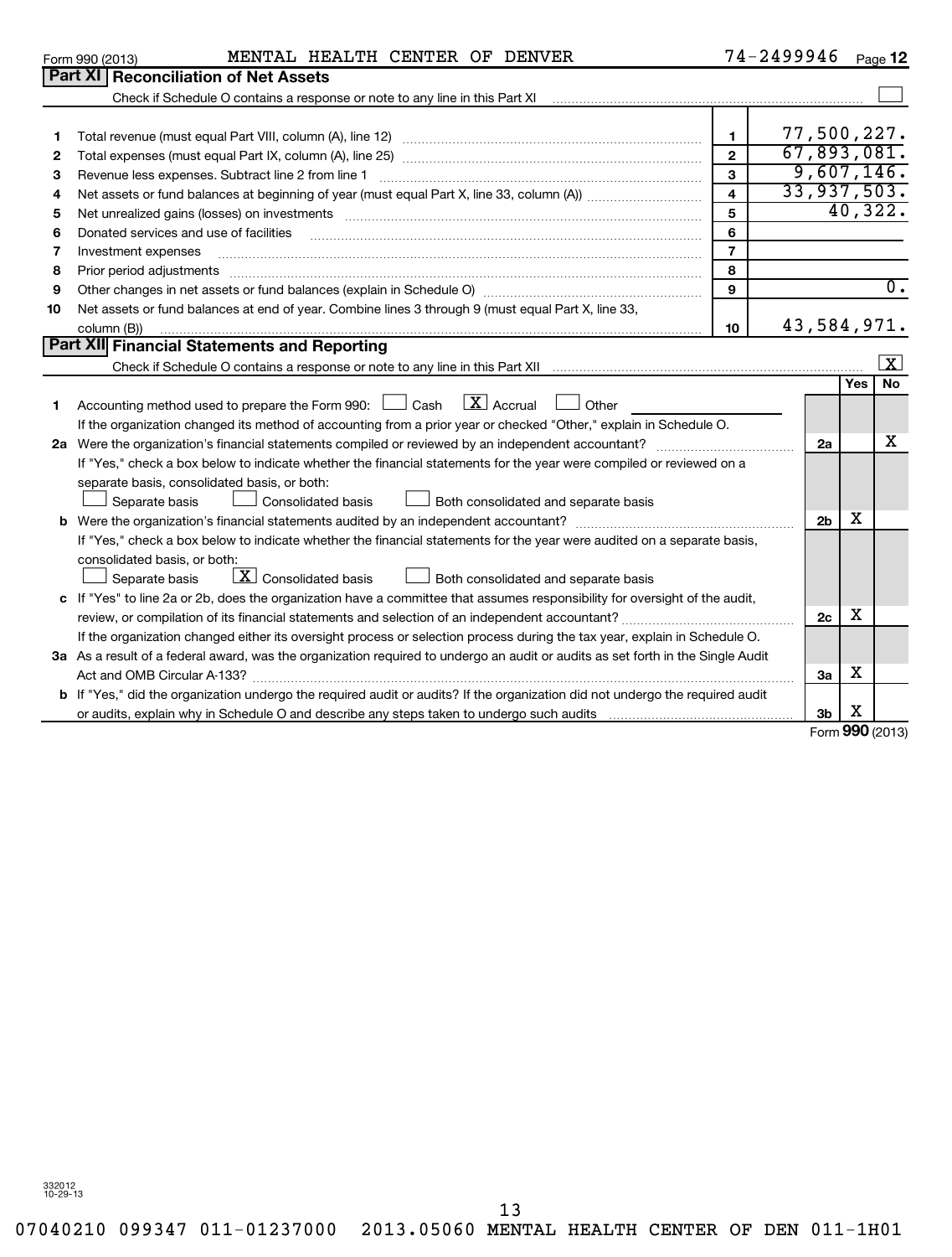Form 990 (2013) MENTAL HEALTH CENTER OF DENVER 74-2499946 Page 12

## Part XI Reconciliation of Net Assets

Check if Schedule O contains a response or note to any line in this Part XI ☐

| | | | |
|---|---|---|---|
| 1 | Total revenue (must equal Part VIII, column (A), line 12) | 1 | 77,500,227. |
| 2 | Total expenses (must equal Part IX, column (A), line 25) | 2 | 67,893,081. |
| 3 | Revenue less expenses. Subtract line 2 from line 1 | 3 | 9,607,146. |
| 4 | Net assets or fund balances at beginning of year (must equal Part X, line 33, column (A)) | 4 | 33,937,503. |
| 5 | Net unrealized gains (losses) on investments | 5 | 40,322. |
| 6 | Donated services and use of facilities | 6 | |
| 7 | Investment expenses | 7 | |
| 8 | Prior period adjustments | 8 | |
| 9 | Other changes in net assets or fund balances (explain in Schedule O) | 9 | 0. |
| 10 | Net assets or fund balances at end of year. Combine lines 3 through 9 (must equal Part X, line 33, column (B)) | 10 | 43,584,971. |

## Part XII Financial Statements and Reporting

Check if Schedule O contains a response or note to any line in this Part XII ☒

| | | | Yes | No |
|---|---|---|---|---|
| 1 | Accounting method used to prepare the Form 990: ☐ Cash ☒ Accrual ☐ Other<br>If the organization changed its method of accounting from a prior year or checked "Other," explain in Schedule O. | | | |
| 2a | Were the organization's financial statements compiled or reviewed by an independent accountant?<br>If "Yes," check a box below to indicate whether the financial statements for the year were compiled or reviewed on a separate basis, consolidated basis, or both:<br>☐ Separate basis ☐ Consolidated basis ☐ Both consolidated and separate basis | 2a | | X |
| b | Were the organization's financial statements audited by an independent accountant?<br>If "Yes," check a box below to indicate whether the financial statements for the year were audited on a separate basis, consolidated basis, or both:<br>☐ Separate basis ☒ Consolidated basis ☐ Both consolidated and separate basis | 2b | X | |
| c | If "Yes" to line 2a or 2b, does the organization have a committee that assumes responsibility for oversight of the audit, review, or compilation of its financial statements and selection of an independent accountant?<br>If the organization changed either its oversight process or selection process during the tax year, explain in Schedule O. | 2c | X | |
| 3a | As a result of a federal award, was the organization required to undergo an audit or audits as set forth in the Single Audit Act and OMB Circular A-133? | 3a | X | |
| b | If "Yes," did the organization undergo the required audit or audits? If the organization did not undergo the required audit or audits, explain why in Schedule O and describe any steps taken to undergo such audits | 3b | X | |

Form 990 (2013)

332012 10-29-13

07040210 099347 011-01237000 2013.05060 MENTAL HEALTH CENTER OF DEN 011-1H01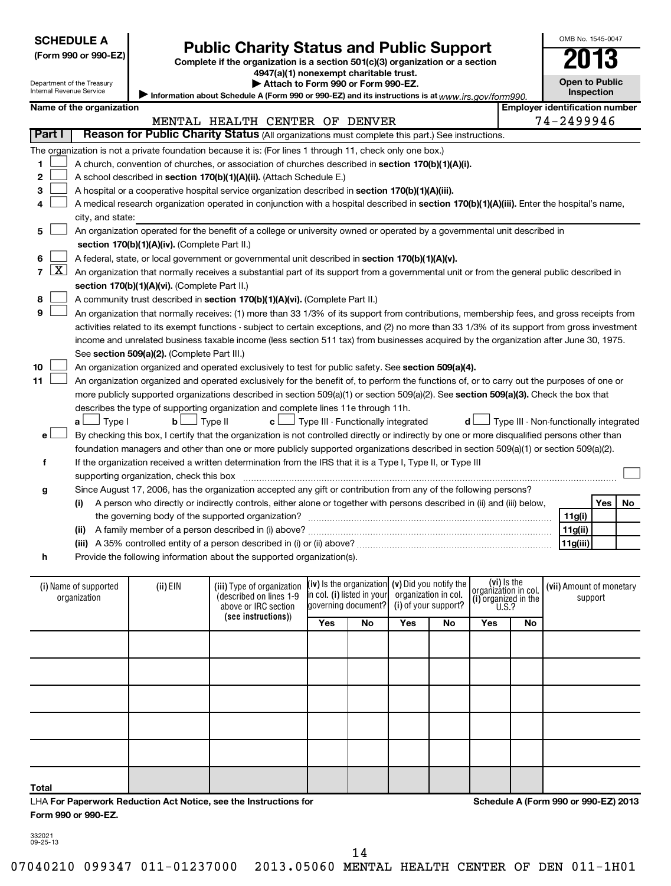**SCHEDULE A (Form 990 or 990-EZ)**

Department of the Treasury
Internal Revenue Service

# Public Charity Status and Public Support

**Complete if the organization is a section 501(c)(3) organization or a section 4947(a)(1) nonexempt charitable trust.**

**▶ Attach to Form 990 or Form 990-EZ.**

▶ Information about Schedule A (Form 990 or 990-EZ) and its instructions is at www.irs.gov/form990.

OMB No. 1545-0047

**2013**

**Open to Public Inspection**

**Name of the organization:** MENTAL HEALTH CENTER OF DENVER

**Employer identification number:** 74-2499946

## Part I — Reason for Public Charity Status (All organizations must complete this part.) See instructions.

The organization is not a private foundation because it is: (For lines 1 through 11, check only one box.)

1. ☐ A church, convention of churches, or association of churches described in **section 170(b)(1)(A)(i).**
2. ☐ A school described in **section 170(b)(1)(A)(ii).** (Attach Schedule E.)
3. ☐ A hospital or a cooperative hospital service organization described in **section 170(b)(1)(A)(iii).**
4. ☐ A medical research organization operated in conjunction with a hospital described in **section 170(b)(1)(A)(iii).** Enter the hospital's name, city, and state:
5. ☐ An organization operated for the benefit of a college or university owned or operated by a governmental unit described in **section 170(b)(1)(A)(iv).** (Complete Part II.)
6. ☐ A federal, state, or local government or governmental unit described in **section 170(b)(1)(A)(v).**
7. ☒ An organization that normally receives a substantial part of its support from a governmental unit or from the general public described in **section 170(b)(1)(A)(vi).** (Complete Part II.)
8. ☐ A community trust described in **section 170(b)(1)(A)(vi).** (Complete Part II.)
9. ☐ An organization that normally receives: (1) more than 33 1/3% of its support from contributions, membership fees, and gross receipts from activities related to its exempt functions - subject to certain exceptions, and (2) no more than 33 1/3% of its support from gross investment income and unrelated business taxable income (less section 511 tax) from businesses acquired by the organization after June 30, 1975. See **section 509(a)(2).** (Complete Part III.)
10. ☐ An organization organized and operated exclusively to test for public safety. See **section 509(a)(4).**
11. ☐ An organization organized and operated exclusively for the benefit of, to perform the functions of, or to carry out the purposes of one or more publicly supported organizations described in section 509(a)(1) or section 509(a)(2). See **section 509(a)(3).** Check the box that describes the type of supporting organization and complete lines 11e through 11h.

   **a** ☐ Type I  **b** ☐ Type II  **c** ☐ Type III - Functionally integrated  **d** ☐ Type III - Non-functionally integrated

   **e** ☐ By checking this box, I certify that the organization is not controlled directly or indirectly by one or more disqualified persons other than foundation managers and other than one or more publicly supported organizations described in section 509(a)(1) or section 509(a)(2).

   **f** If the organization received a written determination from the IRS that it is a Type I, Type II, or Type III supporting organization, check this box ☐

   **g** Since August 17, 2006, has the organization accepted any gift or contribution from any of the following persons?

| | | | Yes | No |
|---|---|---|---|---|
| (i) | A person who directly or indirectly controls, either alone or together with persons described in (ii) and (iii) below, the governing body of the supported organization? | 11g(i) | | |
| (ii) | A family member of a person described in (i) above? | 11g(ii) | | |
| (iii) | A 35% controlled entity of a person described in (i) or (ii) above? | 11g(iii) | | |

   **h** Provide the following information about the supported organization(s).

| (i) Name of supported organization | (ii) EIN | (iii) Type of organization (described on lines 1-9 above or IRC section (see instructions)) | (iv) Is the organization in col. (i) listed in your governing document? | | (v) Did you notify the organization in col. (i) of your support? | | (vi) Is the organization in col. (i) organized in the U.S.? | | (vii) Amount of monetary support |
|---|---|---|---|---|---|---|---|---|---|
| | | | Yes | No | Yes | No | Yes | No | |
| | | | | | | | | | |
| | | | | | | | | | |
| | | | | | | | | | |
| | | | | | | | | | |
| | | | | | | | | | |
| **Total** | | | | | | | | | |

LHA **For Paperwork Reduction Act Notice, see the Instructions for Form 990 or 990-EZ.**

**Schedule A (Form 990 or 990-EZ) 2013**

332021 09-25-13

07040210 099347 011-01237000 2013.05060 MENTAL HEALTH CENTER OF DEN 011-1H01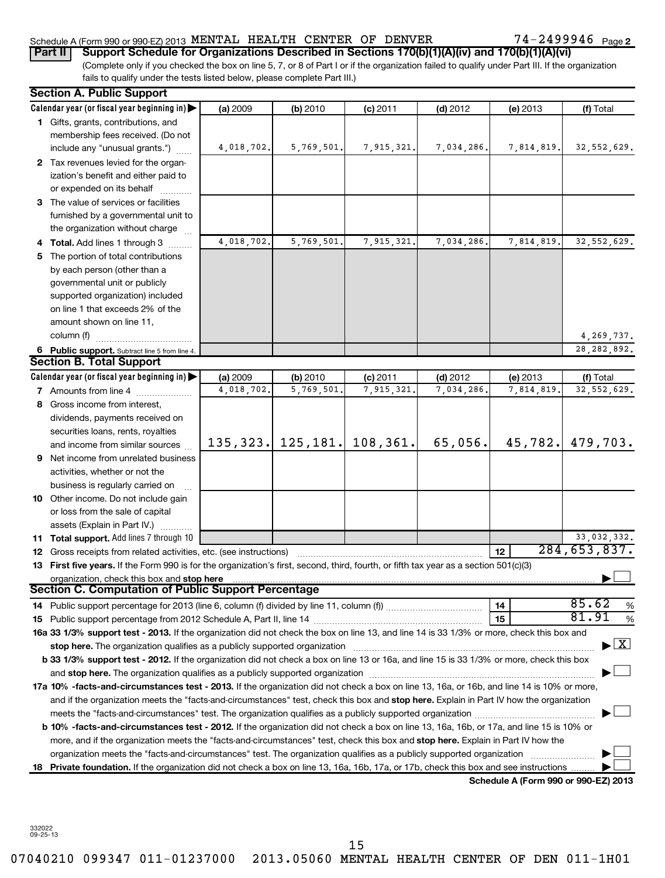Schedule A (Form 990 or 990-EZ) 2013 MENTAL HEALTH CENTER OF DENVER 74-2499946 Page 2

**Part II** **Support Schedule for Organizations Described in Sections 170(b)(1)(A)(iv) and 170(b)(1)(A)(vi)**

(Complete only if you checked the box on line 5, 7, or 8 of Part I or if the organization failed to qualify under Part III. If the organization fails to qualify under the tests listed below, please complete Part III.)

**Section A. Public Support**

| Calendar year (or fiscal year beginning in) ▶ | (a) 2009 | (b) 2010 | (c) 2011 | (d) 2012 | (e) 2013 | (f) Total |
|---|---|---|---|---|---|---|
| **1** Gifts, grants, contributions, and membership fees received. (Do not include any "unusual grants.") | 4,018,702. | 5,769,501. | 7,915,321. | 7,034,286. | 7,814,819. | 32,552,629. |
| **2** Tax revenues levied for the organization's benefit and either paid to or expended on its behalf | | | | | | |
| **3** The value of services or facilities furnished by a governmental unit to the organization without charge | | | | | | |
| **4 Total.** Add lines 1 through 3 | 4,018,702. | 5,769,501. | 7,915,321. | 7,034,286. | 7,814,819. | 32,552,629. |
| **5** The portion of total contributions by each person (other than a governmental unit or publicly supported organization) included on line 1 that exceeds 2% of the amount shown on line 11, column (f) | | | | | | 4,269,737. |
| **6 Public support.** Subtract line 5 from line 4. | | | | | | 28,282,892. |

**Section B. Total Support**

| Calendar year (or fiscal year beginning in) ▶ | (a) 2009 | (b) 2010 | (c) 2011 | (d) 2012 | (e) 2013 | (f) Total |
|---|---|---|---|---|---|---|
| **7** Amounts from line 4 | 4,018,702. | 5,769,501. | 7,915,321. | 7,034,286. | 7,814,819. | 32,552,629. |
| **8** Gross income from interest, dividends, payments received on securities loans, rents, royalties and income from similar sources | 135,323. | 125,181. | 108,361. | 65,056. | 45,782. | 479,703. |
| **9** Net income from unrelated business activities, whether or not the business is regularly carried on | | | | | | |
| **10** Other income. Do not include gain or loss from the sale of capital assets (Explain in Part IV.) | | | | | | |
| **11 Total support.** Add lines 7 through 10 | | | | | | 33,032,332. |

**12** Gross receipts from related activities, etc. (see instructions) — **12** — 284,653,837.

**13 First five years.** If the Form 990 is for the organization's first, second, third, fourth, or fifth tax year as a section 501(c)(3) organization, check this box and **stop here** ▶ ☐

**Section C. Computation of Public Support Percentage**

**14** Public support percentage for 2013 (line 6, column (f) divided by line 11, column (f)) — **14** — 85.62 %

**15** Public support percentage from 2012 Schedule A, Part II, line 14 — **15** — 81.91 %

**16a 33 1/3% support test - 2013.** If the organization did not check the box on line 13, and line 14 is 33 1/3% or more, check this box and **stop here.** The organization qualifies as a publicly supported organization ▶ ☒

**b 33 1/3% support test - 2012.** If the organization did not check a box on line 13 or 16a, and line 15 is 33 1/3% or more, check this box and **stop here.** The organization qualifies as a publicly supported organization ▶ ☐

**17a 10% -facts-and-circumstances test - 2013.** If the organization did not check a box on line 13, 16a, or 16b, and line 14 is 10% or more, and if the organization meets the "facts-and-circumstances" test, check this box and **stop here.** Explain in Part IV how the organization meets the "facts-and-circumstances" test. The organization qualifies as a publicly supported organization ▶ ☐

**b 10% -facts-and-circumstances test - 2012.** If the organization did not check a box on line 13, 16a, 16b, or 17a, and line 15 is 10% or more, and if the organization meets the "facts-and-circumstances" test, check this box and **stop here.** Explain in Part IV how the organization meets the "facts-and-circumstances" test. The organization qualifies as a publicly supported organization ▶ ☐

**18 Private foundation.** If the organization did not check a box on line 13, 16a, 16b, 17a, or 17b, check this box and see instructions ▶ ☐

**Schedule A (Form 990 or 990-EZ) 2013**

332022
09-25-13

07040210 099347 011-01237000 2013.05060 MENTAL HEALTH CENTER OF DEN 011-1H01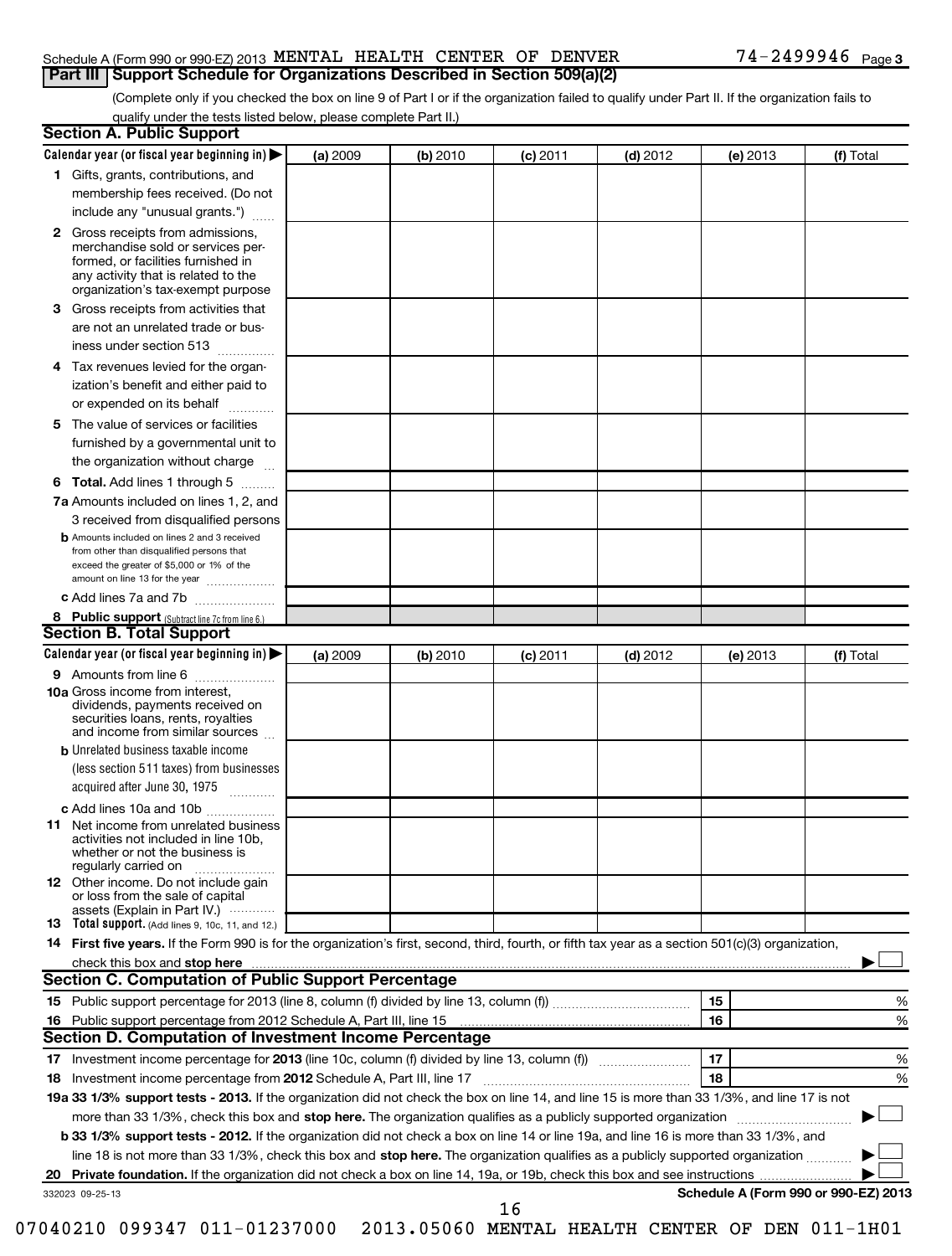Schedule A (Form 990 or 990-EZ) 2013 MENTAL HEALTH CENTER OF DENVER 74-2499946 Page 3

## Part III | Support Schedule for Organizations Described in Section 509(a)(2)

(Complete only if you checked the box on line 9 of Part I or if the organization failed to qualify under Part II. If the organization fails to qualify under the tests listed below, please complete Part II.)

### Section A. Public Support

| Calendar year (or fiscal year beginning in) ▶ | (a) 2009 | (b) 2010 | (c) 2011 | (d) 2012 | (e) 2013 | (f) Total |
|---|---|---|---|---|---|---|
| 1 Gifts, grants, contributions, and membership fees received. (Do not include any "unusual grants.") | | | | | | |
| 2 Gross receipts from admissions, merchandise sold or services performed, or facilities furnished in any activity that is related to the organization's tax-exempt purpose | | | | | | |
| 3 Gross receipts from activities that are not an unrelated trade or business under section 513 | | | | | | |
| 4 Tax revenues levied for the organization's benefit and either paid to or expended on its behalf | | | | | | |
| 5 The value of services or facilities furnished by a governmental unit to the organization without charge | | | | | | |
| 6 Total. Add lines 1 through 5 | | | | | | |
| 7a Amounts included on lines 1, 2, and 3 received from disqualified persons | | | | | | |
| b Amounts included on lines 2 and 3 received from other than disqualified persons that exceed the greater of $5,000 or 1% of the amount on line 13 for the year | | | | | | |
| c Add lines 7a and 7b | | | | | | |
| 8 Public support (Subtract line 7c from line 6.) | | | | | | |

### Section B. Total Support

| Calendar year (or fiscal year beginning in) ▶ | (a) 2009 | (b) 2010 | (c) 2011 | (d) 2012 | (e) 2013 | (f) Total |
|---|---|---|---|---|---|---|
| 9 Amounts from line 6 | | | | | | |
| 10a Gross income from interest, dividends, payments received on securities loans, rents, royalties and income from similar sources | | | | | | |
| b Unrelated business taxable income (less section 511 taxes) from businesses acquired after June 30, 1975 | | | | | | |
| c Add lines 10a and 10b | | | | | | |
| 11 Net income from unrelated business activities not included in line 10b, whether or not the business is regularly carried on | | | | | | |
| 12 Other income. Do not include gain or loss from the sale of capital assets (Explain in Part IV.) | | | | | | |
| 13 Total support. (Add lines 9, 10c, 11, and 12.) | | | | | | |

14 **First five years.** If the Form 990 is for the organization's first, second, third, fourth, or fifth tax year as a section 501(c)(3) organization, check this box and **stop here** ▶ ☐

### Section C. Computation of Public Support Percentage

| | | | |
|---|---|---|---|
| 15 | Public support percentage for 2013 (line 8, column (f) divided by line 13, column (f)) | 15 | % |
| 16 | Public support percentage from 2012 Schedule A, Part III, line 15 | 16 | % |

### Section D. Computation of Investment Income Percentage

| | | | |
|---|---|---|---|
| 17 | Investment income percentage for **2013** (line 10c, column (f) divided by line 13, column (f)) | 17 | % |
| 18 | Investment income percentage from **2012** Schedule A, Part III, line 17 | 18 | % |

**19a 33 1/3% support tests - 2013.** If the organization did not check the box on line 14, and line 15 is more than 33 1/3%, and line 17 is not more than 33 1/3%, check this box and **stop here.** The organization qualifies as a publicly supported organization ▶ ☐

**b 33 1/3% support tests - 2012.** If the organization did not check a box on line 14 or line 19a, and line 16 is more than 33 1/3%, and line 18 is not more than 33 1/3%, check this box and **stop here.** The organization qualifies as a publicly supported organization ▶ ☐

**20 Private foundation.** If the organization did not check a box on line 14, 19a, or 19b, check this box and see instructions ▶ ☐

332023 09-25-13 **Schedule A (Form 990 or 990-EZ) 2013**

07040210 099347 011-01237000 2013.05060 MENTAL HEALTH CENTER OF DEN 011-1H01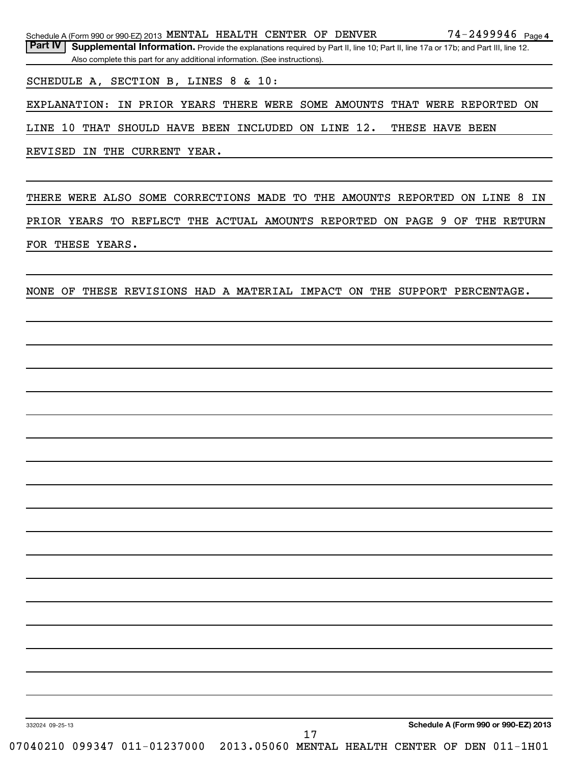Schedule A (Form 990 or 990-EZ) 2013 MENTAL HEALTH CENTER OF DENVER 74-2499946 Page 4

**Part IV Supplemental Information.** Provide the explanations required by Part II, line 10; Part II, line 17a or 17b; and Part III, line 12. Also complete this part for any additional information. (See instructions).

SCHEDULE A, SECTION B, LINES 8 & 10:

EXPLANATION: IN PRIOR YEARS THERE WERE SOME AMOUNTS THAT WERE REPORTED ON LINE 10 THAT SHOULD HAVE BEEN INCLUDED ON LINE 12. THESE HAVE BEEN REVISED IN THE CURRENT YEAR.

THERE WERE ALSO SOME CORRECTIONS MADE TO THE AMOUNTS REPORTED ON LINE 8 IN PRIOR YEARS TO REFLECT THE ACTUAL AMOUNTS REPORTED ON PAGE 9 OF THE RETURN FOR THESE YEARS.

NONE OF THESE REVISIONS HAD A MATERIAL IMPACT ON THE SUPPORT PERCENTAGE.

332024 09-25-13 **Schedule A (Form 990 or 990-EZ) 2013**

07040210 099347 011-01237000 2013.05060 MENTAL HEALTH CENTER OF DEN 011-1H01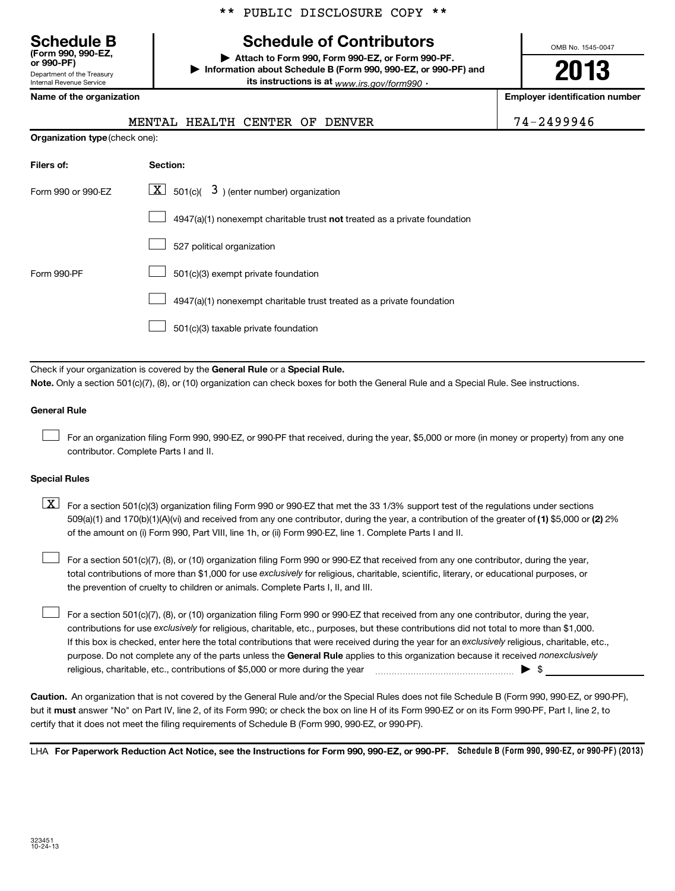\*\* PUBLIC DISCLOSURE COPY \*\*

# Schedule B

**(Form 990, 990-EZ, or 990-PF)**

Department of the Treasury
Internal Revenue Service

## Schedule of Contributors

**▶ Attach to Form 990, Form 990-EZ, or Form 990-PF.**

**▶ Information about Schedule B (Form 990, 990-EZ, or 990-PF) and its instructions is at** *www.irs.gov/form990* .

OMB No. 1545-0047

**2013**

| Name of the organization | Employer identification number |
|---|---|
| MENTAL HEALTH CENTER OF DENVER | 74-2499946 |

**Organization type** (check one):

| Filers of: | Section: |
|---|---|
| Form 990 or 990-EZ | [X] 501(c)( 3 ) (enter number) organization |
| | [ ] 4947(a)(1) nonexempt charitable trust **not** treated as a private foundation |
| | [ ] 527 political organization |
| Form 990-PF | [ ] 501(c)(3) exempt private foundation |
| | [ ] 4947(a)(1) nonexempt charitable trust treated as a private foundation |
| | [ ] 501(c)(3) taxable private foundation |

Check if your organization is covered by the **General Rule** or a **Special Rule.**

**Note.** Only a section 501(c)(7), (8), or (10) organization can check boxes for both the General Rule and a Special Rule. See instructions.

**General Rule**

[ ] For an organization filing Form 990, 990-EZ, or 990-PF that received, during the year, $5,000 or more (in money or property) from any one contributor. Complete Parts I and II.

**Special Rules**

[X] For a section 501(c)(3) organization filing Form 990 or 990-EZ that met the 33 1/3% support test of the regulations under sections 509(a)(1) and 170(b)(1)(A)(vi) and received from any one contributor, during the year, a contribution of the greater of **(1)** $5,000 or **(2)** 2% of the amount on (i) Form 990, Part VIII, line 1h, or (ii) Form 990-EZ, line 1. Complete Parts I and II.

[ ] For a section 501(c)(7), (8), or (10) organization filing Form 990 or 990-EZ that received from any one contributor, during the year, total contributions of more than $1,000 for use *exclusively* for religious, charitable, scientific, literary, or educational purposes, or the prevention of cruelty to children or animals. Complete Parts I, II, and III.

[ ] For a section 501(c)(7), (8), or (10) organization filing Form 990 or 990-EZ that received from any one contributor, during the year, contributions for use *exclusively* for religious, charitable, etc., purposes, but these contributions did not total to more than $1,000. If this box is checked, enter here the total contributions that were received during the year for an *exclusively* religious, charitable, etc., purpose. Do not complete any of the parts unless the **General Rule** applies to this organization because it received *nonexclusively* religious, charitable, etc., contributions of $5,000 or more during the year ▶ $ \_\_\_\_\_\_\_\_\_\_

**Caution.** An organization that is not covered by the General Rule and/or the Special Rules does not file Schedule B (Form 990, 990-EZ, or 990-PF), but it **must** answer "No" on Part IV, line 2, of its Form 990; or check the box on line H of its Form 990-EZ or on its Form 990-PF, Part I, line 2, to certify that it does not meet the filing requirements of Schedule B (Form 990, 990-EZ, or 990-PF).

LHA **For Paperwork Reduction Act Notice, see the Instructions for Form 990, 990-EZ, or 990-PF.** **Schedule B (Form 990, 990-EZ, or 990-PF) (2013)**

323451
10-24-13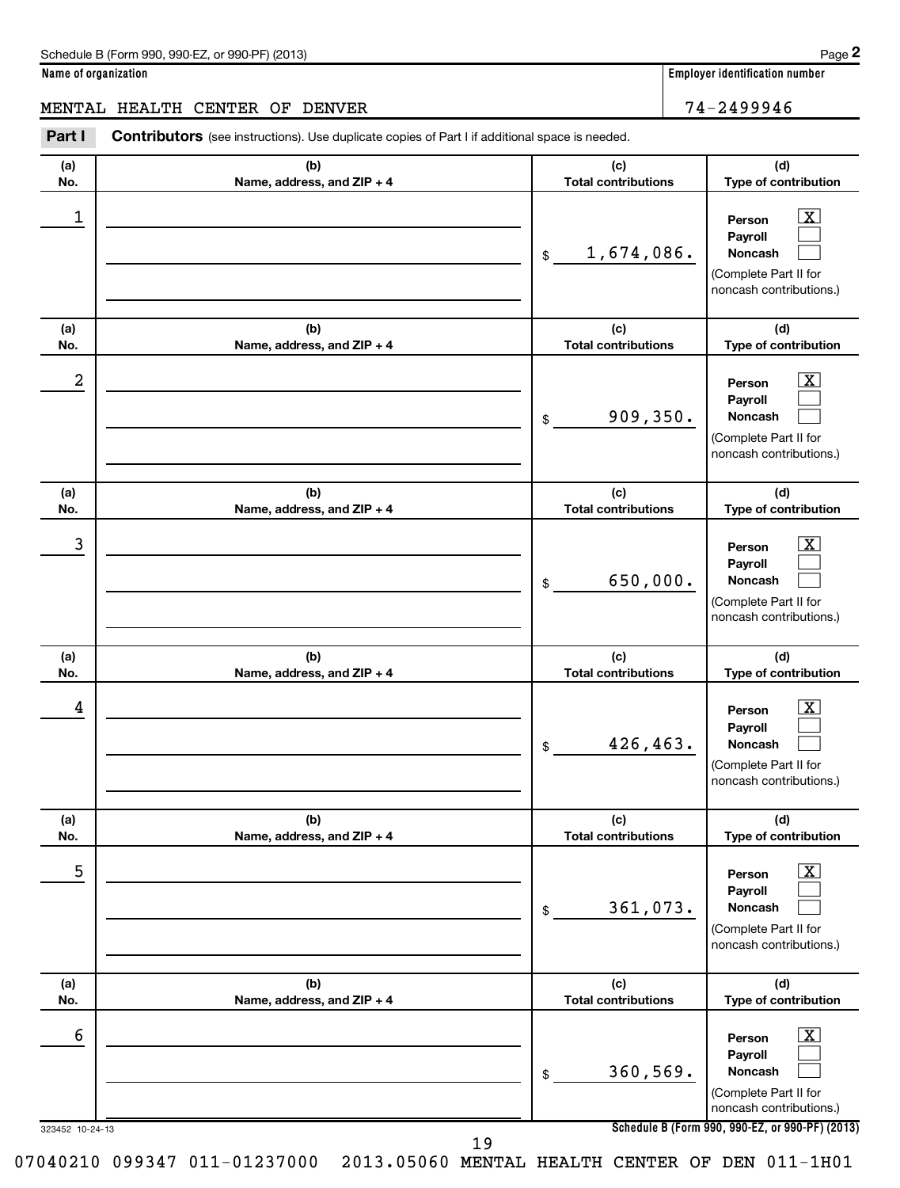Schedule B (Form 990, 990-EZ, or 990-PF) (2013) Page **2**

**Name of organization**

MENTAL HEALTH CENTER OF DENVER

**Employer identification number**

74-2499946

**Part I** **Contributors** (see instructions). Use duplicate copies of Part I if additional space is needed.

| (a) No. | (b) Name, address, and ZIP + 4 | (c) Total contributions | (d) Type of contribution |
|---|---|---|---|
| 1 | | $ 1,674,086. | Person [X] Payroll [ ] Noncash [ ] (Complete Part II for noncash contributions.) |
| 2 | | $ 909,350. | Person [X] Payroll [ ] Noncash [ ] (Complete Part II for noncash contributions.) |
| 3 | | $ 650,000. | Person [X] Payroll [ ] Noncash [ ] (Complete Part II for noncash contributions.) |
| 4 | | $ 426,463. | Person [X] Payroll [ ] Noncash [ ] (Complete Part II for noncash contributions.) |
| 5 | | $ 361,073. | Person [X] Payroll [ ] Noncash [ ] (Complete Part II for noncash contributions.) |
| 6 | | $ 360,569. | Person [X] Payroll [ ] Noncash [ ] (Complete Part II for noncash contributions.) |

323452 10-24-13

**Schedule B (Form 990, 990-EZ, or 990-PF) (2013)**

07040210 099347 011-01237000 2013.05060 MENTAL HEALTH CENTER OF DEN 011-1H01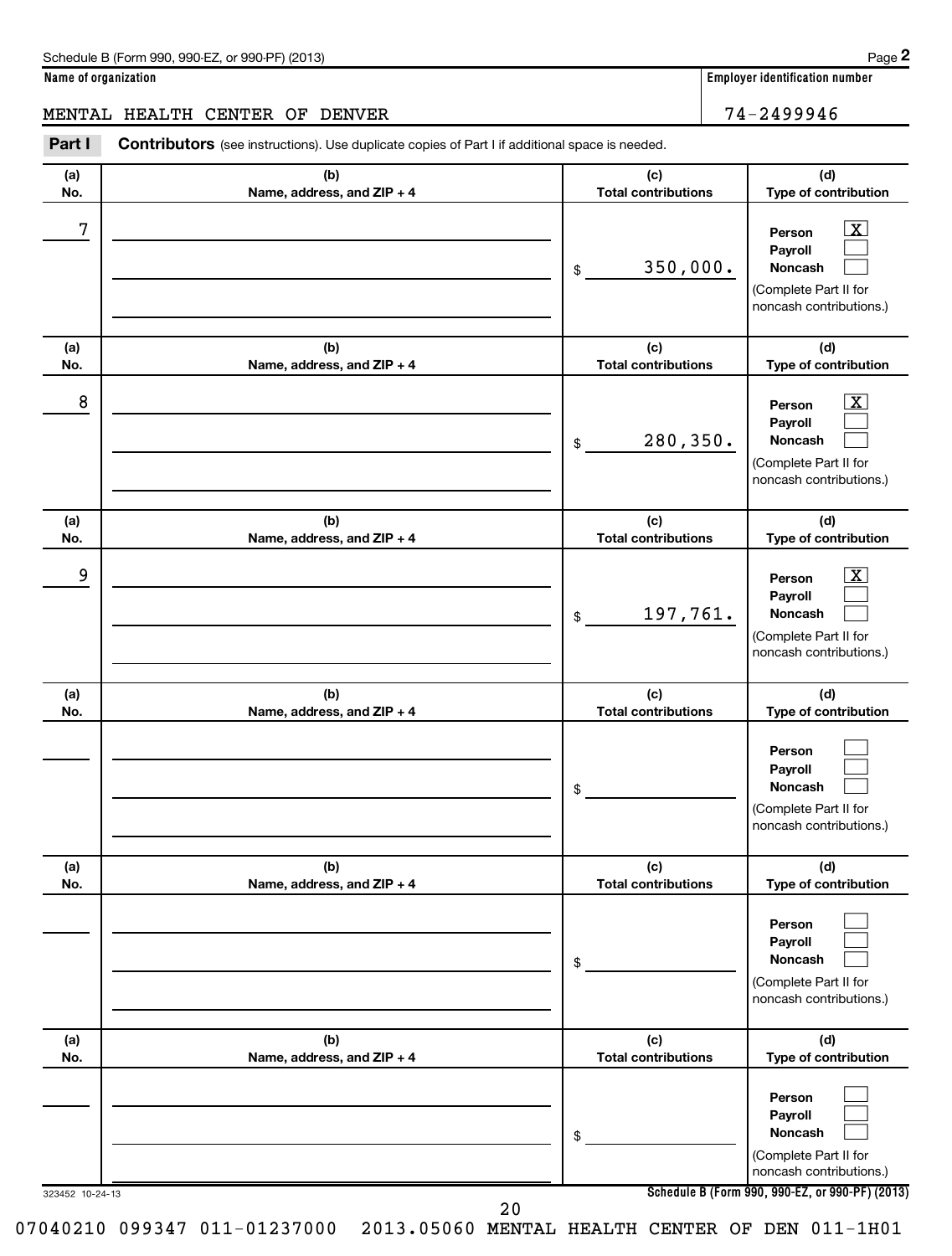Schedule B (Form 990, 990-EZ, or 990-PF) (2013)

**Name of organization**

MENTAL HEALTH CENTER OF DENVER

**Employer identification number**

74-2499946

**Part I** **Contributors** (see instructions). Use duplicate copies of Part I if additional space is needed.

| (a) No. | (b) Name, address, and ZIP + 4 | (c) Total contributions | (d) Type of contribution |
|---|---|---|---|
| 7 | | $ 350,000. | Person [X] Payroll [ ] Noncash [ ] (Complete Part II for noncash contributions.) |
| 8 | | $ 280,350. | Person [X] Payroll [ ] Noncash [ ] (Complete Part II for noncash contributions.) |
| 9 | | $ 197,761. | Person [X] Payroll [ ] Noncash [ ] (Complete Part II for noncash contributions.) |
| | | $ | Person [ ] Payroll [ ] Noncash [ ] (Complete Part II for noncash contributions.) |
| | | $ | Person [ ] Payroll [ ] Noncash [ ] (Complete Part II for noncash contributions.) |
| | | $ | Person [ ] Payroll [ ] Noncash [ ] (Complete Part II for noncash contributions.) |

323452 10-24-13

**Schedule B (Form 990, 990-EZ, or 990-PF) (2013)**

07040210 099347 011-01237000 2013.05060 MENTAL HEALTH CENTER OF DEN 011-1H01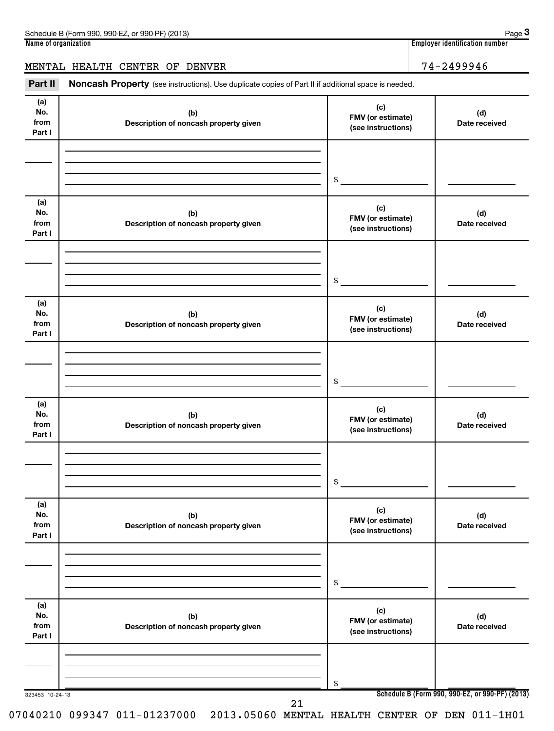Schedule B (Form 990, 990-EZ, or 990-PF) (2013) Page **3**

**Name of organization**

MENTAL HEALTH CENTER OF DENVER

**Employer identification number**

74-2499946

**Part II** **Noncash Property** (see instructions). Use duplicate copies of Part II if additional space is needed.

| (a) No. from Part I | (b) Description of noncash property given | (c) FMV (or estimate) (see instructions) | (d) Date received |
|---|---|---|---|
| | | $ | |

| (a) No. from Part I | (b) Description of noncash property given | (c) FMV (or estimate) (see instructions) | (d) Date received |
|---|---|---|---|
| | | $ | |

| (a) No. from Part I | (b) Description of noncash property given | (c) FMV (or estimate) (see instructions) | (d) Date received |
|---|---|---|---|
| | | $ | |

| (a) No. from Part I | (b) Description of noncash property given | (c) FMV (or estimate) (see instructions) | (d) Date received |
|---|---|---|---|
| | | $ | |

| (a) No. from Part I | (b) Description of noncash property given | (c) FMV (or estimate) (see instructions) | (d) Date received |
|---|---|---|---|
| | | $ | |

| (a) No. from Part I | (b) Description of noncash property given | (c) FMV (or estimate) (see instructions) | (d) Date received |
|---|---|---|---|
| | | $ | |

323453 10-24-13 **Schedule B (Form 990, 990-EZ, or 990-PF) (2013)**

07040210 099347 011-01237000 2013.05060 MENTAL HEALTH CENTER OF DEN 011-1H01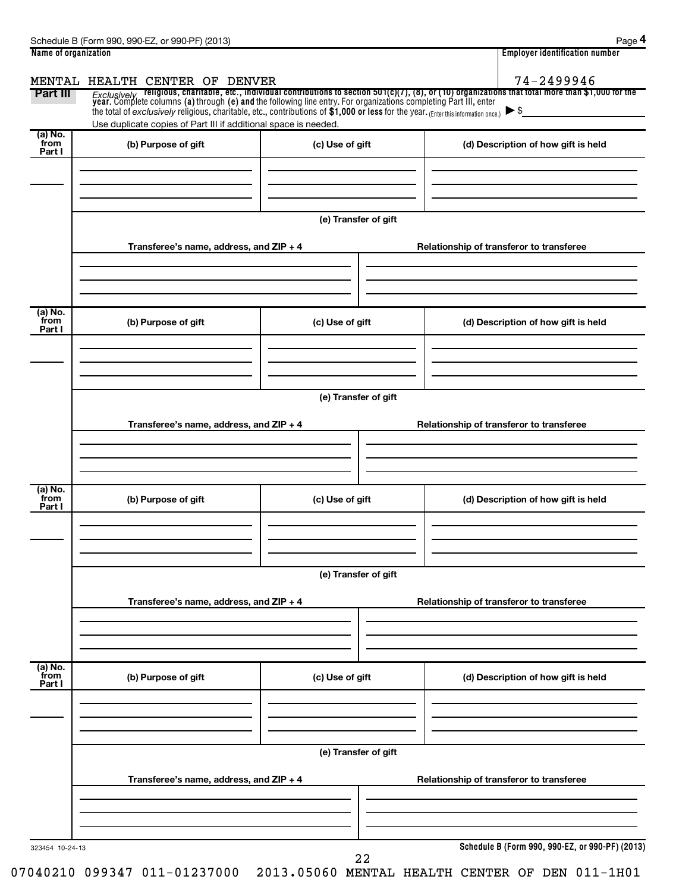Schedule B (Form 990, 990-EZ, or 990-PF) (2013)

**Name of organization**: MENTAL HEALTH CENTER OF DENVER

**Employer identification number**: 74-2499946

## Part III

*Exclusively* **religious, charitable, etc., individual contributions to section 501(c)(7), (8), or (10) organizations that total more than $1,000 for the year.** Complete columns **(a)** through **(e) and** the following line entry. For organizations completing Part III, enter the total of *exclusively* religious, charitable, etc., contributions of **$1,000 or less** for the year. (Enter this information once.) ▶ $

Use duplicate copies of Part III if additional space is needed.

| (a) No. from Part I | (b) Purpose of gift | (c) Use of gift | (d) Description of how gift is held |
|---|---|---|---|
| | | | |

**(e) Transfer of gift**

| Transferee's name, address, and ZIP + 4 | Relationship of transferor to transferee |
|---|---|
| | |

| (a) No. from Part I | (b) Purpose of gift | (c) Use of gift | (d) Description of how gift is held |
|---|---|---|---|
| | | | |

**(e) Transfer of gift**

| Transferee's name, address, and ZIP + 4 | Relationship of transferor to transferee |
|---|---|
| | |

| (a) No. from Part I | (b) Purpose of gift | (c) Use of gift | (d) Description of how gift is held |
|---|---|---|---|
| | | | |

**(e) Transfer of gift**

| Transferee's name, address, and ZIP + 4 | Relationship of transferor to transferee |
|---|---|
| | |

| (a) No. from Part I | (b) Purpose of gift | (c) Use of gift | (d) Description of how gift is held |
|---|---|---|---|
| | | | |

**(e) Transfer of gift**

| Transferee's name, address, and ZIP + 4 | Relationship of transferor to transferee |
|---|---|
| | |

323454 10-24-13

**Schedule B (Form 990, 990-EZ, or 990-PF) (2013)**

07040210 099347 011-01237000 2013.05060 MENTAL HEALTH CENTER OF DEN 011-1H01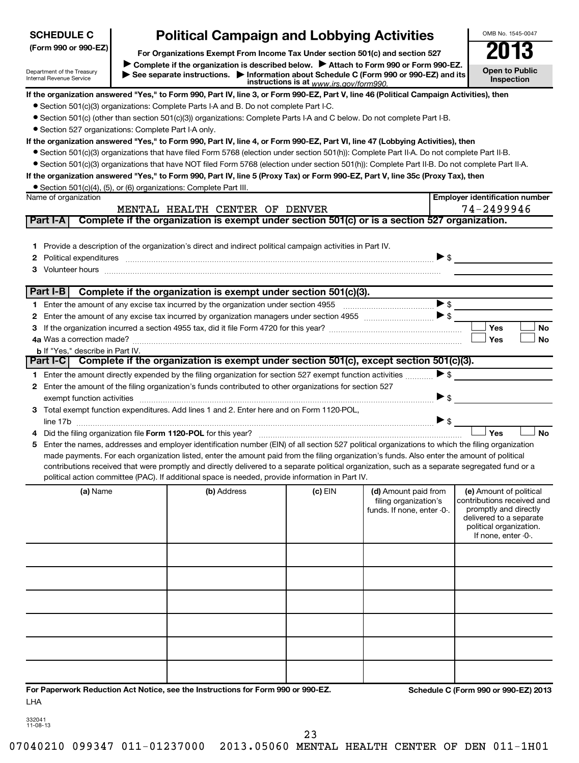**SCHEDULE C (Form 990 or 990-EZ)**

Department of the Treasury Internal Revenue Service

# Political Campaign and Lobbying Activities

**For Organizations Exempt From Income Tax Under section 501(c) and section 527**

▶ Complete if the organization is described below. ▶ Attach to Form 990 or Form 990-EZ.

▶ See separate instructions. ▶ Information about Schedule C (Form 990 or 990-EZ) and its instructions is at www.irs.gov/form990.

OMB No. 1545-0047

**2013**

**Open to Public Inspection**

**If the organization answered "Yes," to Form 990, Part IV, line 3, or Form 990-EZ, Part V, line 46 (Political Campaign Activities), then**

- Section 501(c)(3) organizations: Complete Parts I-A and B. Do not complete Part I-C.
- Section 501(c) (other than section 501(c)(3)) organizations: Complete Parts I-A and C below. Do not complete Part I-B.
- Section 527 organizations: Complete Part I-A only.

**If the organization answered "Yes," to Form 990, Part IV, line 4, or Form 990-EZ, Part VI, line 47 (Lobbying Activities), then**

- Section 501(c)(3) organizations that have filed Form 5768 (election under section 501(h)): Complete Part II-A. Do not complete Part II-B.
- Section 501(c)(3) organizations that have NOT filed Form 5768 (election under section 501(h)): Complete Part II-B. Do not complete Part II-A.

**If the organization answered "Yes," to Form 990, Part IV, line 5 (Proxy Tax) or Form 990-EZ, Part V, line 35c (Proxy Tax), then**

- Section 501(c)(4), (5), or (6) organizations: Complete Part III.

| Name of organization | Employer identification number |
|---|---|
| MENTAL HEALTH CENTER OF DENVER | 74-2499946 |

## Part I-A Complete if the organization is exempt under section 501(c) or is a section 527 organization.

1 Provide a description of the organization's direct and indirect political campaign activities in Part IV.

2 Political expenditures ▶ $

3 Volunteer hours

## Part I-B Complete if the organization is exempt under section 501(c)(3).

1 Enter the amount of any excise tax incurred by the organization under section 4955 ▶ $

2 Enter the amount of any excise tax incurred by organization managers under section 4955 ▶ $

3 If the organization incurred a section 4955 tax, did it file Form 4720 for this year? ☐ Yes ☐ No

4a Was a correction made? ☐ Yes ☐ No

b If "Yes," describe in Part IV.

## Part I-C Complete if the organization is exempt under section 501(c), except section 501(c)(3).

1 Enter the amount directly expended by the filing organization for section 527 exempt function activities ▶ $

2 Enter the amount of the filing organization's funds contributed to other organizations for section 527 exempt function activities ▶ $

3 Total exempt function expenditures. Add lines 1 and 2. Enter here and on Form 1120-POL, line 17b ▶ $

4 Did the filing organization file **Form 1120-POL** for this year? ☐ Yes ☐ No

5 Enter the names, addresses and employer identification number (EIN) of all section 527 political organizations to which the filing organization made payments. For each organization listed, enter the amount paid from the filing organization's funds. Also enter the amount of political contributions received that were promptly and directly delivered to a separate political organization, such as a separate segregated fund or a political action committee (PAC). If additional space is needed, provide information in Part IV.

| (a) Name | (b) Address | (c) EIN | (d) Amount paid from filing organization's funds. If none, enter -0-. | (e) Amount of political contributions received and promptly and directly delivered to a separate political organization. If none, enter -0-. |
|---|---|---|---|---|
| | | | | |
| | | | | |
| | | | | |
| | | | | |
| | | | | |
| | | | | |

**For Paperwork Reduction Act Notice, see the Instructions for Form 990 or 990-EZ.** LHA

**Schedule C (Form 990 or 990-EZ) 2013**

332041 11-08-13

07040210 099347 011-01237000 2013.05060 MENTAL HEALTH CENTER OF DEN 011-1H01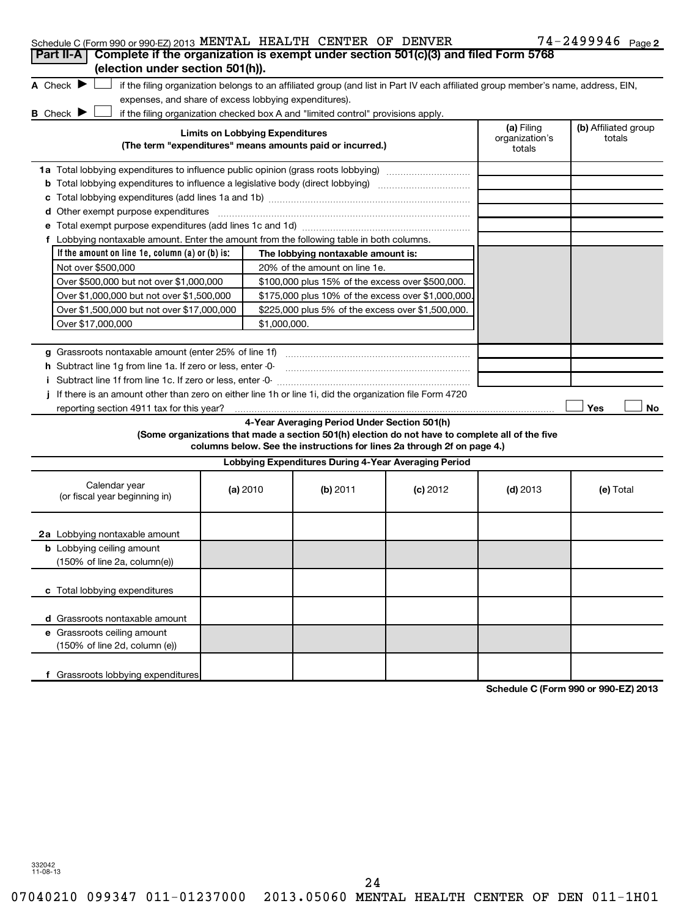Schedule C (Form 990 or 990-EZ) 2013 MENTAL HEALTH CENTER OF DENVER 74-2499946 Page 2

## Part II-A Complete if the organization is exempt under section 501(c)(3) and filed Form 5768 (election under section 501(h)).

A Check ▶ ☐ if the filing organization belongs to an affiliated group (and list in Part IV each affiliated group member's name, address, EIN, expenses, and share of excess lobbying expenditures).

B Check ▶ ☐ if the filing organization checked box A and "limited control" provisions apply.

| **Limits on Lobbying Expenditures** (The term "expenditures" means amounts paid or incurred.) | (a) Filing organization's totals | (b) Affiliated group totals |
|---|---|---|
| 1a Total lobbying expenditures to influence public opinion (grass roots lobbying) | | |
| b Total lobbying expenditures to influence a legislative body (direct lobbying) | | |
| c Total lobbying expenditures (add lines 1a and 1b) | | |
| d Other exempt purpose expenditures | | |
| e Total exempt purpose expenditures (add lines 1c and 1d) | | |
| f Lobbying nontaxable amount. Enter the amount from the following table in both columns. | | |

| If the amount on line 1e, column (a) or (b) is: | The lobbying nontaxable amount is: |
|---|---|
| Not over $500,000 | 20% of the amount on line 1e. |
| Over $500,000 but not over $1,000,000 | $100,000 plus 15% of the excess over $500,000. |
| Over $1,000,000 but not over $1,500,000 | $175,000 plus 10% of the excess over $1,000,000. |
| Over $1,500,000 but not over $17,000,000 | $225,000 plus 5% of the excess over $1,500,000. |
| Over $17,000,000 | $1,000,000. |

| | (a) Filing organization's totals | (b) Affiliated group totals |
|---|---|---|
| g Grassroots nontaxable amount (enter 25% of line 1f) | | |
| h Subtract line 1g from line 1a. If zero or less, enter -0- | | |
| i Subtract line 1f from line 1c. If zero or less, enter -0- | | |

j If there is an amount other than zero on either line 1h or line 1i, did the organization file Form 4720 reporting section 4911 tax for this year? ☐ Yes ☐ No

### 4-Year Averaging Period Under Section 501(h)

**(Some organizations that made a section 501(h) election do not have to complete all of the five columns below. See the instructions for lines 2a through 2f on page 4.)**

| Lobbying Expenditures During 4-Year Averaging Period | | | | | |
|---|---|---|---|---|---|
| Calendar year (or fiscal year beginning in) | (a) 2010 | (b) 2011 | (c) 2012 | (d) 2013 | (e) Total |
| 2a Lobbying nontaxable amount | | | | | |
| b Lobbying ceiling amount (150% of line 2a, column(e)) | | | | | |
| c Total lobbying expenditures | | | | | |
| d Grassroots nontaxable amount | | | | | |
| e Grassroots ceiling amount (150% of line 2d, column (e)) | | | | | |
| f Grassroots lobbying expenditures | | | | | |

Schedule C (Form 990 or 990-EZ) 2013

332042 11-08-13

07040210 099347 011-01237000 2013.05060 MENTAL HEALTH CENTER OF DEN 011-1H01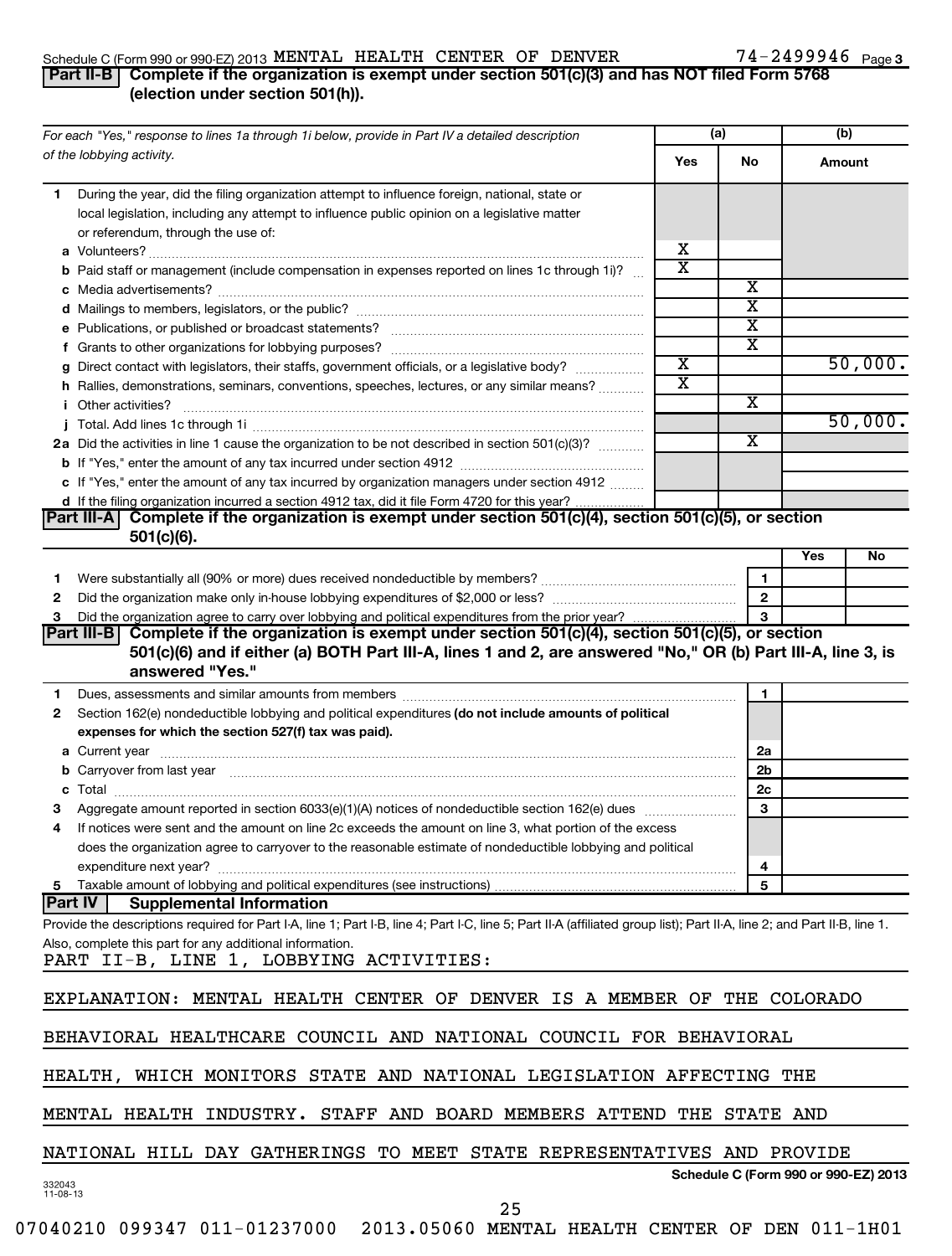Schedule C (Form 990 or 990-EZ) 2013 MENTAL HEALTH CENTER OF DENVER 74-2499946 Page 3

## Part II-B Complete if the organization is exempt under section 501(c)(3) and has NOT filed Form 5768 (election under section 501(h)).

| For each "Yes," response to lines 1a through 1i below, provide in Part IV a detailed description of the lobbying activity. | (a) Yes | (a) No | (b) Amount |
|---|---|---|---|
| **1** During the year, did the filing organization attempt to influence foreign, national, state or local legislation, including any attempt to influence public opinion on a legislative matter or referendum, through the use of: | | | |
| **a** Volunteers? | X | | |
| **b** Paid staff or management (include compensation in expenses reported on lines 1c through 1i)? | X | | |
| **c** Media advertisements? | | X | |
| **d** Mailings to members, legislators, or the public? | | X | |
| **e** Publications, or published or broadcast statements? | | X | |
| **f** Grants to other organizations for lobbying purposes? | | X | |
| **g** Direct contact with legislators, their staffs, government officials, or a legislative body? | X | | 50,000. |
| **h** Rallies, demonstrations, seminars, conventions, speeches, lectures, or any similar means? | X | | |
| **i** Other activities? | | X | |
| **j** Total. Add lines 1c through 1i | | | 50,000. |
| **2a** Did the activities in line 1 cause the organization to be not described in section 501(c)(3)? | | X | |
| **b** If "Yes," enter the amount of any tax incurred under section 4912 | | | |
| **c** If "Yes," enter the amount of any tax incurred by organization managers under section 4912 | | | |
| **d** If the filing organization incurred a section 4912 tax, did it file Form 4720 for this year? | | | |

## Part III-A Complete if the organization is exempt under section 501(c)(4), section 501(c)(5), or section 501(c)(6).

| | | Yes | No |
|---|---|---|---|
| **1** Were substantially all (90% or more) dues received nondeductible by members? | 1 | | |
| **2** Did the organization make only in-house lobbying expenditures of $2,000 or less? | 2 | | |
| **3** Did the organization agree to carry over lobbying and political expenditures from the prior year? | 3 | | |

## Part III-B Complete if the organization is exempt under section 501(c)(4), section 501(c)(5), or section 501(c)(6) and if either (a) BOTH Part III-A, lines 1 and 2, are answered "No," OR (b) Part III-A, line 3, is answered "Yes."

| | | |
|---|---|---|
| **1** Dues, assessments and similar amounts from members | 1 | |
| **2** Section 162(e) nondeductible lobbying and political expenditures **(do not include amounts of political expenses for which the section 527(f) tax was paid).** | | |
| **a** Current year | 2a | |
| **b** Carryover from last year | 2b | |
| **c** Total | 2c | |
| **3** Aggregate amount reported in section 6033(e)(1)(A) notices of nondeductible section 162(e) dues | 3 | |
| **4** If notices were sent and the amount on line 2c exceeds the amount on line 3, what portion of the excess does the organization agree to carryover to the reasonable estimate of nondeductible lobbying and political expenditure next year? | 4 | |
| **5** Taxable amount of lobbying and political expenditures (see instructions) | 5 | |

## Part IV Supplemental Information

Provide the descriptions required for Part I-A, line 1; Part I-B, line 4; Part I-C, line 5; Part II-A (affiliated group list); Part II-A, line 2; and Part II-B, line 1. Also, complete this part for any additional information.

PART II-B, LINE 1, LOBBYING ACTIVITIES:

EXPLANATION: MENTAL HEALTH CENTER OF DENVER IS A MEMBER OF THE COLORADO BEHAVIORAL HEALTHCARE COUNCIL AND NATIONAL COUNCIL FOR BEHAVIORAL HEALTH, WHICH MONITORS STATE AND NATIONAL LEGISLATION AFFECTING THE MENTAL HEALTH INDUSTRY. STAFF AND BOARD MEMBERS ATTEND THE STATE AND NATIONAL HILL DAY GATHERINGS TO MEET STATE REPRESENTATIVES AND PROVIDE

Schedule C (Form 990 or 990-EZ) 2013

332043 11-08-13

07040210 099347 011-01237000 2013.05060 MENTAL HEALTH CENTER OF DEN 011-1H01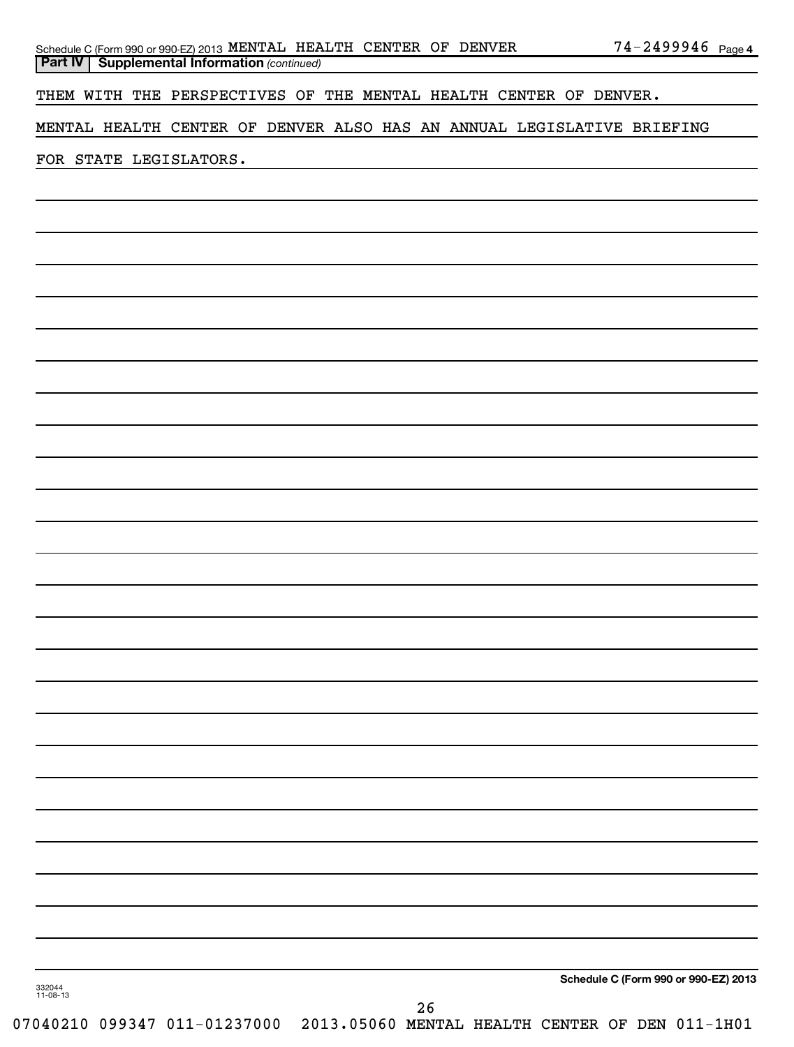Schedule C (Form 990 or 990-EZ) 2013 MENTAL HEALTH CENTER OF DENVER 74-2499946 Page 4

**Part IV | Supplemental Information** *(continued)*

THEM WITH THE PERSPECTIVES OF THE MENTAL HEALTH CENTER OF DENVER.

MENTAL HEALTH CENTER OF DENVER ALSO HAS AN ANNUAL LEGISLATIVE BRIEFING

FOR STATE LEGISLATORS.

**Schedule C (Form 990 or 990-EZ) 2013**

332044 11-08-13

07040210 099347 011-01237000 2013.05060 MENTAL HEALTH CENTER OF DEN 011-1H01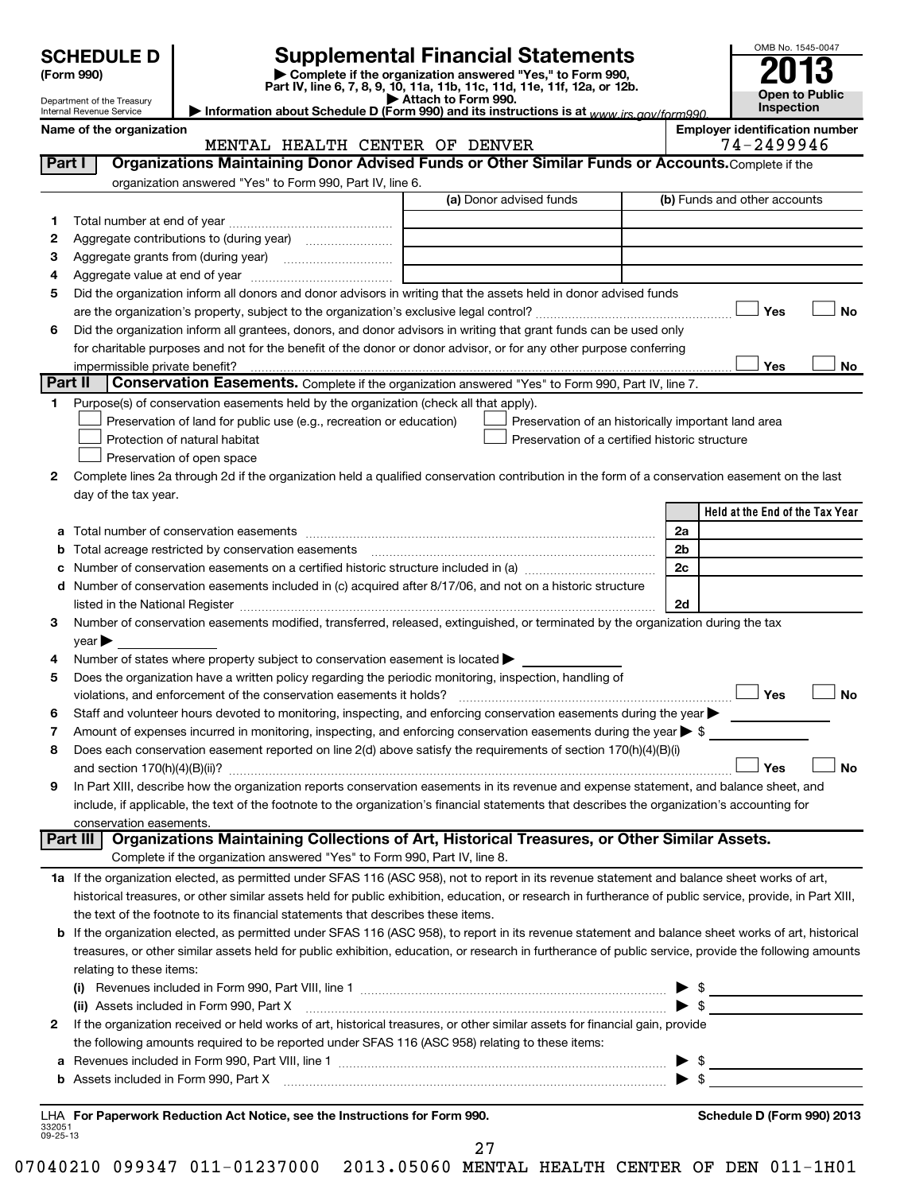**SCHEDULE D (Form 990)**

Department of the Treasury
Internal Revenue Service

# Supplemental Financial Statements

▶ Complete if the organization answered "Yes," to Form 990, Part IV, line 6, 7, 8, 9, 10, 11a, 11b, 11c, 11d, 11e, 11f, 12a, or 12b.
▶ Attach to Form 990.
▶ Information about Schedule D (Form 990) and its instructions is at www.irs.gov/form990.

OMB No. 1545-0047

**2013**

**Open to Public Inspection**

**Name of the organization:** MENTAL HEALTH CENTER OF DENVER

**Employer identification number:** 74-2499946

## Part I Organizations Maintaining Donor Advised Funds or Other Similar Funds or Accounts.

Complete if the organization answered "Yes" to Form 990, Part IV, line 6.

| | | (a) Donor advised funds | (b) Funds and other accounts |
|---|---|---|---|
| 1 | Total number at end of year | | |
| 2 | Aggregate contributions to (during year) | | |
| 3 | Aggregate grants from (during year) | | |
| 4 | Aggregate value at end of year | | |

5 Did the organization inform all donors and donor advisors in writing that the assets held in donor advised funds are the organization's property, subject to the organization's exclusive legal control? ☐ Yes ☐ No

6 Did the organization inform all grantees, donors, and donor advisors in writing that grant funds can be used only for charitable purposes and not for the benefit of the donor or donor advisor, or for any other purpose conferring impermissible private benefit? ☐ Yes ☐ No

## Part II Conservation Easements.

Complete if the organization answered "Yes" to Form 990, Part IV, line 7.

1 Purpose(s) of conservation easements held by the organization (check all that apply).

- ☐ Preservation of land for public use (e.g., recreation or education)
- ☐ Protection of natural habitat
- ☐ Preservation of open space
- ☐ Preservation of an historically important land area
- ☐ Preservation of a certified historic structure

2 Complete lines 2a through 2d if the organization held a qualified conservation contribution in the form of a conservation easement on the last day of the tax year.

| | | | Held at the End of the Tax Year |
|---|---|---|---|
| a | Total number of conservation easements | 2a | |
| b | Total acreage restricted by conservation easements | 2b | |
| c | Number of conservation easements on a certified historic structure included in (a) | 2c | |
| d | Number of conservation easements included in (c) acquired after 8/17/06, and not on a historic structure listed in the National Register | 2d | |

3 Number of conservation easements modified, transferred, released, extinguished, or terminated by the organization during the tax year ▶

4 Number of states where property subject to conservation easement is located ▶

5 Does the organization have a written policy regarding the periodic monitoring, inspection, handling of violations, and enforcement of the conservation easements it holds? ☐ Yes ☐ No

6 Staff and volunteer hours devoted to monitoring, inspecting, and enforcing conservation easements during the year ▶

7 Amount of expenses incurred in monitoring, inspecting, and enforcing conservation easements during the year ▶ $

8 Does each conservation easement reported on line 2(d) above satisfy the requirements of section 170(h)(4)(B)(i) and section 170(h)(4)(B)(ii)? ☐ Yes ☐ No

9 In Part XIII, describe how the organization reports conservation easements in its revenue and expense statement, and balance sheet, and include, if applicable, the text of the footnote to the organization's financial statements that describes the organization's accounting for conservation easements.

## Part III Organizations Maintaining Collections of Art, Historical Treasures, or Other Similar Assets.

Complete if the organization answered "Yes" to Form 990, Part IV, line 8.

1a If the organization elected, as permitted under SFAS 116 (ASC 958), not to report in its revenue statement and balance sheet works of art, historical treasures, or other similar assets held for public exhibition, education, or research in furtherance of public service, provide, in Part XIII, the text of the footnote to its financial statements that describes these items.

b If the organization elected, as permitted under SFAS 116 (ASC 958), to report in its revenue statement and balance sheet works of art, historical treasures, or other similar assets held for public exhibition, education, or research in furtherance of public service, provide the following amounts relating to these items:

(i) Revenues included in Form 990, Part VIII, line 1 ▶ $

(ii) Assets included in Form 990, Part X ▶ $

2 If the organization received or held works of art, historical treasures, or other similar assets for financial gain, provide the following amounts required to be reported under SFAS 116 (ASC 958) relating to these items:

a Revenues included in Form 990, Part VIII, line 1 ▶ $

b Assets included in Form 990, Part X ▶ $

LHA For Paperwork Reduction Act Notice, see the Instructions for Form 990. Schedule D (Form 990) 2013

332051 09-25-13

07040210 099347 011-01237000 2013.05060 MENTAL HEALTH CENTER OF DEN 011-1H01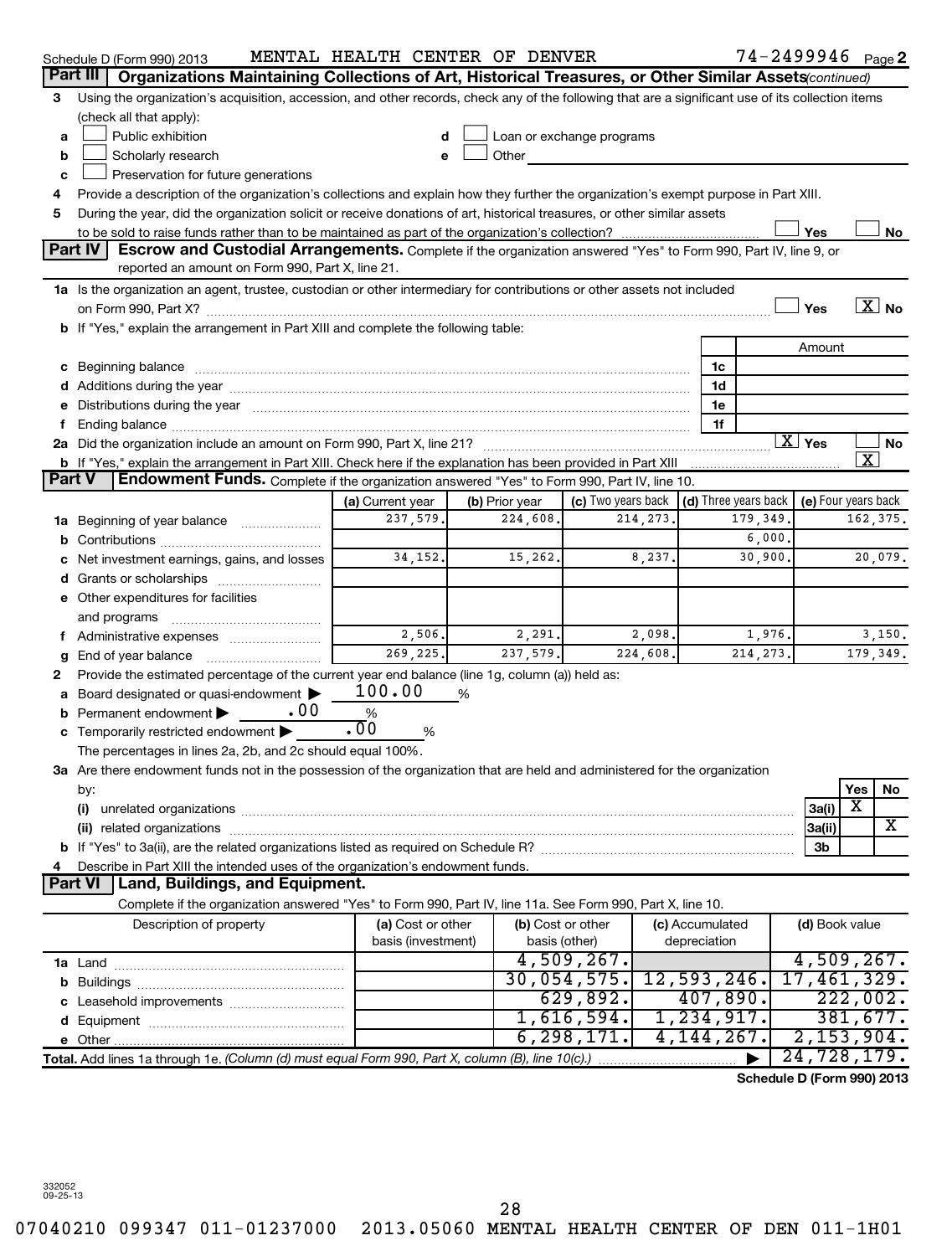Schedule D (Form 990) 2013    MENTAL HEALTH CENTER OF DENVER    74-2499946 Page 2

**Part III** **Organizations Maintaining Collections of Art, Historical Treasures, or Other Similar Assets** *(continued)*

3 Using the organization's acquisition, accession, and other records, check any of the following that are a significant use of its collection items (check all that apply):

a ☐ Public exhibition
b ☐ Scholarly research
c ☐ Preservation for future generations
d ☐ Loan or exchange programs
e ☐ Other

4 Provide a description of the organization's collections and explain how they further the organization's exempt purpose in Part XIII.

5 During the year, did the organization solicit or receive donations of art, historical treasures, or other similar assets to be sold to raise funds rather than to be maintained as part of the organization's collection? ☐ Yes ☐ No

**Part IV** **Escrow and Custodial Arrangements.** Complete if the organization answered "Yes" to Form 990, Part IV, line 9, or reported an amount on Form 990, Part X, line 21.

1a Is the organization an agent, trustee, custodian or other intermediary for contributions or other assets not included on Form 990, Part X? ☐ Yes ☒ No

b If "Yes," explain the arrangement in Part XIII and complete the following table:

| | | Amount |
|---|---|---|
| c Beginning balance | 1c | |
| d Additions during the year | 1d | |
| e Distributions during the year | 1e | |
| f Ending balance | 1f | |

2a Did the organization include an amount on Form 990, Part X, line 21? ☒ Yes ☐ No

b If "Yes," explain the arrangement in Part XIII. Check here if the explanation has been provided in Part XIII ☒

**Part V** **Endowment Funds.** Complete if the organization answered "Yes" to Form 990, Part IV, line 10.

| | (a) Current year | (b) Prior year | (c) Two years back | (d) Three years back | (e) Four years back |
|---|---|---|---|---|---|
| 1a Beginning of year balance | 237,579. | 224,608. | 214,273. | 179,349. | 162,375. |
| b Contributions | | | | 6,000. | |
| c Net investment earnings, gains, and losses | 34,152. | 15,262. | 8,237. | 30,900. | 20,079. |
| d Grants or scholarships | | | | | |
| e Other expenditures for facilities and programs | | | | | |
| f Administrative expenses | 2,506. | 2,291. | 2,098. | 1,976. | 3,150. |
| g End of year balance | 269,225. | 237,579. | 224,608. | 214,273. | 179,349. |

2 Provide the estimated percentage of the current year end balance (line 1g, column (a)) held as:

a Board designated or quasi-endowment ▶ 100.00 %
b Permanent endowment ▶ .00 %
c Temporarily restricted endowment ▶ .00 %

The percentages in lines 2a, 2b, and 2c should equal 100%.

3a Are there endowment funds not in the possession of the organization that are held and administered for the organization by:

| | | Yes | No |
|---|---|---|---|
| (i) unrelated organizations | 3a(i) | X | |
| (ii) related organizations | 3a(ii) | | X |
| b If "Yes" to 3a(ii), are the related organizations listed as required on Schedule R? | 3b | | |

4 Describe in Part XIII the intended uses of the organization's endowment funds.

**Part VI** **Land, Buildings, and Equipment.**

Complete if the organization answered "Yes" to Form 990, Part IV, line 11a. See Form 990, Part X, line 10.

| Description of property | (a) Cost or other basis (investment) | (b) Cost or other basis (other) | (c) Accumulated depreciation | (d) Book value |
|---|---|---|---|---|
| 1a Land | | 4,509,267. | | 4,509,267. |
| b Buildings | | 30,054,575. | 12,593,246. | 17,461,329. |
| c Leasehold improvements | | 629,892. | 407,890. | 222,002. |
| d Equipment | | 1,616,594. | 1,234,917. | 381,677. |
| e Other | | 6,298,171. | 4,144,267. | 2,153,904. |
| **Total.** Add lines 1a through 1e. *(Column (d) must equal Form 990, Part X, column (B), line 10(c).)* | | | ▶ | 24,728,179. |

**Schedule D (Form 990) 2013**

332052 09-25-13

07040210 099347 011-01237000 2013.05060 MENTAL HEALTH CENTER OF DEN 011-1H01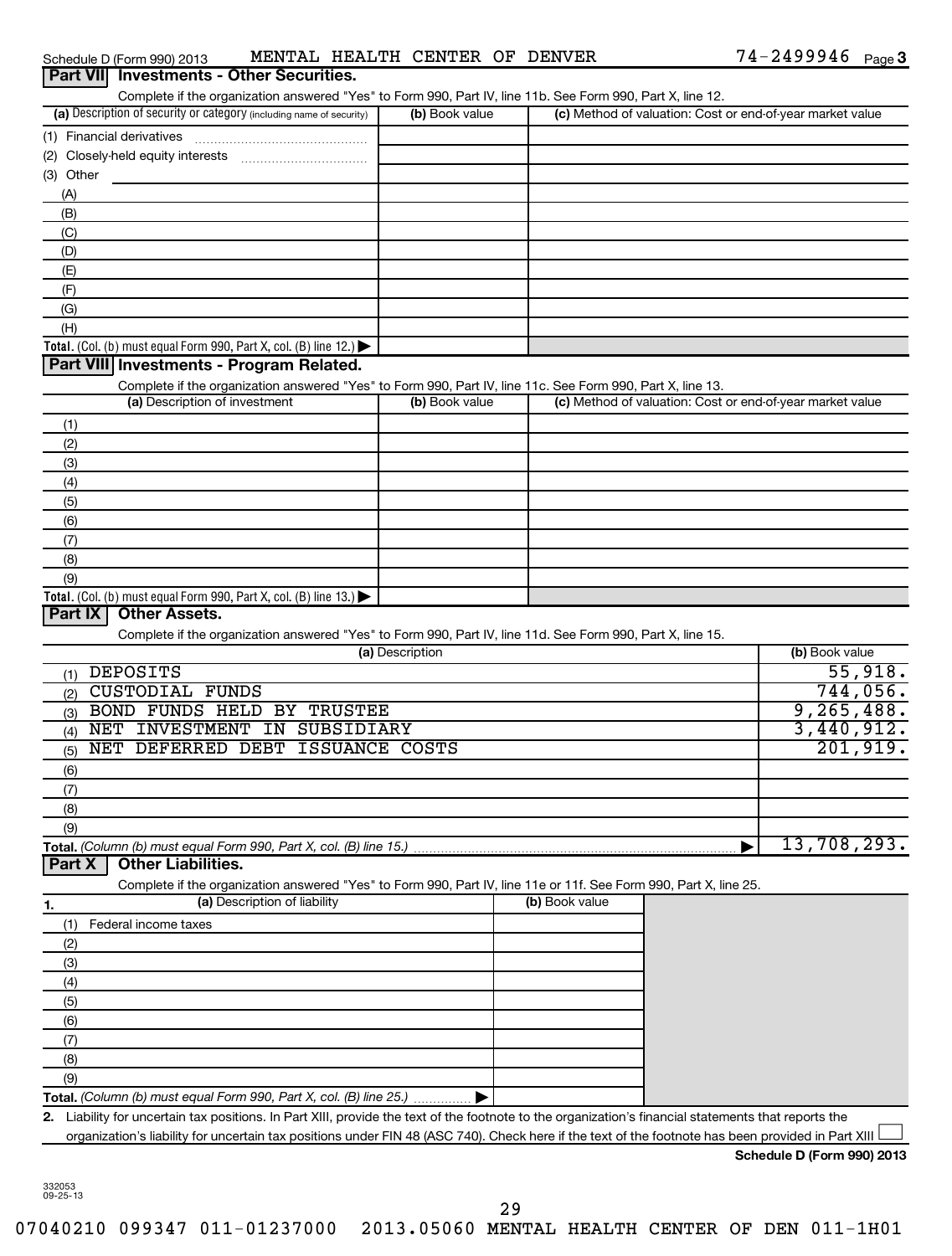Schedule D (Form 990) 2013 MENTAL HEALTH CENTER OF DENVER 74-2499946 Page 3

## Part VII Investments - Other Securities.

Complete if the organization answered "Yes" to Form 990, Part IV, line 11b. See Form 990, Part X, line 12.

| (a) Description of security or category (including name of security) | (b) Book value | (c) Method of valuation: Cost or end-of-year market value |
|---|---|---|
| (1) Financial derivatives | | |
| (2) Closely-held equity interests | | |
| (3) Other | | |
| (A) | | |
| (B) | | |
| (C) | | |
| (D) | | |
| (E) | | |
| (F) | | |
| (G) | | |
| (H) | | |
| **Total.** (Col. (b) must equal Form 990, Part X, col. (B) line 12.) | | |

## Part VIII Investments - Program Related.

Complete if the organization answered "Yes" to Form 990, Part IV, line 11c. See Form 990, Part X, line 13.

| (a) Description of investment | (b) Book value | (c) Method of valuation: Cost or end-of-year market value |
|---|---|---|
| (1) | | |
| (2) | | |
| (3) | | |
| (4) | | |
| (5) | | |
| (6) | | |
| (7) | | |
| (8) | | |
| (9) | | |
| **Total.** (Col. (b) must equal Form 990, Part X, col. (B) line 13.) | | |

## Part IX Other Assets.

Complete if the organization answered "Yes" to Form 990, Part IV, line 11d. See Form 990, Part X, line 15.

| (a) Description | (b) Book value |
|---|---|
| (1) DEPOSITS | 55,918. |
| (2) CUSTODIAL FUNDS | 744,056. |
| (3) BOND FUNDS HELD BY TRUSTEE | 9,265,488. |
| (4) NET INVESTMENT IN SUBSIDIARY | 3,440,912. |
| (5) NET DEFERRED DEBT ISSUANCE COSTS | 201,919. |
| (6) | |
| (7) | |
| (8) | |
| (9) | |
| **Total.** *(Column (b) must equal Form 990, Part X, col. (B) line 15.)* | 13,708,293. |

## Part X Other Liabilities.

Complete if the organization answered "Yes" to Form 990, Part IV, line 11e or 11f. See Form 990, Part X, line 25.

| 1. (a) Description of liability | (b) Book value |
|---|---|
| (1) Federal income taxes | |
| (2) | |
| (3) | |
| (4) | |
| (5) | |
| (6) | |
| (7) | |
| (8) | |
| (9) | |
| **Total.** *(Column (b) must equal Form 990, Part X, col. (B) line 25.)* | |

**2.** Liability for uncertain tax positions. In Part XIII, provide the text of the footnote to the organization's financial statements that reports the organization's liability for uncertain tax positions under FIN 48 (ASC 740). Check here if the text of the footnote has been provided in Part XIII ☐

**Schedule D (Form 990) 2013**

332053 09-25-13

07040210 099347 011-01237000 2013.05060 MENTAL HEALTH CENTER OF DEN 011-1H01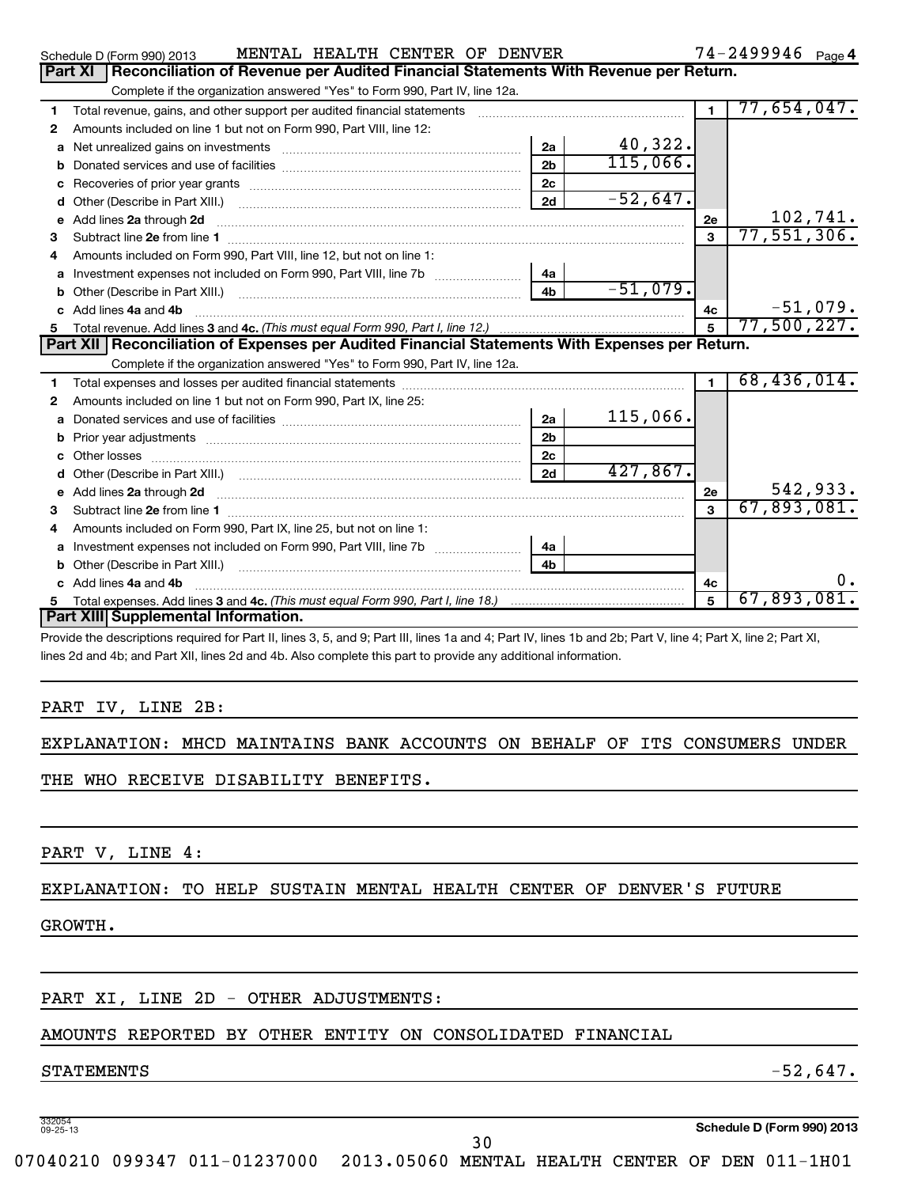Schedule D (Form 990) 2013 MENTAL HEALTH CENTER OF DENVER 74-2499946 Page 4

## Part XI Reconciliation of Revenue per Audited Financial Statements With Revenue per Return.

Complete if the organization answered "Yes" to Form 990, Part IV, line 12a.

| | | | | | |
|---|---|---|---|---|---|
| 1 | Total revenue, gains, and other support per audited financial statements | | | 1 | 77,654,047. |
| 2 | Amounts included on line 1 but not on Form 990, Part VIII, line 12: | | | | |
| a | Net unrealized gains on investments | 2a | 40,322. | | |
| b | Donated services and use of facilities | 2b | 115,066. | | |
| c | Recoveries of prior year grants | 2c | | | |
| d | Other (Describe in Part XIII.) | 2d | -52,647. | | |
| e | Add lines 2a through 2d | | | 2e | 102,741. |
| 3 | Subtract line 2e from line 1 | | | 3 | 77,551,306. |
| 4 | Amounts included on Form 990, Part VIII, line 12, but not on line 1: | | | | |
| a | Investment expenses not included on Form 990, Part VIII, line 7b | 4a | | | |
| b | Other (Describe in Part XIII.) | 4b | -51,079. | | |
| c | Add lines 4a and 4b | | | 4c | -51,079. |
| 5 | Total revenue. Add lines 3 and 4c. *(This must equal Form 990, Part I, line 12.)* | | | 5 | 77,500,227. |

## Part XII Reconciliation of Expenses per Audited Financial Statements With Expenses per Return.

Complete if the organization answered "Yes" to Form 990, Part IV, line 12a.

| | | | | | |
|---|---|---|---|---|---|
| 1 | Total expenses and losses per audited financial statements | | | 1 | 68,436,014. |
| 2 | Amounts included on line 1 but not on Form 990, Part IX, line 25: | | | | |
| a | Donated services and use of facilities | 2a | 115,066. | | |
| b | Prior year adjustments | 2b | | | |
| c | Other losses | 2c | | | |
| d | Other (Describe in Part XIII.) | 2d | 427,867. | | |
| e | Add lines 2a through 2d | | | 2e | 542,933. |
| 3 | Subtract line 2e from line 1 | | | 3 | 67,893,081. |
| 4 | Amounts included on Form 990, Part IX, line 25, but not on line 1: | | | | |
| a | Investment expenses not included on Form 990, Part VIII, line 7b | 4a | | | |
| b | Other (Describe in Part XIII.) | 4b | | | |
| c | Add lines 4a and 4b | | | 4c | 0. |
| 5 | Total expenses. Add lines 3 and 4c. *(This must equal Form 990, Part I, line 18.)* | | | 5 | 67,893,081. |

## Part XIII Supplemental Information.

Provide the descriptions required for Part II, lines 3, 5, and 9; Part III, lines 1a and 4; Part IV, lines 1b and 2b; Part V, line 4; Part X, line 2; Part XI, lines 2d and 4b; and Part XII, lines 2d and 4b. Also complete this part to provide any additional information.

PART IV, LINE 2B:

EXPLANATION: MHCD MAINTAINS BANK ACCOUNTS ON BEHALF OF ITS CONSUMERS UNDER THE WHO RECEIVE DISABILITY BENEFITS.

PART V, LINE 4:

EXPLANATION: TO HELP SUSTAIN MENTAL HEALTH CENTER OF DENVER'S FUTURE GROWTH.

PART XI, LINE 2D - OTHER ADJUSTMENTS:

AMOUNTS REPORTED BY OTHER ENTITY ON CONSOLIDATED FINANCIAL STATEMENTS -52,647.

332054 09-25-13 Schedule D (Form 990) 2013

07040210 099347 011-01237000 2013.05060 MENTAL HEALTH CENTER OF DEN 011-1H01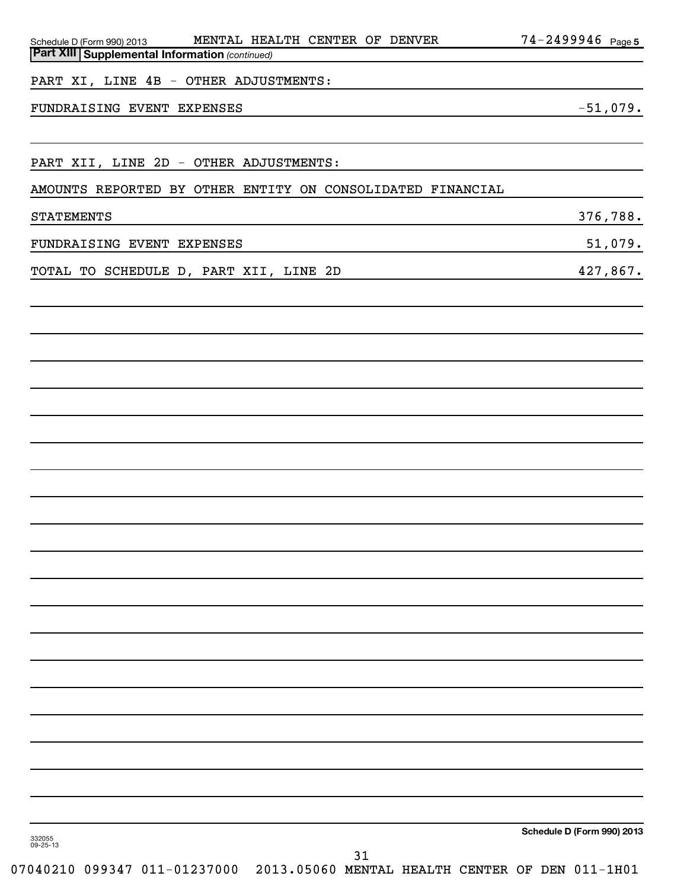Schedule D (Form 990) 2013 MENTAL HEALTH CENTER OF DENVER 74-2499946 Page 5

**Part XIII Supplemental Information** *(continued)*

PART XI, LINE 4B - OTHER ADJUSTMENTS:

| | |
|---|---|
| FUNDRAISING EVENT EXPENSES | -51,079. |

PART XII, LINE 2D - OTHER ADJUSTMENTS:

| | |
|---|---|
| AMOUNTS REPORTED BY OTHER ENTITY ON CONSOLIDATED FINANCIAL STATEMENTS | 376,788. |
| FUNDRAISING EVENT EXPENSES | 51,079. |
| TOTAL TO SCHEDULE D, PART XII, LINE 2D | 427,867. |

**Schedule D (Form 990) 2013**

332055 09-25-13

07040210 099347 011-01237000 2013.05060 MENTAL HEALTH CENTER OF DEN 011-1H01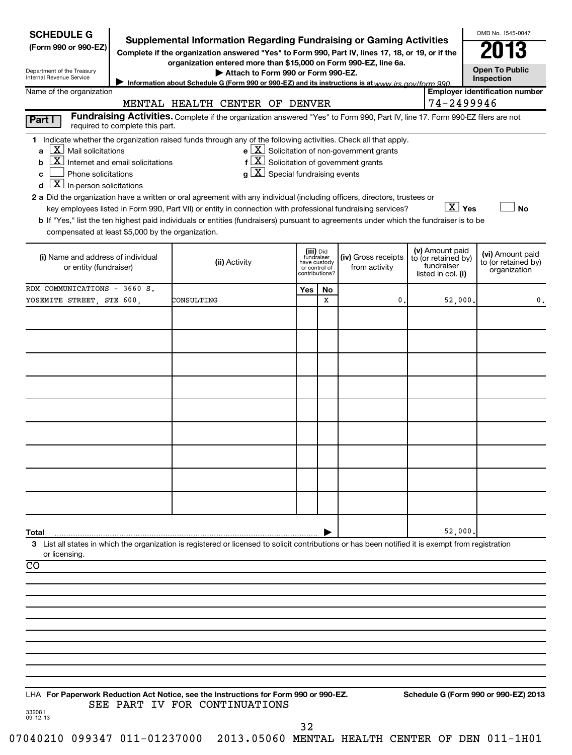**SCHEDULE G**
**(Form 990 or 990-EZ)**

Department of the Treasury
Internal Revenue Service

# Supplemental Information Regarding Fundraising or Gaming Activities

**Complete if the organization answered "Yes" to Form 990, Part IV, lines 17, 18, or 19, or if the organization entered more than $15,000 on Form 990-EZ, line 6a.**

**▶ Attach to Form 990 or Form 990-EZ.**

▶ Information about Schedule G (Form 990 or 990-EZ) and its instructions is at www.irs.gov/form 990.

OMB No. 1545-0047

**2013**

**Open To Public Inspection**

Name of the organization: MENTAL HEALTH CENTER OF DENVER

**Employer identification number:** 74-2499946

**Part I** **Fundraising Activities.** Complete if the organization answered "Yes" to Form 990, Part IV, line 17. Form 990-EZ filers are not required to complete this part.

1 Indicate whether the organization raised funds through any of the following activities. Check all that apply.

- a [X] Mail solicitations
- b [X] Internet and email solicitations
- c [ ] Phone solicitations
- d [X] In-person solicitations
- e [X] Solicitation of non-government grants
- f [X] Solicitation of government grants
- g [X] Special fundraising events

2 a Did the organization have a written or oral agreement with any individual (including officers, directors, trustees or key employees listed in Form 990, Part VII) or entity in connection with professional fundraising services? [X] Yes [ ] No

b If "Yes," list the ten highest paid individuals or entities (fundraisers) pursuant to agreements under which the fundraiser is to be compensated at least $5,000 by the organization.

| (i) Name and address of individual or entity (fundraiser) | (ii) Activity | (iii) Did fundraiser have custody or control of contributions? Yes | No | (iv) Gross receipts from activity | (v) Amount paid to (or retained by) fundraiser listed in col. (i) | (vi) Amount paid to (or retained by) organization |
|---|---|---|---|---|---|---|
| RDM COMMUNICATIONS - 3660 S. YOSEMITE STREET, STE 600, | CONSULTING | | X | 0. | 52,000. | 0. |
| | | | | | | |
| | | | | | | |
| | | | | | | |
| | | | | | | |
| | | | | | | |
| | | | | | | |
| | | | | | | |
| | | | | | | |
| | | | | | | |
| **Total** ▶ | | | | | 52,000. | |

3 List all states in which the organization is registered or licensed to solicit contributions or has been notified it is exempt from registration or licensing.

CO

LHA **For Paperwork Reduction Act Notice, see the Instructions for Form 990 or 990-EZ.** **Schedule G (Form 990 or 990-EZ) 2013**

SEE PART IV FOR CONTINUATIONS

332081
09-12-13

07040210 099347 011-01237000 2013.05060 MENTAL HEALTH CENTER OF DEN 011-1H01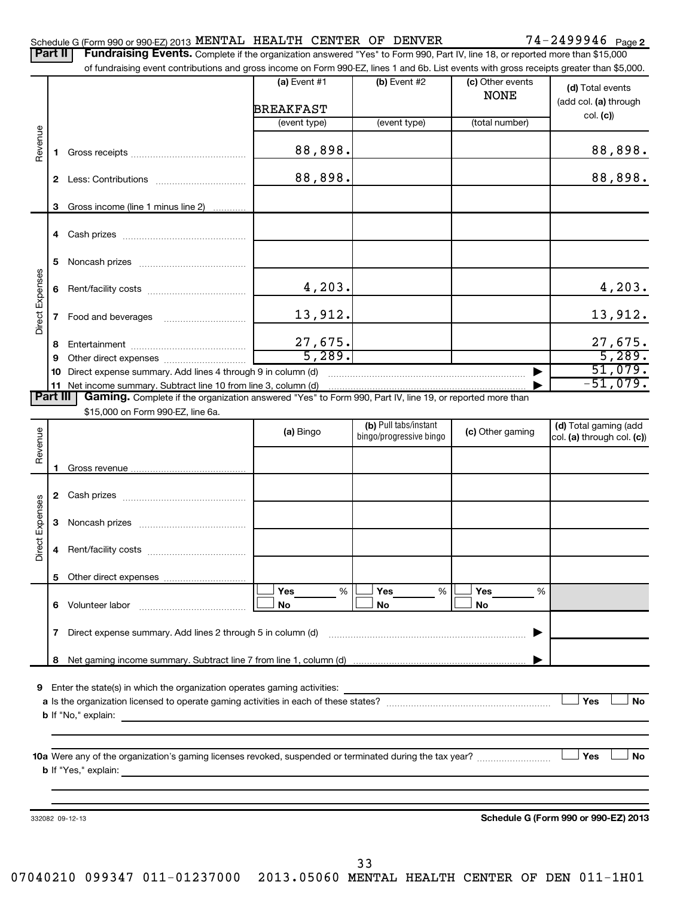Schedule G (Form 990 or 990-EZ) 2013 MENTAL HEALTH CENTER OF DENVER 74-2499946 Page 2

**Part II** **Fundraising Events.** Complete if the organization answered "Yes" to Form 990, Part IV, line 18, or reported more than $15,000 of fundraising event contributions and gross income on Form 990-EZ, lines 1 and 6b. List events with gross receipts greater than $5,000.

| | | (a) Event #1 | (b) Event #2 | (c) Other events | (d) Total events (add col. (a) through col. (c)) |
|---|---|---|---|---|---|
| | | BREAKFAST | | NONE | |
| | | (event type) | (event type) | (total number) | |
| Revenue | 1 Gross receipts | 88,898. | | | 88,898. |
| | 2 Less: Contributions | 88,898. | | | 88,898. |
| | 3 Gross income (line 1 minus line 2) | | | | |
| Direct Expenses | 4 Cash prizes | | | | |
| | 5 Noncash prizes | | | | |
| | 6 Rent/facility costs | 4,203. | | | 4,203. |
| | 7 Food and beverages | 13,912. | | | 13,912. |
| | 8 Entertainment | 27,675. | | | 27,675. |
| | 9 Other direct expenses | 5,289. | | | 5,289. |
| | 10 Direct expense summary. Add lines 4 through 9 in column (d) | | | ▶ | 51,079. |
| | 11 Net income summary. Subtract line 10 from line 3, column (d) | | | ▶ | -51,079. |

**Part III** **Gaming.** Complete if the organization answered "Yes" to Form 990, Part IV, line 19, or reported more than $15,000 on Form 990-EZ, line 6a.

| | | (a) Bingo | (b) Pull tabs/instant bingo/progressive bingo | (c) Other gaming | (d) Total gaming (add col. (a) through col. (c)) |
|---|---|---|---|---|---|
| Revenue | 1 Gross revenue | | | | |
| Direct Expenses | 2 Cash prizes | | | | |
| | 3 Noncash prizes | | | | |
| | 4 Rent/facility costs | | | | |
| | 5 Other direct expenses | | | | |
| | 6 Volunteer labor | ☐ Yes ___% ☐ No | ☐ Yes ___% ☐ No | ☐ Yes ___% ☐ No | |
| | 7 Direct expense summary. Add lines 2 through 5 in column (d) | | | ▶ | |
| | 8 Net gaming income summary. Subtract line 7 from line 1, column (d) | | | ▶ | |

**9** Enter the state(s) in which the organization operates gaming activities: ______

**a** Is the organization licensed to operate gaming activities in each of these states? ☐ Yes ☐ No

**b** If "No," explain: ______

**10a** Were any of the organization's gaming licenses revoked, suspended or terminated during the tax year? ☐ Yes ☐ No

**b** If "Yes," explain: ______

332082 09-12-13 **Schedule G (Form 990 or 990-EZ) 2013**

07040210 099347 011-01237000 2013.05060 MENTAL HEALTH CENTER OF DEN 011-1H01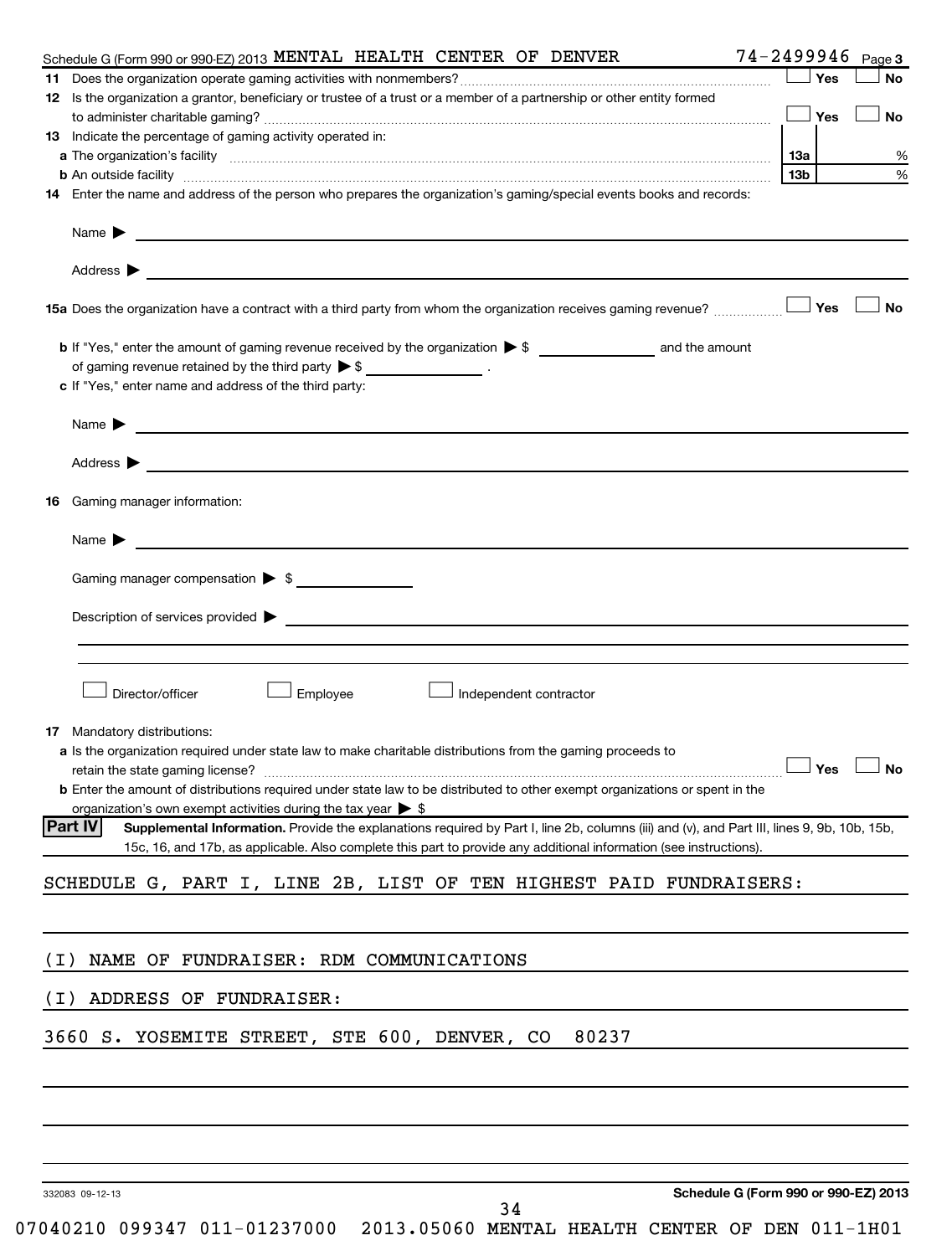Schedule G (Form 990 or 990-EZ) 2013 MENTAL HEALTH CENTER OF DENVER 74-2499946 Page 3

**11** Does the organization operate gaming activities with nonmembers? ☐ Yes ☐ No

**12** Is the organization a grantor, beneficiary or trustee of a trust or a member of a partnership or other entity formed to administer charitable gaming? ☐ Yes ☐ No

**13** Indicate the percentage of gaming activity operated in:

**a** The organization's facility **13a** %

**b** An outside facility **13b** %

**14** Enter the name and address of the person who prepares the organization's gaming/special events books and records:

Name ▶

Address ▶

**15a** Does the organization have a contract with a third party from whom the organization receives gaming revenue? ☐ Yes ☐ No

**b** If "Yes," enter the amount of gaming revenue received by the organization ▶ $ ____________ and the amount of gaming revenue retained by the third party ▶ $ ____________ .

**c** If "Yes," enter name and address of the third party:

Name ▶

Address ▶

**16** Gaming manager information:

Name ▶

Gaming manager compensation ▶ $

Description of services provided ▶

☐ Director/officer ☐ Employee ☐ Independent contractor

**17** Mandatory distributions:

**a** Is the organization required under state law to make charitable distributions from the gaming proceeds to retain the state gaming license? ☐ Yes ☐ No

**b** Enter the amount of distributions required under state law to be distributed to other exempt organizations or spent in the organization's own exempt activities during the tax year ▶ $

**Part IV** **Supplemental Information.** Provide the explanations required by Part I, line 2b, columns (iii) and (v), and Part III, lines 9, 9b, 10b, 15b, 15c, 16, and 17b, as applicable. Also complete this part to provide any additional information (see instructions).

SCHEDULE G, PART I, LINE 2B, LIST OF TEN HIGHEST PAID FUNDRAISERS:

(I) NAME OF FUNDRAISER: RDM COMMUNICATIONS

(I) ADDRESS OF FUNDRAISER:

3660 S. YOSEMITE STREET, STE 600, DENVER, CO 80237

332083 09-12-13

**Schedule G (Form 990 or 990-EZ) 2013**

07040210 099347 011-01237000 2013.05060 MENTAL HEALTH CENTER OF DEN 011-1H01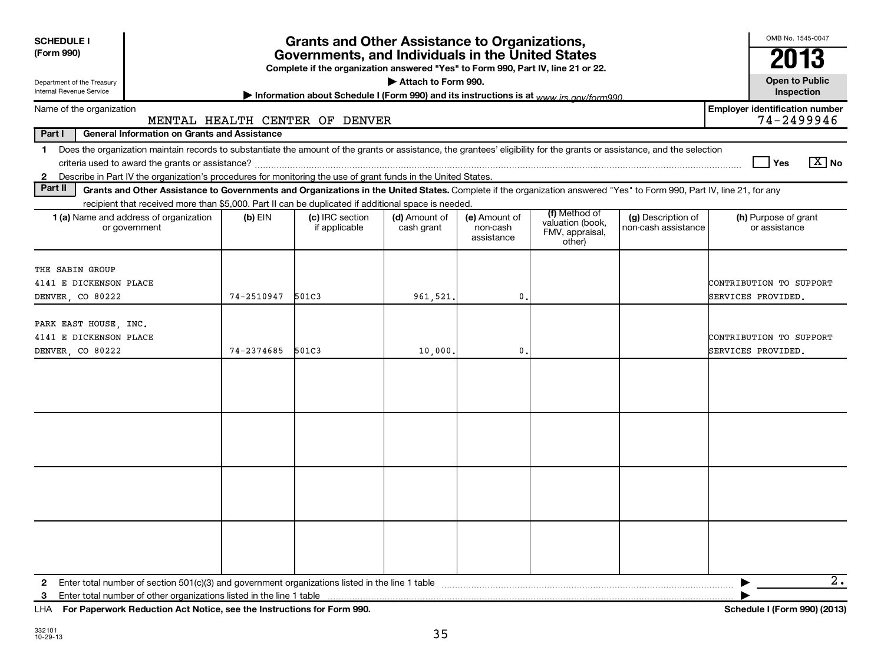**SCHEDULE I (Form 990)**

Department of the Treasury
Internal Revenue Service

# Grants and Other Assistance to Organizations, Governments, and Individuals in the United States

**Complete if the organization answered "Yes" to Form 990, Part IV, line 21 or 22.**

▶ **Attach to Form 990.**

▶ **Information about Schedule I (Form 990) and its instructions is at** *www.irs.gov/form990.*

OMB No. 1545-0047

**2013**

**Open to Public Inspection**

Name of the organization: MENTAL HEALTH CENTER OF DENVER

**Employer identification number** 74-2499946

**Part I — General Information on Grants and Assistance**

**1** Does the organization maintain records to substantiate the amount of the grants or assistance, the grantees' eligibility for the grants or assistance, and the selection criteria used to award the grants or assistance? ☐ **Yes** ☒ **No**

**2** Describe in Part IV the organization's procedures for monitoring the use of grant funds in the United States.

**Part II — Grants and Other Assistance to Governments and Organizations in the United States.** Complete if the organization answered "Yes" to Form 990, Part IV, line 21, for any recipient that received more than $5,000. Part II can be duplicated if additional space is needed.

| 1 (a) Name and address of organization or government | (b) EIN | (c) IRC section if applicable | (d) Amount of cash grant | (e) Amount of non-cash assistance | (f) Method of valuation (book, FMV, appraisal, other) | (g) Description of non-cash assistance | (h) Purpose of grant or assistance |
|---|---|---|---|---|---|---|---|
| THE SABIN GROUP<br>4141 E DICKENSON PLACE<br>DENVER, CO 80222 | 74-2510947 | 501C3 | 961,521. | 0. | | | CONTRIBUTION TO SUPPORT SERVICES PROVIDED. |
| PARK EAST HOUSE, INC.<br>4141 E DICKENSON PLACE<br>DENVER, CO 80222 | 74-2374685 | 501C3 | 10,000. | 0. | | | CONTRIBUTION TO SUPPORT SERVICES PROVIDED. |
| | | | | | | | |
| | | | | | | | |
| | | | | | | | |
| | | | | | | | |

**2** Enter total number of section 501(c)(3) and government organizations listed in the line 1 table ▶ 2.

**3** Enter total number of other organizations listed in the line 1 table ▶

LHA **For Paperwork Reduction Act Notice, see the Instructions for Form 990.** **Schedule I (Form 990) (2013)**

332101
10-29-13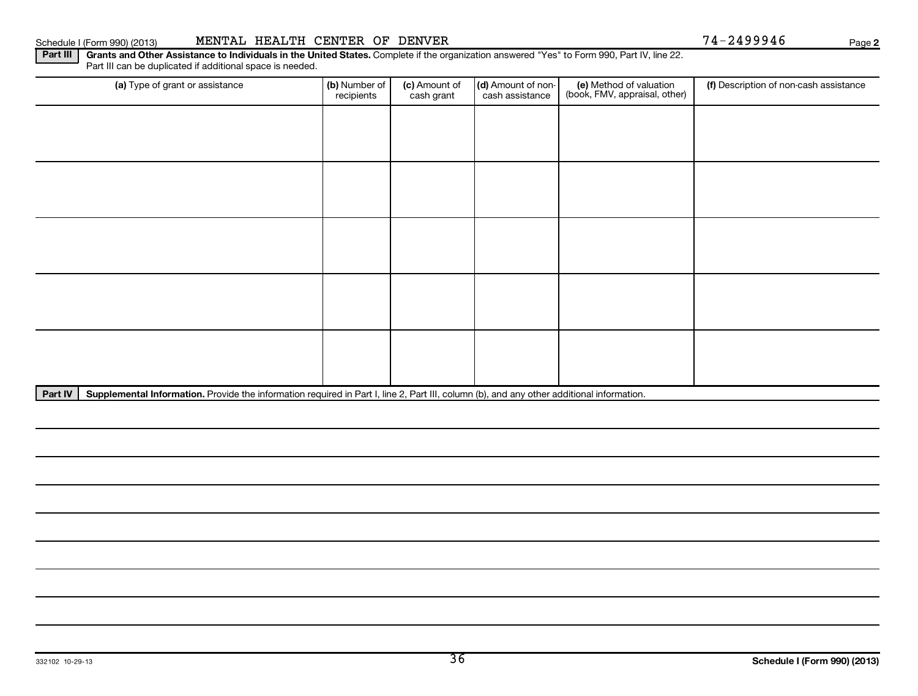Schedule I (Form 990) (2013) MENTAL HEALTH CENTER OF DENVER 74-2499946 Page 2

**Part III** **Grants and Other Assistance to Individuals in the United States.** Complete if the organization answered "Yes" to Form 990, Part IV, line 22. Part III can be duplicated if additional space is needed.

| (a) Type of grant or assistance | (b) Number of recipients | (c) Amount of cash grant | (d) Amount of non-cash assistance | (e) Method of valuation (book, FMV, appraisal, other) | (f) Description of non-cash assistance |
|---|---|---|---|---|---|
| | | | | | |
| | | | | | |
| | | | | | |
| | | | | | |
| | | | | | |

**Part IV** **Supplemental Information.** Provide the information required in Part I, line 2, Part III, column (b), and any other additional information.

332102 10-29-13 **Schedule I (Form 990) (2013)**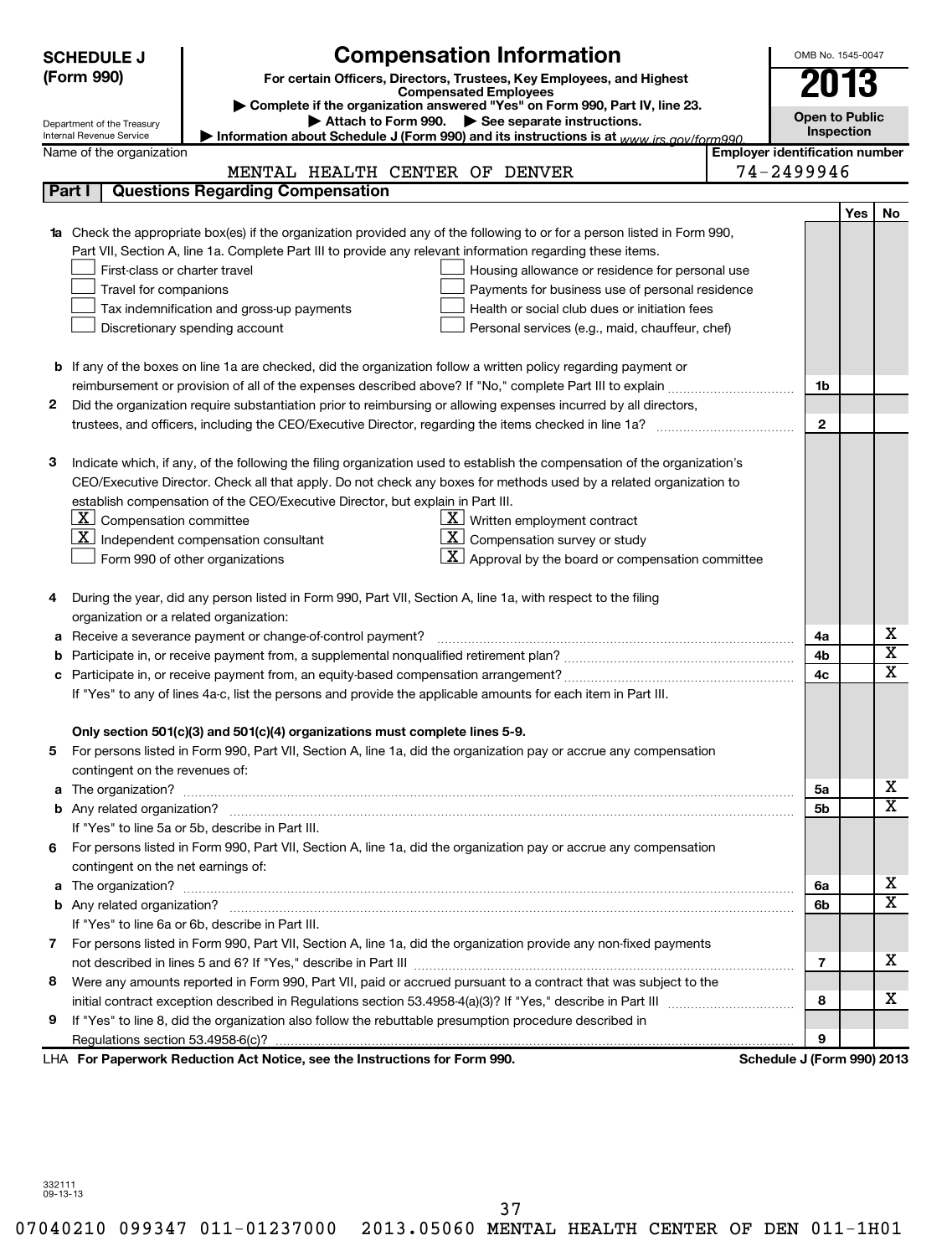**SCHEDULE J (Form 990)**

# Compensation Information

**For certain Officers, Directors, Trustees, Key Employees, and Highest Compensated Employees**

▶ Complete if the organization answered "Yes" on Form 990, Part IV, line 23.

▶ Attach to Form 990. ▶ See separate instructions.

▶ Information about Schedule J (Form 990) and its instructions is at www.irs.gov/form990.

Department of the Treasury
Internal Revenue Service

OMB No. 1545-0047

**2013**

**Open to Public Inspection**

Name of the organization: MENTAL HEALTH CENTER OF DENVER

Employer identification number: 74-2499946

## Part I Questions Regarding Compensation

| | | | Yes | No |
|---|---|---|---|---|
| **1a** | Check the appropriate box(es) if the organization provided any of the following to or for a person listed in Form 990, Part VII, Section A, line 1a. Complete Part III to provide any relevant information regarding these items.<br>☐ First-class or charter travel ☐ Housing allowance or residence for personal use<br>☐ Travel for companions ☐ Payments for business use of personal residence<br>☐ Tax indemnification and gross-up payments ☐ Health or social club dues or initiation fees<br>☐ Discretionary spending account ☐ Personal services (e.g., maid, chauffeur, chef) | | | |
| **b** | If any of the boxes on line 1a are checked, did the organization follow a written policy regarding payment or reimbursement or provision of all of the expenses described above? If "No," complete Part III to explain | 1b | | |
| **2** | Did the organization require substantiation prior to reimbursing or allowing expenses incurred by all directors, trustees, and officers, including the CEO/Executive Director, regarding the items checked in line 1a? | 2 | | |
| **3** | Indicate which, if any, of the following the filing organization used to establish the compensation of the organization's CEO/Executive Director. Check all that apply. Do not check any boxes for methods used by a related organization to establish compensation of the CEO/Executive Director, but explain in Part III.<br>☒ Compensation committee ☒ Written employment contract<br>☒ Independent compensation consultant ☒ Compensation survey or study<br>☐ Form 990 of other organizations ☒ Approval by the board or compensation committee | | | |
| **4** | During the year, did any person listed in Form 990, Part VII, Section A, line 1a, with respect to the filing organization or a related organization: | | | |
| **a** | Receive a severance payment or change-of-control payment? | 4a | | X |
| **b** | Participate in, or receive payment from, a supplemental nonqualified retirement plan? | 4b | | X |
| **c** | Participate in, or receive payment from, an equity-based compensation arrangement? | 4c | | X |
| | If "Yes" to any of lines 4a-c, list the persons and provide the applicable amounts for each item in Part III. | | | |
| | **Only section 501(c)(3) and 501(c)(4) organizations must complete lines 5-9.** | | | |
| **5** | For persons listed in Form 990, Part VII, Section A, line 1a, did the organization pay or accrue any compensation contingent on the revenues of: | | | |
| **a** | The organization? | 5a | | X |
| **b** | Any related organization? | 5b | | X |
| | If "Yes" to line 5a or 5b, describe in Part III. | | | |
| **6** | For persons listed in Form 990, Part VII, Section A, line 1a, did the organization pay or accrue any compensation contingent on the net earnings of: | | | |
| **a** | The organization? | 6a | | X |
| **b** | Any related organization? | 6b | | X |
| | If "Yes" to line 6a or 6b, describe in Part III. | | | |
| **7** | For persons listed in Form 990, Part VII, Section A, line 1a, did the organization provide any non-fixed payments not described in lines 5 and 6? If "Yes," describe in Part III | 7 | | X |
| **8** | Were any amounts reported in Form 990, Part VII, paid or accrued pursuant to a contract that was subject to the initial contract exception described in Regulations section 53.4958-4(a)(3)? If "Yes," describe in Part III | 8 | | X |
| **9** | If "Yes" to line 8, did the organization also follow the rebuttable presumption procedure described in Regulations section 53.4958-6(c)? | 9 | | |

LHA **For Paperwork Reduction Act Notice, see the Instructions for Form 990.** **Schedule J (Form 990) 2013**

332111
09-13-13

07040210 099347 011-01237000 2013.05060 MENTAL HEALTH CENTER OF DEN 011-1H01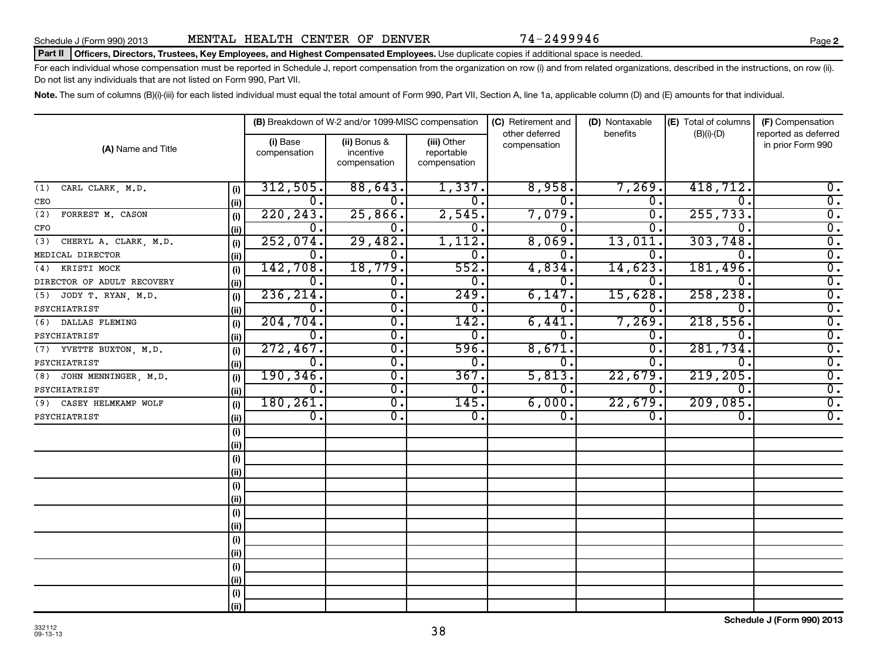Schedule J (Form 990) 2013 MENTAL HEALTH CENTER OF DENVER 74-2499946 Page **2**

**Part II** **Officers, Directors, Trustees, Key Employees, and Highest Compensated Employees.** Use duplicate copies if additional space is needed.

For each individual whose compensation must be reported in Schedule J, report compensation from the organization on row (i) and from related organizations, described in the instructions, on row (ii). Do not list any individuals that are not listed on Form 990, Part VII.

**Note.** The sum of columns (B)(i)-(iii) for each listed individual must equal the total amount of Form 990, Part VII, Section A, line 1a, applicable column (D) and (E) amounts for that individual.

| (A) Name and Title | | (B) Breakdown of W-2 and/or 1099-MISC compensation | | | (C) Retirement and other deferred compensation | (D) Nontaxable benefits | (E) Total of columns (B)(i)-(D) | (F) Compensation reported as deferred in prior Form 990 |
|---|---|---|---|---|---|---|---|---|
| | | (i) Base compensation | (ii) Bonus & incentive compensation | (iii) Other reportable compensation | | | | |
| (1) CARL CLARK, M.D. | (i) | 312,505. | 88,643. | 1,337. | 8,958. | 7,269. | 418,712. | 0. |
| CEO | (ii) | 0. | 0. | 0. | 0. | 0. | 0. | 0. |
| (2) FORREST M. CASON | (i) | 220,243. | 25,866. | 2,545. | 7,079. | 0. | 255,733. | 0. |
| CFO | (ii) | 0. | 0. | 0. | 0. | 0. | 0. | 0. |
| (3) CHERYL A. CLARK, M.D. | (i) | 252,074. | 29,482. | 1,112. | 8,069. | 13,011. | 303,748. | 0. |
| MEDICAL DIRECTOR | (ii) | 0. | 0. | 0. | 0. | 0. | 0. | 0. |
| (4) KRISTI MOCK | (i) | 142,708. | 18,779. | 552. | 4,834. | 14,623. | 181,496. | 0. |
| DIRECTOR OF ADULT RECOVERY | (ii) | 0. | 0. | 0. | 0. | 0. | 0. | 0. |
| (5) JODY T. RYAN, M.D. | (i) | 236,214. | 0. | 249. | 6,147. | 15,628. | 258,238. | 0. |
| PSYCHIATRIST | (ii) | 0. | 0. | 0. | 0. | 0. | 0. | 0. |
| (6) DALLAS FLEMING | (i) | 204,704. | 0. | 142. | 6,441. | 7,269. | 218,556. | 0. |
| PSYCHIATRIST | (ii) | 0. | 0. | 0. | 0. | 0. | 0. | 0. |
| (7) YVETTE BUXTON, M.D. | (i) | 272,467. | 0. | 596. | 8,671. | 0. | 281,734. | 0. |
| PSYCHIATRIST | (ii) | 0. | 0. | 0. | 0. | 0. | 0. | 0. |
| (8) JOHN MENNINGER, M.D. | (i) | 190,346. | 0. | 367. | 5,813. | 22,679. | 219,205. | 0. |
| PSYCHIATRIST | (ii) | 0. | 0. | 0. | 0. | 0. | 0. | 0. |
| (9) CASEY HELMKAMP WOLF | (i) | 180,261. | 0. | 145. | 6,000. | 22,679. | 209,085. | 0. |
| PSYCHIATRIST | (ii) | 0. | 0. | 0. | 0. | 0. | 0. | 0. |
| | (i) | | | | | | | |
| | (ii) | | | | | | | |
| | (i) | | | | | | | |
| | (ii) | | | | | | | |
| | (i) | | | | | | | |
| | (ii) | | | | | | | |
| | (i) | | | | | | | |
| | (ii) | | | | | | | |
| | (i) | | | | | | | |
| | (ii) | | | | | | | |
| | (i) | | | | | | | |
| | (ii) | | | | | | | |
| | (i) | | | | | | | |
| | (ii) | | | | | | | |

332112
09-13-13

**Schedule J (Form 990) 2013**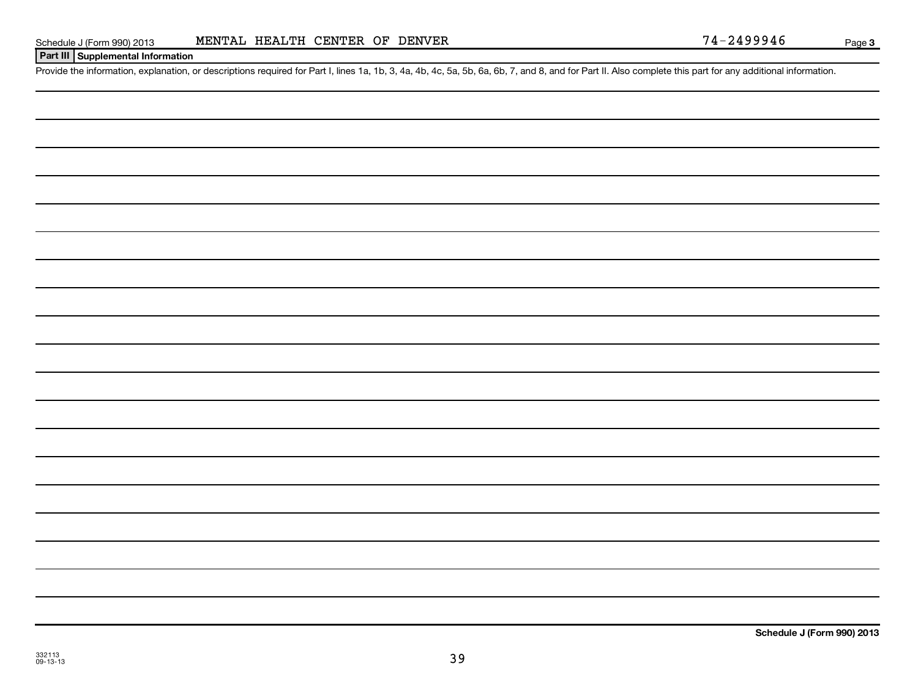Schedule J (Form 990) 2013 MENTAL HEALTH CENTER OF DENVER 74-2499946 Page **3**

**Part III** **Supplemental Information**

Provide the information, explanation, or descriptions required for Part I, lines 1a, 1b, 3, 4a, 4b, 4c, 5a, 5b, 6a, 6b, 7, and 8, and for Part II. Also complete this part for any additional information.

**Schedule J (Form 990) 2013**

332113
09-13-13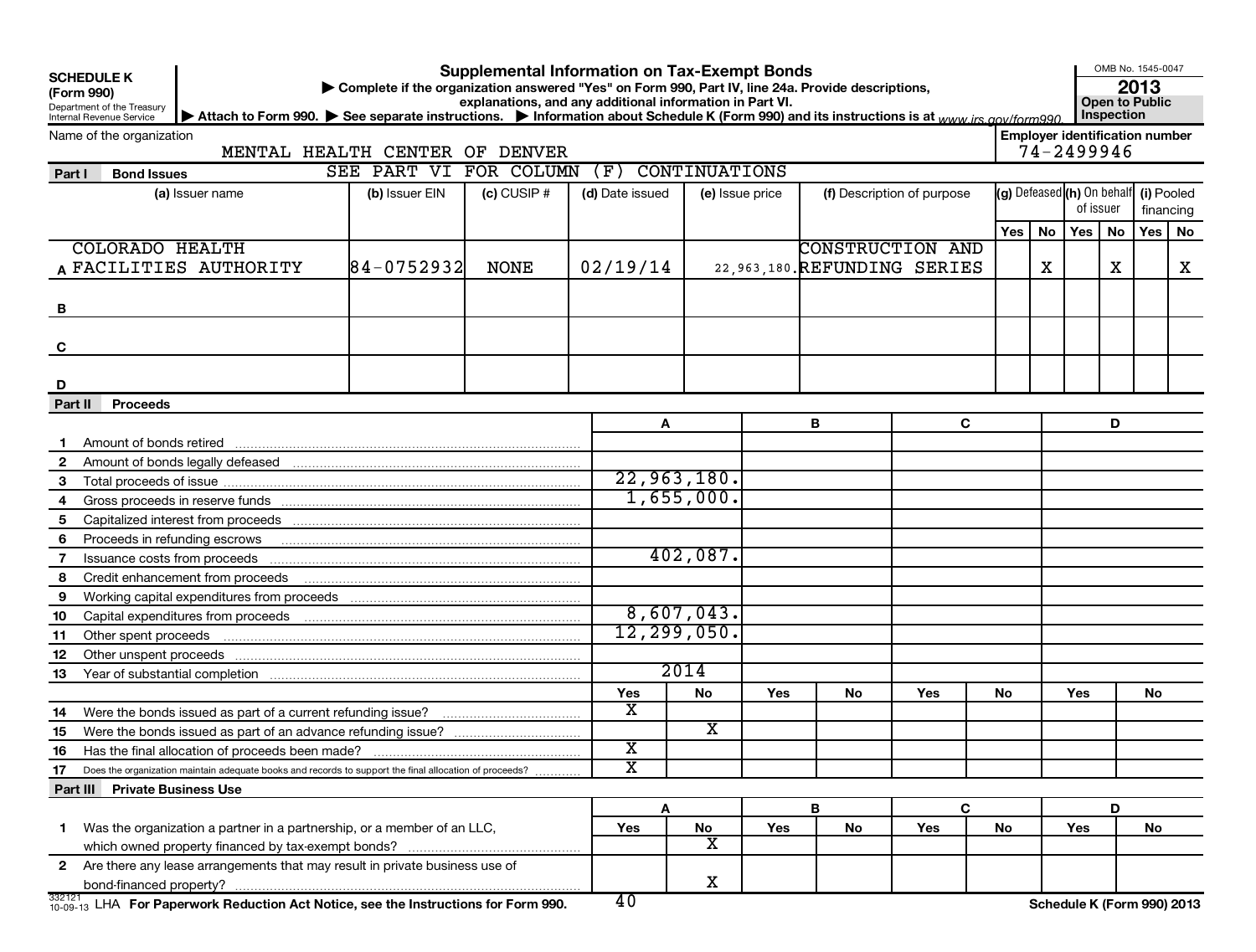**SCHEDULE K (Form 990)**
Department of the Treasury
Internal Revenue Service

# Supplemental Information on Tax-Exempt Bonds

▶ Complete if the organization answered "Yes" on Form 990, Part IV, line 24a. Provide descriptions, explanations, and any additional information in Part VI.
▶ Attach to Form 990. ▶ See separate instructions. ▶ Information about Schedule K (Form 990) and its instructions is at www.irs.gov/form990.

OMB No. 1545-0047
**2013**
**Open to Public Inspection**

Name of the organization: MENTAL HEALTH CENTER OF DENVER
Employer identification number: 74-2499946

## Part I Bond Issues

SEE PART VI FOR COLUMN (F) CONTINUATIONS

| | (a) Issuer name | (b) Issuer EIN | (c) CUSIP # | (d) Date issued | (e) Issue price | (f) Description of purpose | (g) Defeased Yes | (g) Defeased No | (h) On behalf of issuer Yes | (h) On behalf of issuer No | (i) Pooled financing Yes | (i) Pooled financing No |
|---|---|---|---|---|---|---|---|---|---|---|---|---|
| A | COLORADO HEALTH FACILITIES AUTHORITY | 84-0752932 | NONE | 02/19/14 | 22,963,180. | CONSTRUCTION AND REFUNDING SERIES | | X | | X | | X |
| B | | | | | | | | | | | | |
| C | | | | | | | | | | | | |
| D | | | | | | | | | | | | |

## Part II Proceeds

| | | A | B | C | D |
|---|---|---|---|---|---|
| 1 | Amount of bonds retired | | | | |
| 2 | Amount of bonds legally defeased | | | | |
| 3 | Total proceeds of issue | 22,963,180. | | | |
| 4 | Gross proceeds in reserve funds | 1,655,000. | | | |
| 5 | Capitalized interest from proceeds | | | | |
| 6 | Proceeds in refunding escrows | | | | |
| 7 | Issuance costs from proceeds | 402,087. | | | |
| 8 | Credit enhancement from proceeds | | | | |
| 9 | Working capital expenditures from proceeds | | | | |
| 10 | Capital expenditures from proceeds | 8,607,043. | | | |
| 11 | Other spent proceeds | 12,299,050. | | | |
| 12 | Other unspent proceeds | | | | |
| 13 | Year of substantial completion | 2014 | | | |

| | | A Yes | A No | B Yes | B No | C Yes | C No | D Yes | D No |
|---|---|---|---|---|---|---|---|---|---|
| 14 | Were the bonds issued as part of a current refunding issue? | X | | | | | | | |
| 15 | Were the bonds issued as part of an advance refunding issue? | | X | | | | | | |
| 16 | Has the final allocation of proceeds been made? | X | | | | | | | |
| 17 | Does the organization maintain adequate books and records to support the final allocation of proceeds? | X | | | | | | | |

## Part III Private Business Use

| | | A Yes | A No | B Yes | B No | C Yes | C No | D Yes | D No |
|---|---|---|---|---|---|---|---|---|---|
| 1 | Was the organization a partner in a partnership, or a member of an LLC, which owned property financed by tax-exempt bonds? | | X | | | | | | |
| 2 | Are there any lease arrangements that may result in private business use of bond-financed property? | | X | | | | | | |

332121 10-09-13 LHA For Paperwork Reduction Act Notice, see the Instructions for Form 990. Schedule K (Form 990) 2013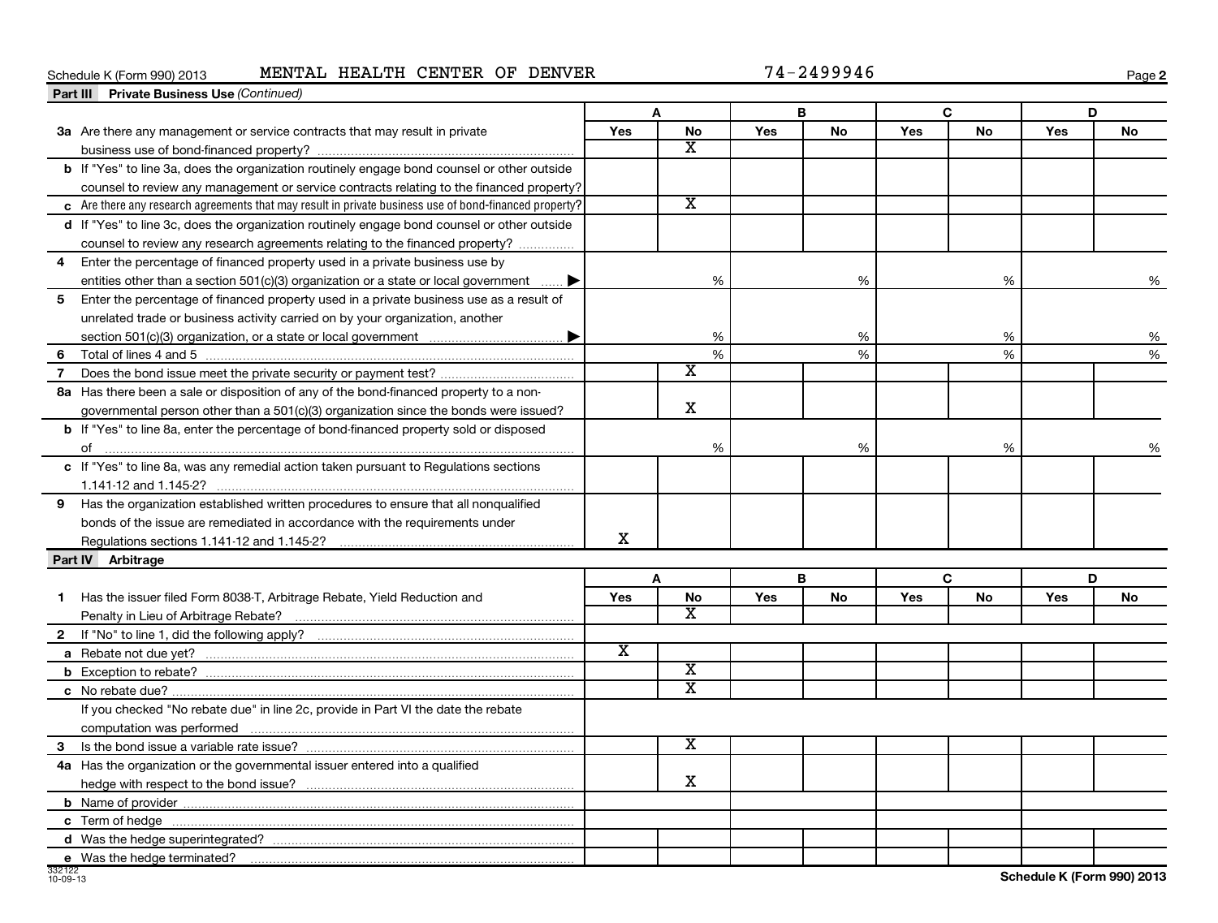Schedule K (Form 990) 2013 MENTAL HEALTH CENTER OF DENVER 74-2499946 Page **2**

**Part III Private Business Use** *(Continued)*

| | A | | B | | C | | D | |
|---|---|---|---|---|---|---|---|---|
| | Yes | No | Yes | No | Yes | No | Yes | No |
| **3a** Are there any management or service contracts that may result in private business use of bond-financed property? | | X | | | | | | |
| **b** If "Yes" to line 3a, does the organization routinely engage bond counsel or other outside counsel to review any management or service contracts relating to the financed property? | | | | | | | | |
| **c** Are there any research agreements that may result in private business use of bond-financed property? | | X | | | | | | |
| **d** If "Yes" to line 3c, does the organization routinely engage bond counsel or other outside counsel to review any research agreements relating to the financed property? | | | | | | | | |
| **4** Enter the percentage of financed property used in a private business use by entities other than a section 501(c)(3) organization or a state or local government ▶ | | % | | % | | % | | % |
| **5** Enter the percentage of financed property used in a private business use as a result of unrelated trade or business activity carried on by your organization, another section 501(c)(3) organization, or a state or local government ▶ | | % | | % | | % | | % |
| **6** Total of lines 4 and 5 | | % | | % | | % | | % |
| **7** Does the bond issue meet the private security or payment test? | | X | | | | | | |
| **8a** Has there been a sale or disposition of any of the bond-financed property to a non-governmental person other than a 501(c)(3) organization since the bonds were issued? | | X | | | | | | |
| **b** If "Yes" to line 8a, enter the percentage of bond-financed property sold or disposed of | | % | | % | | % | | % |
| **c** If "Yes" to line 8a, was any remedial action taken pursuant to Regulations sections 1.141-12 and 1.145-2? | | | | | | | | |
| **9** Has the organization established written procedures to ensure that all nonqualified bonds of the issue are remediated in accordance with the requirements under Regulations sections 1.141-12 and 1.145-2? | X | | | | | | | |

**Part IV Arbitrage**

| | A | | B | | C | | D | |
|---|---|---|---|---|---|---|---|---|
| | Yes | No | Yes | No | Yes | No | Yes | No |
| **1** Has the issuer filed Form 8038-T, Arbitrage Rebate, Yield Reduction and Penalty in Lieu of Arbitrage Rebate? | | X | | | | | | |
| **2** If "No" to line 1, did the following apply? | | | | | | | | |
| **a** Rebate not due yet? | X | | | | | | | |
| **b** Exception to rebate? | | X | | | | | | |
| **c** No rebate due? | | X | | | | | | |
| If you checked "No rebate due" in line 2c, provide in Part VI the date the rebate computation was performed | | | | | | | | |
| **3** Is the bond issue a variable rate issue? | | X | | | | | | |
| **4a** Has the organization or the governmental issuer entered into a qualified hedge with respect to the bond issue? | | X | | | | | | |
| **b** Name of provider | | | | | | | | |
| **c** Term of hedge | | | | | | | | |
| **d** Was the hedge superintegrated? | | | | | | | | |
| **e** Was the hedge terminated? | | | | | | | | |

332122 10-09-13 **Schedule K (Form 990) 2013**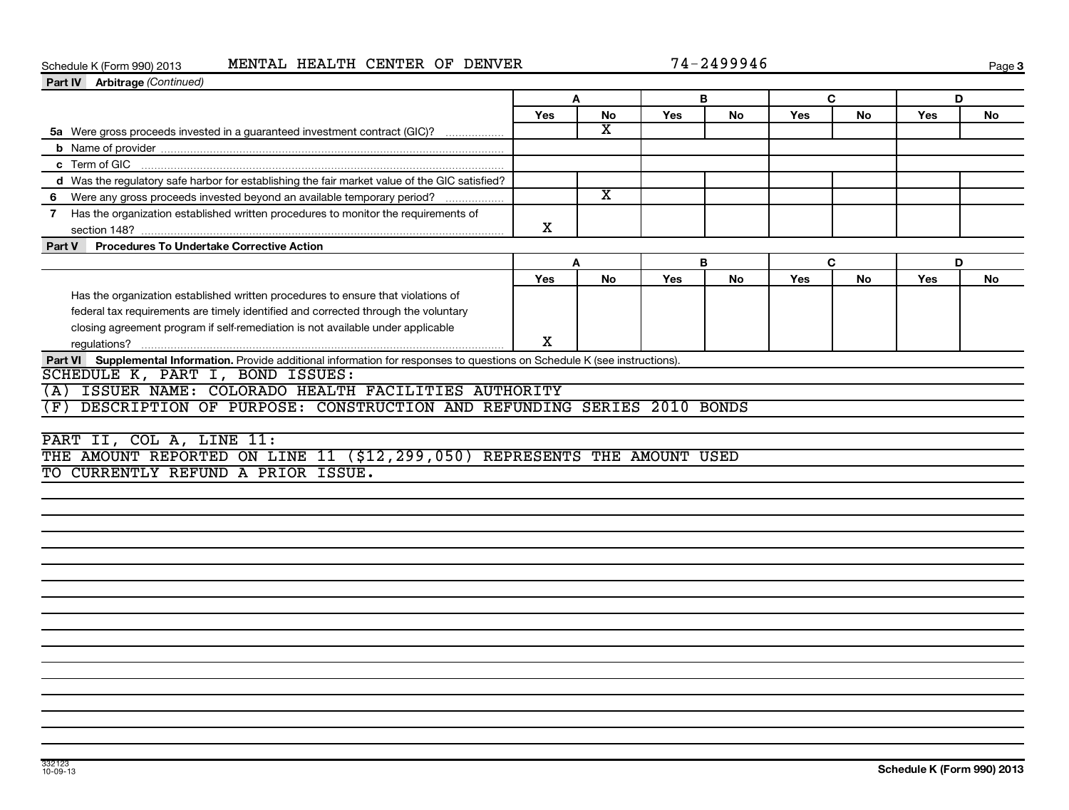Schedule K (Form 990) 2013 MENTAL HEALTH CENTER OF DENVER 74-2499946

**Part IV Arbitrage** *(Continued)*

| | A | | B | | C | | D | |
|---|---|---|---|---|---|---|---|---|
| | Yes | No | Yes | No | Yes | No | Yes | No |
| **5a** Were gross proceeds invested in a guaranteed investment contract (GIC)? | | X | | | | | | |
| **b** Name of provider | | | | | | | | |
| **c** Term of GIC | | | | | | | | |
| **d** Was the regulatory safe harbor for establishing the fair market value of the GIC satisfied? | | | | | | | | |
| **6** Were any gross proceeds invested beyond an available temporary period? | | X | | | | | | |
| **7** Has the organization established written procedures to monitor the requirements of section 148? | X | | | | | | | |

**Part V Procedures To Undertake Corrective Action**

| | A | | B | | C | | D | |
|---|---|---|---|---|---|---|---|---|
| | Yes | No | Yes | No | Yes | No | Yes | No |
| Has the organization established written procedures to ensure that violations of federal tax requirements are timely identified and corrected through the voluntary closing agreement program if self-remediation is not available under applicable regulations? | X | | | | | | | |

**Part VI Supplemental Information.** Provide additional information for responses to questions on Schedule K (see instructions).

SCHEDULE K, PART I, BOND ISSUES:
(A) ISSUER NAME: COLORADO HEALTH FACILITIES AUTHORITY
(F) DESCRIPTION OF PURPOSE: CONSTRUCTION AND REFUNDING SERIES 2010 BONDS

PART II, COL A, LINE 11:
THE AMOUNT REPORTED ON LINE 11 ($12,299,050) REPRESENTS THE AMOUNT USED
TO CURRENTLY REFUND A PRIOR ISSUE.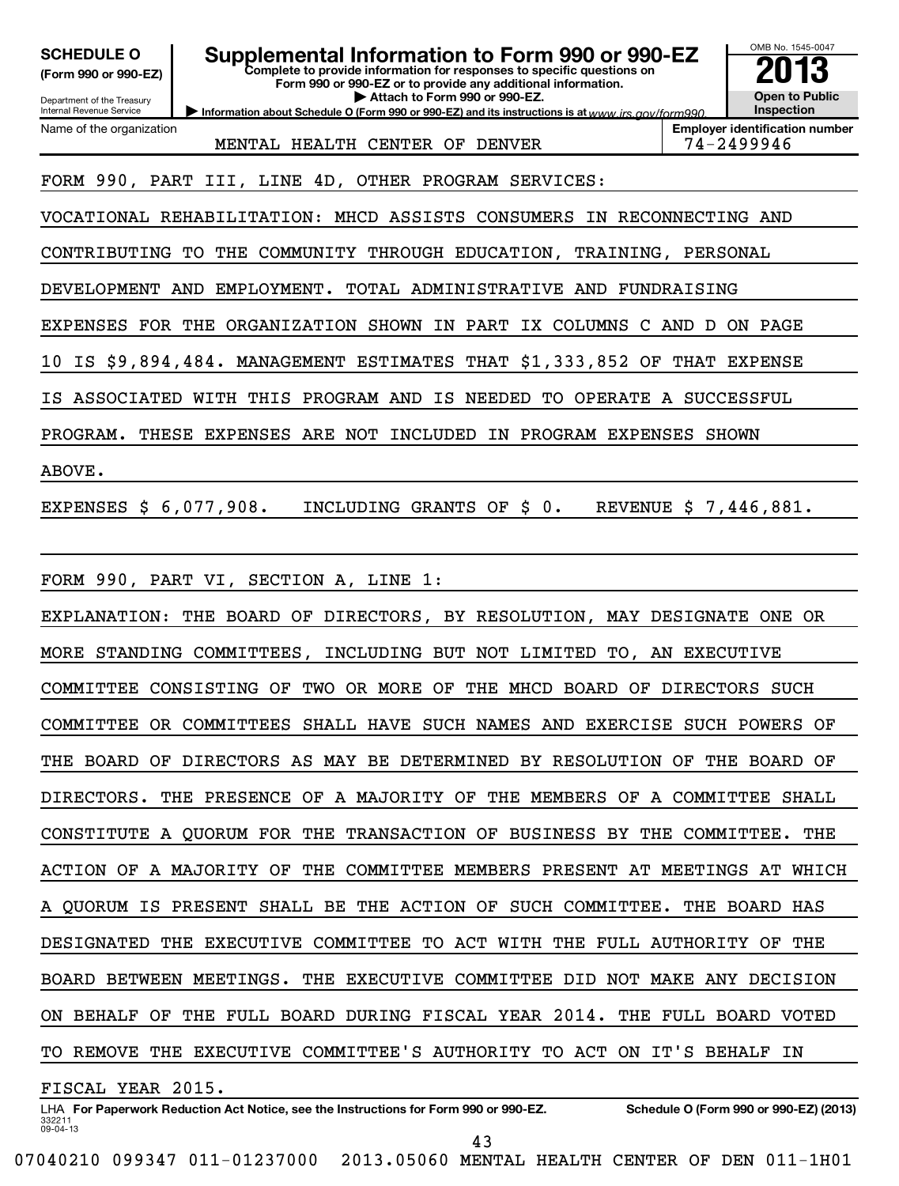**SCHEDULE O**
**(Form 990 or 990-EZ)**

Department of the Treasury
Internal Revenue Service

# Supplemental Information to Form 990 or 990-EZ

**Complete to provide information for responses to specific questions on Form 990 or 990-EZ or to provide any additional information.**
**▶ Attach to Form 990 or 990-EZ.**
**▶ Information about Schedule O (Form 990 or 990-EZ) and its instructions is at** *www.irs.gov/form990.*

OMB No. 1545-0047
**2013**
**Open to Public Inspection**

| Name of the organization | Employer identification number |
|---|---|
| MENTAL HEALTH CENTER OF DENVER | 74-2499946 |

FORM 990, PART III, LINE 4D, OTHER PROGRAM SERVICES:

VOCATIONAL REHABILITATION: MHCD ASSISTS CONSUMERS IN RECONNECTING AND CONTRIBUTING TO THE COMMUNITY THROUGH EDUCATION, TRAINING, PERSONAL DEVELOPMENT AND EMPLOYMENT. TOTAL ADMINISTRATIVE AND FUNDRAISING EXPENSES FOR THE ORGANIZATION SHOWN IN PART IX COLUMNS C AND D ON PAGE 10 IS $9,894,484. MANAGEMENT ESTIMATES THAT $1,333,852 OF THAT EXPENSE IS ASSOCIATED WITH THIS PROGRAM AND IS NEEDED TO OPERATE A SUCCESSFUL PROGRAM. THESE EXPENSES ARE NOT INCLUDED IN PROGRAM EXPENSES SHOWN ABOVE.

EXPENSES $ 6,077,908.   INCLUDING GRANTS OF $ 0.   REVENUE $ 7,446,881.

FORM 990, PART VI, SECTION A, LINE 1:

EXPLANATION: THE BOARD OF DIRECTORS, BY RESOLUTION, MAY DESIGNATE ONE OR MORE STANDING COMMITTEES, INCLUDING BUT NOT LIMITED TO, AN EXECUTIVE COMMITTEE CONSISTING OF TWO OR MORE OF THE MHCD BOARD OF DIRECTORS SUCH COMMITTEE OR COMMITTEES SHALL HAVE SUCH NAMES AND EXERCISE SUCH POWERS OF THE BOARD OF DIRECTORS AS MAY BE DETERMINED BY RESOLUTION OF THE BOARD OF DIRECTORS. THE PRESENCE OF A MAJORITY OF THE MEMBERS OF A COMMITTEE SHALL CONSTITUTE A QUORUM FOR THE TRANSACTION OF BUSINESS BY THE COMMITTEE. THE ACTION OF A MAJORITY OF THE COMMITTEE MEMBERS PRESENT AT MEETINGS AT WHICH A QUORUM IS PRESENT SHALL BE THE ACTION OF SUCH COMMITTEE. THE BOARD HAS DESIGNATED THE EXECUTIVE COMMITTEE TO ACT WITH THE FULL AUTHORITY OF THE BOARD BETWEEN MEETINGS. THE EXECUTIVE COMMITTEE DID NOT MAKE ANY DECISION ON BEHALF OF THE FULL BOARD DURING FISCAL YEAR 2014. THE FULL BOARD VOTED TO REMOVE THE EXECUTIVE COMMITTEE'S AUTHORITY TO ACT ON IT'S BEHALF IN FISCAL YEAR 2015.

LHA **For Paperwork Reduction Act Notice, see the Instructions for Form 990 or 990-EZ.** **Schedule O (Form 990 or 990-EZ) (2013)**

332211
09-04-13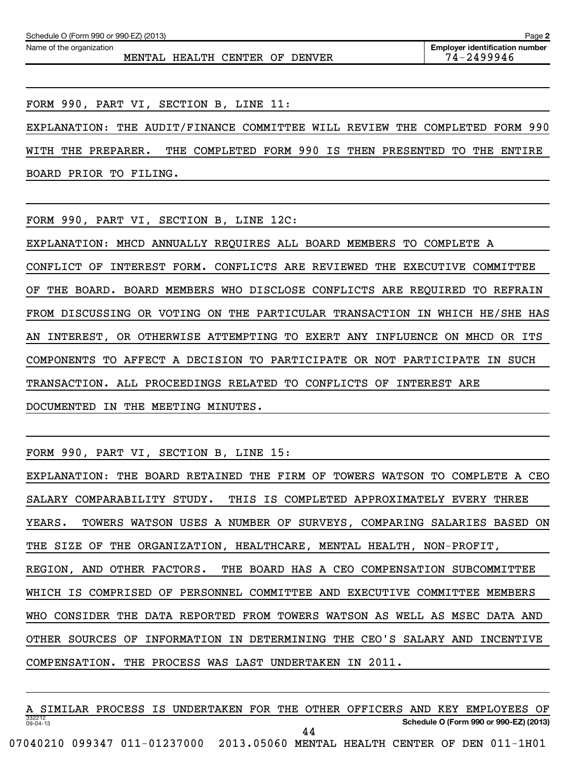Schedule O (Form 990 or 990-EZ) (2013) Page 2

Name of the organization: MENTAL HEALTH CENTER OF DENVER

Employer identification number: 74-2499946

FORM 990, PART VI, SECTION B, LINE 11:

EXPLANATION: THE AUDIT/FINANCE COMMITTEE WILL REVIEW THE COMPLETED FORM 990 WITH THE PREPARER. THE COMPLETED FORM 990 IS THEN PRESENTED TO THE ENTIRE BOARD PRIOR TO FILING.

FORM 990, PART VI, SECTION B, LINE 12C:

EXPLANATION: MHCD ANNUALLY REQUIRES ALL BOARD MEMBERS TO COMPLETE A CONFLICT OF INTEREST FORM. CONFLICTS ARE REVIEWED THE EXECUTIVE COMMITTEE OF THE BOARD. BOARD MEMBERS WHO DISCLOSE CONFLICTS ARE REQUIRED TO REFRAIN FROM DISCUSSING OR VOTING ON THE PARTICULAR TRANSACTION IN WHICH HE/SHE HAS AN INTEREST, OR OTHERWISE ATTEMPTING TO EXERT ANY INFLUENCE ON MHCD OR ITS COMPONENTS TO AFFECT A DECISION TO PARTICIPATE OR NOT PARTICIPATE IN SUCH TRANSACTION. ALL PROCEEDINGS RELATED TO CONFLICTS OF INTEREST ARE DOCUMENTED IN THE MEETING MINUTES.

FORM 990, PART VI, SECTION B, LINE 15:

EXPLANATION: THE BOARD RETAINED THE FIRM OF TOWERS WATSON TO COMPLETE A CEO SALARY COMPARABILITY STUDY. THIS IS COMPLETED APPROXIMATELY EVERY THREE YEARS. TOWERS WATSON USES A NUMBER OF SURVEYS, COMPARING SALARIES BASED ON THE SIZE OF THE ORGANIZATION, HEALTHCARE, MENTAL HEALTH, NON-PROFIT, REGION, AND OTHER FACTORS. THE BOARD HAS A CEO COMPENSATION SUBCOMMITTEE WHICH IS COMPRISED OF PERSONNEL COMMITTEE AND EXECUTIVE COMMITTEE MEMBERS WHO CONSIDER THE DATA REPORTED FROM TOWERS WATSON AS WELL AS MSEC DATA AND OTHER SOURCES OF INFORMATION IN DETERMINING THE CEO'S SALARY AND INCENTIVE COMPENSATION. THE PROCESS WAS LAST UNDERTAKEN IN 2011.

A SIMILAR PROCESS IS UNDERTAKEN FOR THE OTHER OFFICERS AND KEY EMPLOYEES OF

332212 09-04-13 Schedule O (Form 990 or 990-EZ) (2013)

07040210 099347 011-01237000 2013.05060 MENTAL HEALTH CENTER OF DEN 011-1H01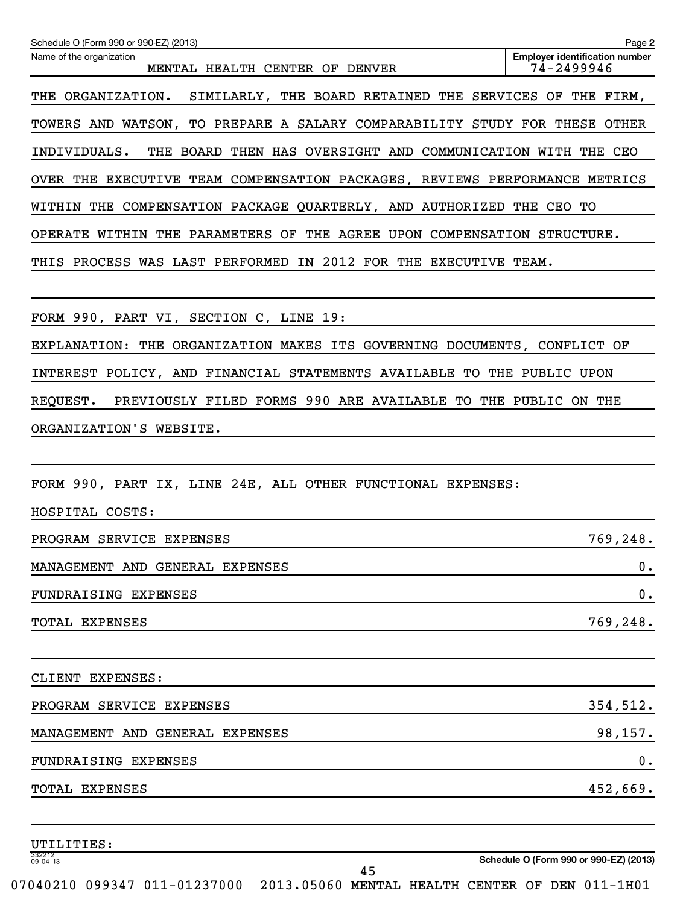Schedule O (Form 990 or 990-EZ) (2013) Page 2

Name of the organization: MENTAL HEALTH CENTER OF DENVER

Employer identification number: 74-2499946

THE ORGANIZATION. SIMILARLY, THE BOARD RETAINED THE SERVICES OF THE FIRM, TOWERS AND WATSON, TO PREPARE A SALARY COMPARABILITY STUDY FOR THESE OTHER INDIVIDUALS. THE BOARD THEN HAS OVERSIGHT AND COMMUNICATION WITH THE CEO OVER THE EXECUTIVE TEAM COMPENSATION PACKAGES, REVIEWS PERFORMANCE METRICS WITHIN THE COMPENSATION PACKAGE QUARTERLY, AND AUTHORIZED THE CEO TO OPERATE WITHIN THE PARAMETERS OF THE AGREE UPON COMPENSATION STRUCTURE. THIS PROCESS WAS LAST PERFORMED IN 2012 FOR THE EXECUTIVE TEAM.

FORM 990, PART VI, SECTION C, LINE 19:

EXPLANATION: THE ORGANIZATION MAKES ITS GOVERNING DOCUMENTS, CONFLICT OF INTEREST POLICY, AND FINANCIAL STATEMENTS AVAILABLE TO THE PUBLIC UPON REQUEST. PREVIOUSLY FILED FORMS 990 ARE AVAILABLE TO THE PUBLIC ON THE ORGANIZATION'S WEBSITE.

FORM 990, PART IX, LINE 24E, ALL OTHER FUNCTIONAL EXPENSES:

HOSPITAL COSTS:

| | |
|---|---|
| PROGRAM SERVICE EXPENSES | 769,248. |
| MANAGEMENT AND GENERAL EXPENSES | 0. |
| FUNDRAISING EXPENSES | 0. |
| TOTAL EXPENSES | 769,248. |

CLIENT EXPENSES:

| | |
|---|---|
| PROGRAM SERVICE EXPENSES | 354,512. |
| MANAGEMENT AND GENERAL EXPENSES | 98,157. |
| FUNDRAISING EXPENSES | 0. |
| TOTAL EXPENSES | 452,669. |

UTILITIES:

332212 09-04-13

Schedule O (Form 990 or 990-EZ) (2013)

07040210 099347 011-01237000 2013.05060 MENTAL HEALTH CENTER OF DEN 011-1H01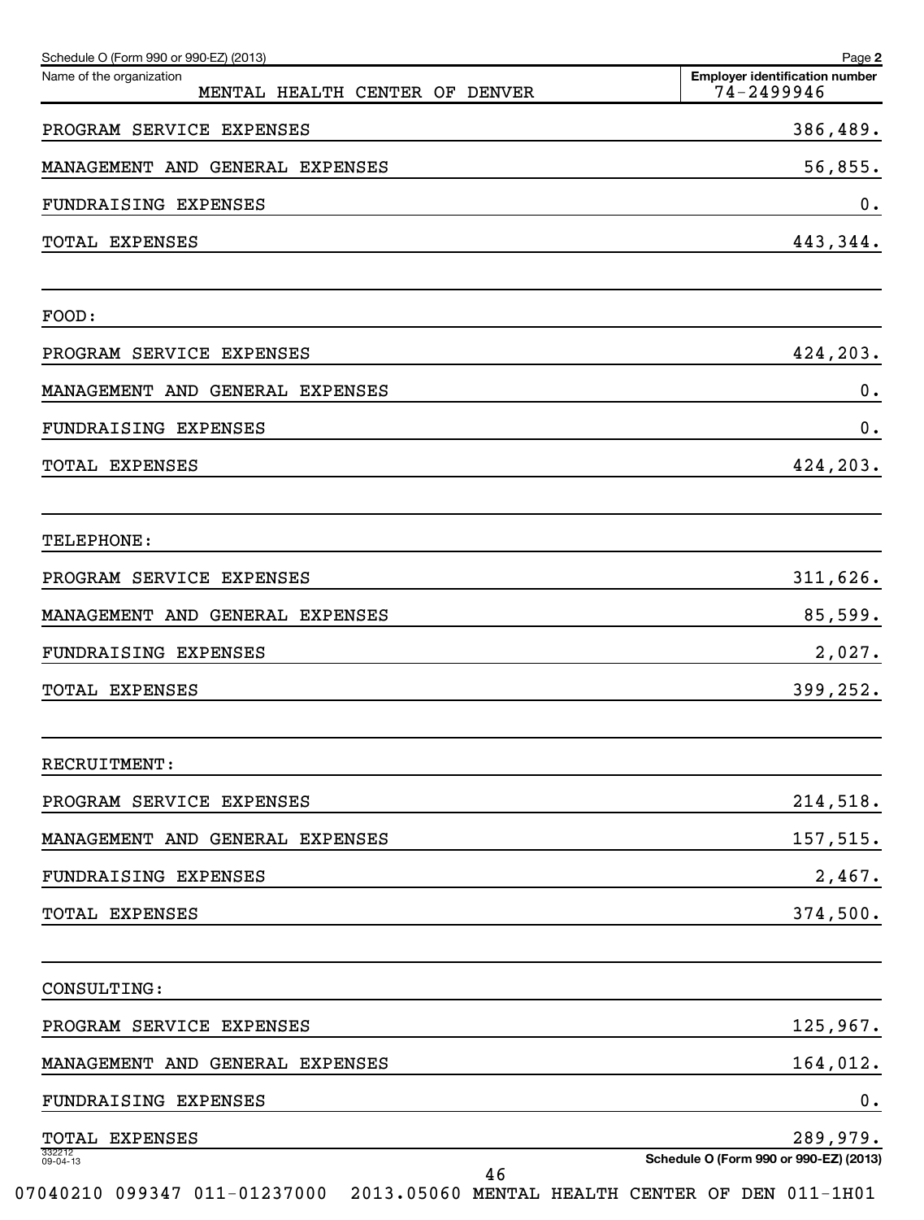Schedule O (Form 990 or 990-EZ) (2013)

| Name of the organization | Employer identification number |
| --- | --- |
| MENTAL HEALTH CENTER OF DENVER | 74-2499946 |

| | |
| --- | --- |
| PROGRAM SERVICE EXPENSES | 386,489. |
| MANAGEMENT AND GENERAL EXPENSES | 56,855. |
| FUNDRAISING EXPENSES | 0. |
| TOTAL EXPENSES | 443,344. |
| | |
| FOOD: | |
| PROGRAM SERVICE EXPENSES | 424,203. |
| MANAGEMENT AND GENERAL EXPENSES | 0. |
| FUNDRAISING EXPENSES | 0. |
| TOTAL EXPENSES | 424,203. |
| | |
| TELEPHONE: | |
| PROGRAM SERVICE EXPENSES | 311,626. |
| MANAGEMENT AND GENERAL EXPENSES | 85,599. |
| FUNDRAISING EXPENSES | 2,027. |
| TOTAL EXPENSES | 399,252. |
| | |
| RECRUITMENT: | |
| PROGRAM SERVICE EXPENSES | 214,518. |
| MANAGEMENT AND GENERAL EXPENSES | 157,515. |
| FUNDRAISING EXPENSES | 2,467. |
| TOTAL EXPENSES | 374,500. |
| | |
| CONSULTING: | |
| PROGRAM SERVICE EXPENSES | 125,967. |
| MANAGEMENT AND GENERAL EXPENSES | 164,012. |
| FUNDRAISING EXPENSES | 0. |
| TOTAL EXPENSES | 289,979. |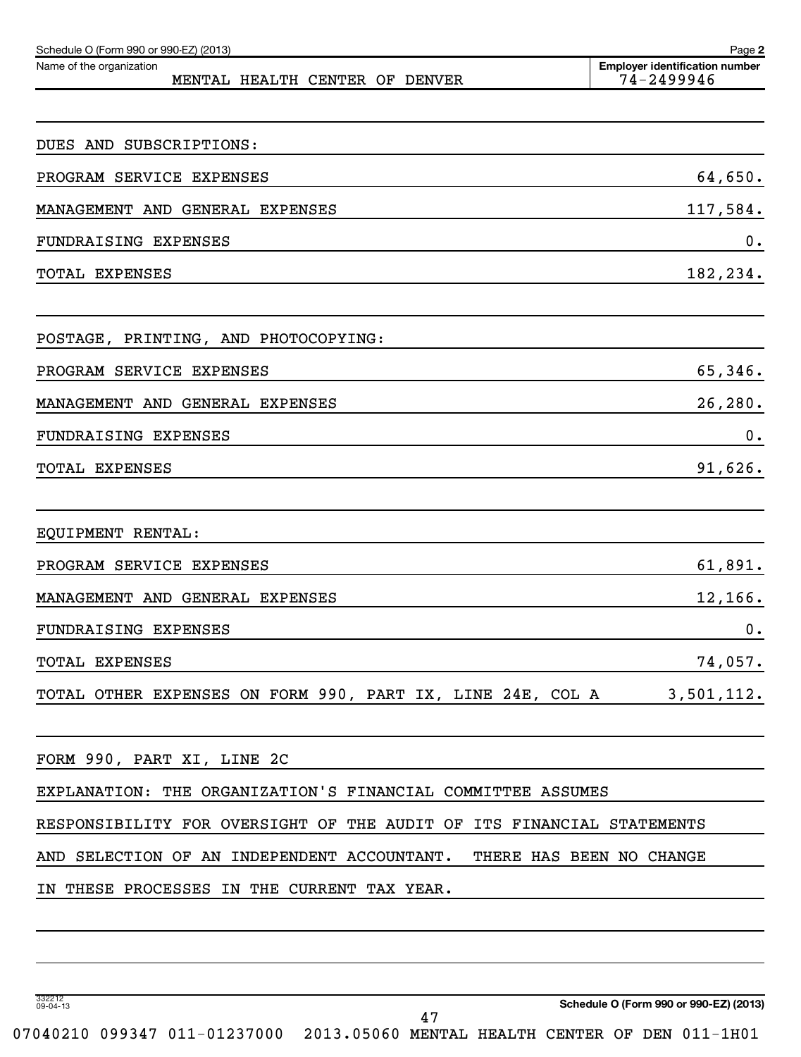Schedule O (Form 990 or 990-EZ) (2013) Page 2

Name of the organization: MENTAL HEALTH CENTER OF DENVER

Employer identification number: 74-2499946

| DUES AND SUBSCRIPTIONS: | |
|---|---|
| PROGRAM SERVICE EXPENSES | 64,650. |
| MANAGEMENT AND GENERAL EXPENSES | 117,584. |
| FUNDRAISING EXPENSES | 0. |
| TOTAL EXPENSES | 182,234. |

| POSTAGE, PRINTING, AND PHOTOCOPYING: | |
|---|---|
| PROGRAM SERVICE EXPENSES | 65,346. |
| MANAGEMENT AND GENERAL EXPENSES | 26,280. |
| FUNDRAISING EXPENSES | 0. |
| TOTAL EXPENSES | 91,626. |

| EQUIPMENT RENTAL: | |
|---|---|
| PROGRAM SERVICE EXPENSES | 61,891. |
| MANAGEMENT AND GENERAL EXPENSES | 12,166. |
| FUNDRAISING EXPENSES | 0. |
| TOTAL EXPENSES | 74,057. |
| TOTAL OTHER EXPENSES ON FORM 990, PART IX, LINE 24E, COL A | 3,501,112. |

FORM 990, PART XI, LINE 2C

EXPLANATION: THE ORGANIZATION'S FINANCIAL COMMITTEE ASSUMES RESPONSIBILITY FOR OVERSIGHT OF THE AUDIT OF ITS FINANCIAL STATEMENTS AND SELECTION OF AN INDEPENDENT ACCOUNTANT. THERE HAS BEEN NO CHANGE IN THESE PROCESSES IN THE CURRENT TAX YEAR.

332212 09-04-13

Schedule O (Form 990 or 990-EZ) (2013)

07040210 099347 011-01237000 2013.05060 MENTAL HEALTH CENTER OF DEN 011-1H01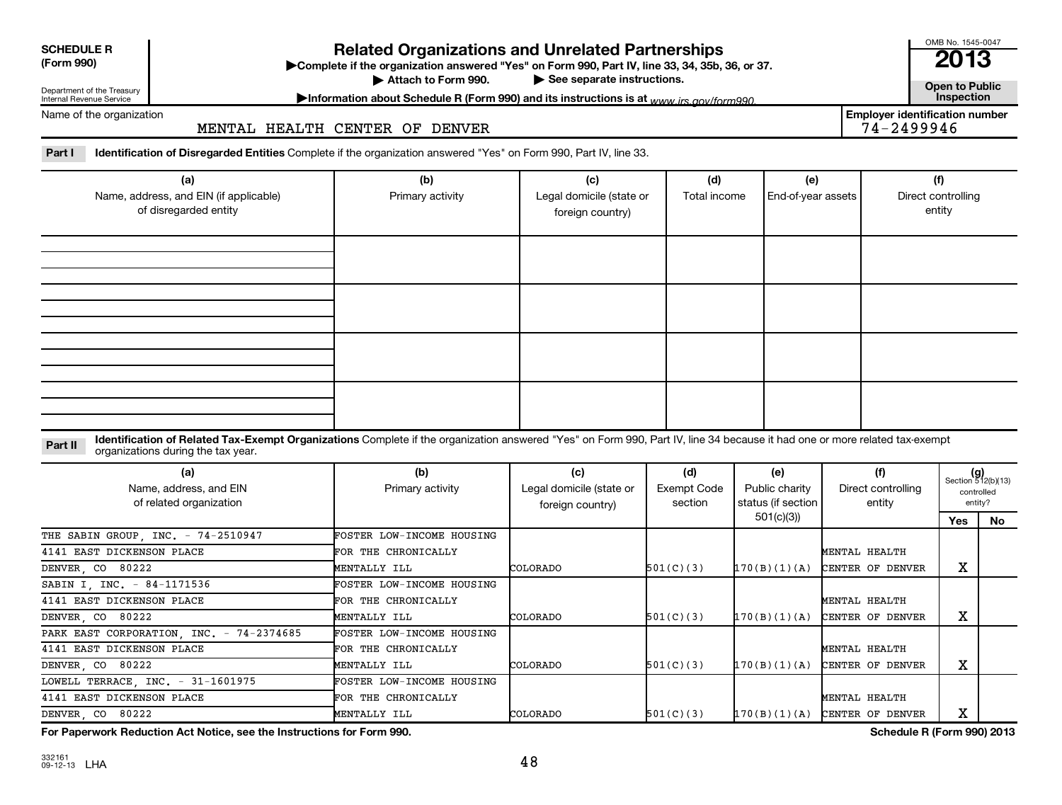**SCHEDULE R**
**(Form 990)**

Department of the Treasury
Internal Revenue Service

# Related Organizations and Unrelated Partnerships

▶Complete if the organization answered "Yes" on Form 990, Part IV, line 33, 34, 35b, 36, or 37.
▶ Attach to Form 990. ▶ See separate instructions.
▶Information about Schedule R (Form 990) and its instructions is at www.irs.gov/form990.

OMB No. 1545-0047
**2013**
**Open to Public Inspection**

Name of the organization: MENTAL HEALTH CENTER OF DENVER
**Employer identification number:** 74-2499946

**Part I** **Identification of Disregarded Entities** Complete if the organization answered "Yes" on Form 990, Part IV, line 33.

| (a) Name, address, and EIN (if applicable) of disregarded entity | (b) Primary activity | (c) Legal domicile (state or foreign country) | (d) Total income | (e) End-of-year assets | (f) Direct controlling entity |
|---|---|---|---|---|---|
| | | | | | |
| | | | | | |
| | | | | | |
| | | | | | |

**Part II** **Identification of Related Tax-Exempt Organizations** Complete if the organization answered "Yes" on Form 990, Part IV, line 34 because it had one or more related tax-exempt organizations during the tax year.

| (a) Name, address, and EIN of related organization | (b) Primary activity | (c) Legal domicile (state or foreign country) | (d) Exempt Code section | (e) Public charity status (if section 501(c)(3)) | (f) Direct controlling entity | (g) Section 512(b)(13) controlled entity? Yes | No |
|---|---|---|---|---|---|---|---|
| THE SABIN GROUP, INC. - 74-2510947<br>4141 EAST DICKENSON PLACE<br>DENVER, CO 80222 | FOSTER LOW-INCOME HOUSING FOR THE CHRONICALLY MENTALLY ILL | COLORADO | 501(C)(3) | 170(B)(1)(A) | MENTAL HEALTH CENTER OF DENVER | X | |
| SABIN I, INC. - 84-1171536<br>4141 EAST DICKENSON PLACE<br>DENVER, CO 80222 | FOSTER LOW-INCOME HOUSING FOR THE CHRONICALLY MENTALLY ILL | COLORADO | 501(C)(3) | 170(B)(1)(A) | MENTAL HEALTH CENTER OF DENVER | X | |
| PARK EAST CORPORATION, INC. - 74-2374685<br>4141 EAST DICKENSON PLACE<br>DENVER, CO 80222 | FOSTER LOW-INCOME HOUSING FOR THE CHRONICALLY MENTALLY ILL | COLORADO | 501(C)(3) | 170(B)(1)(A) | MENTAL HEALTH CENTER OF DENVER | X | |
| LOWELL TERRACE, INC. - 31-1601975<br>4141 EAST DICKENSON PLACE<br>DENVER, CO 80222 | FOSTER LOW-INCOME HOUSING FOR THE CHRONICALLY MENTALLY ILL | COLORADO | 501(C)(3) | 170(B)(1)(A) | MENTAL HEALTH CENTER OF DENVER | X | |

**For Paperwork Reduction Act Notice, see the Instructions for Form 990.** **Schedule R (Form 990) 2013**

332161
09-12-13 LHA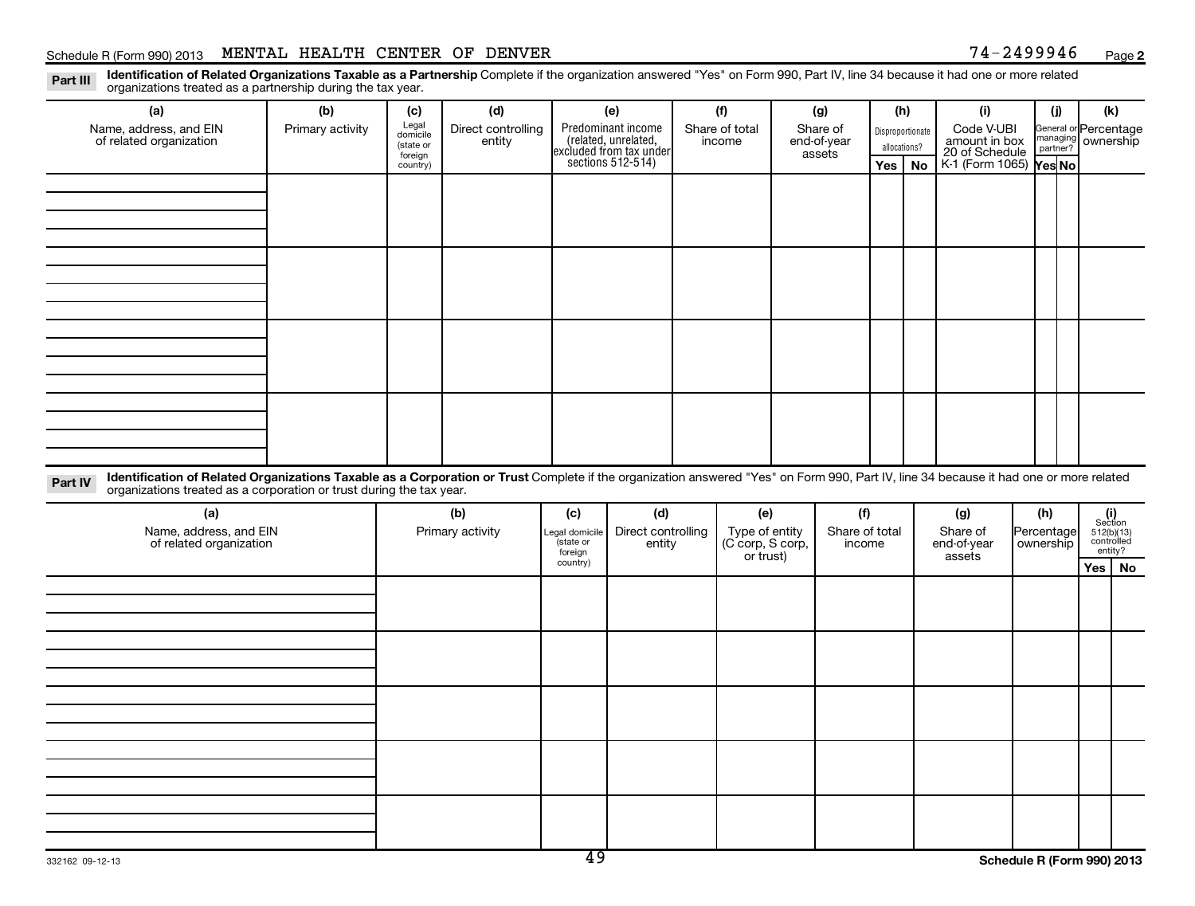Schedule R (Form 990) 2013 MENTAL HEALTH CENTER OF DENVER 74-2499946 Page 2

**Part III** **Identification of Related Organizations Taxable as a Partnership** Complete if the organization answered "Yes" on Form 990, Part IV, line 34 because it had one or more related organizations treated as a partnership during the tax year.

| (a) Name, address, and EIN of related organization | (b) Primary activity | (c) Legal domicile (state or foreign country) | (d) Direct controlling entity | (e) Predominant income (related, unrelated, excluded from tax under sections 512-514) | (f) Share of total income | (g) Share of end-of-year assets | (h) Disproportionate allocations? | | (i) Code V-UBI amount in box 20 of Schedule K-1 (Form 1065) | (j) General or managing partner? | | (k) Percentage ownership |
|---|---|---|---|---|---|---|---|---|---|---|---|---|
| | | | | | | | Yes | No | | Yes | No | |
| | | | | | | | | | | | | |
| | | | | | | | | | | | | |
| | | | | | | | | | | | | |
| | | | | | | | | | | | | |

**Part IV** **Identification of Related Organizations Taxable as a Corporation or Trust** Complete if the organization answered "Yes" on Form 990, Part IV, line 34 because it had one or more related organizations treated as a corporation or trust during the tax year.

| (a) Name, address, and EIN of related organization | (b) Primary activity | (c) Legal domicile (state or foreign country) | (d) Direct controlling entity | (e) Type of entity (C corp, S corp, or trust) | (f) Share of total income | (g) Share of end-of-year assets | (h) Percentage ownership | (i) Section 512(b)(13) controlled entity? | |
|---|---|---|---|---|---|---|---|---|---|
| | | | | | | | | Yes | No |
| | | | | | | | | | |
| | | | | | | | | | |
| | | | | | | | | | |
| | | | | | | | | | |
| | | | | | | | | | |

332162 09-12-13

Schedule R (Form 990) 2013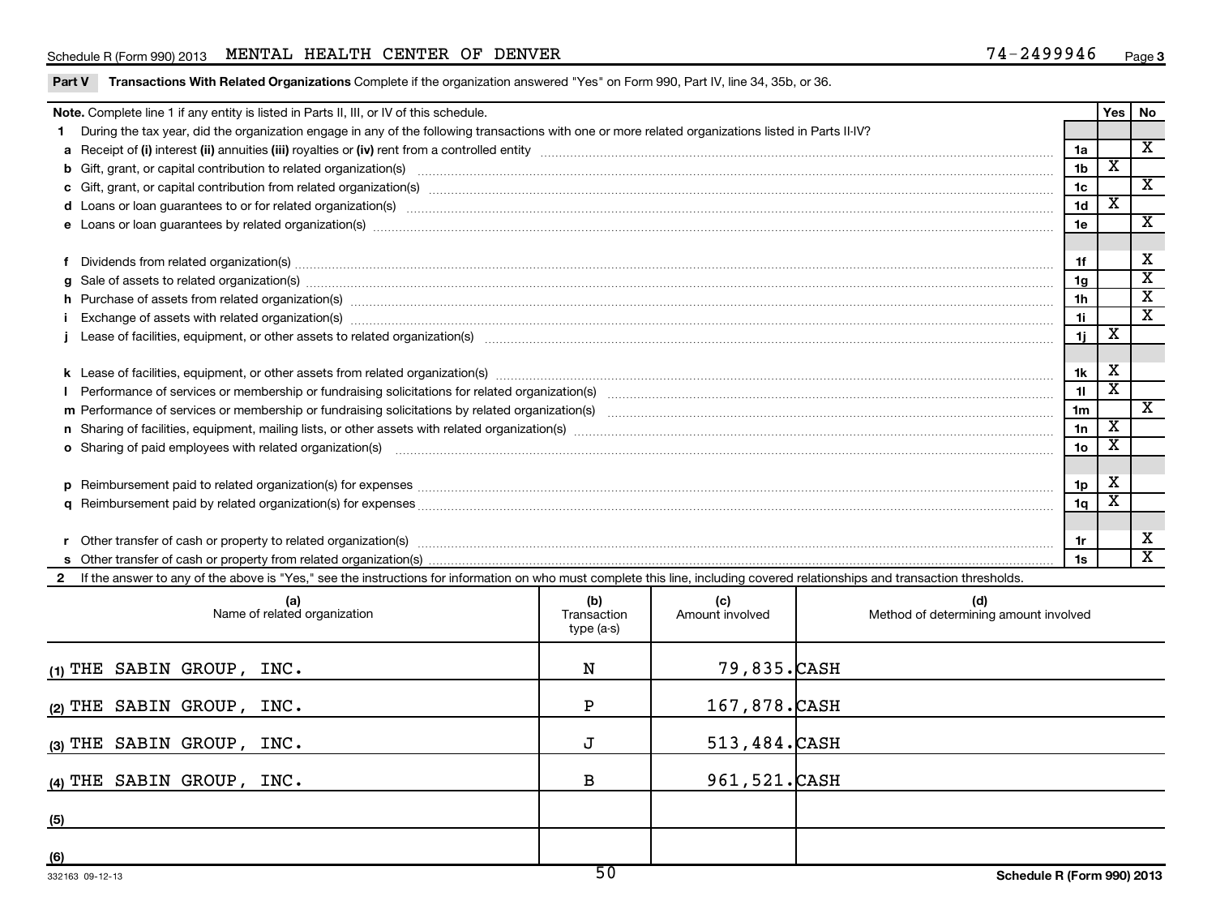Schedule R (Form 990) 2013 MENTAL HEALTH CENTER OF DENVER 74-2499946 Page 3

**Part V** **Transactions With Related Organizations** Complete if the organization answered "Yes" on Form 990, Part IV, line 34, 35b, or 36.

| **Note.** Complete line 1 if any entity is listed in Parts II, III, or IV of this schedule. | | Yes | No |
|---|---|---|---|
| **1** During the tax year, did the organization engage in any of the following transactions with one or more related organizations listed in Parts II-IV? | | | |
| **a** Receipt of **(i)** interest **(ii)** annuities **(iii)** royalties or **(iv)** rent from a controlled entity | 1a | | X |
| **b** Gift, grant, or capital contribution to related organization(s) | 1b | X | |
| **c** Gift, grant, or capital contribution from related organization(s) | 1c | | X |
| **d** Loans or loan guarantees to or for related organization(s) | 1d | X | |
| **e** Loans or loan guarantees by related organization(s) | 1e | | X |
| **f** Dividends from related organization(s) | 1f | | X |
| **g** Sale of assets to related organization(s) | 1g | | X |
| **h** Purchase of assets from related organization(s) | 1h | | X |
| **i** Exchange of assets with related organization(s) | 1i | | X |
| **j** Lease of facilities, equipment, or other assets to related organization(s) | 1j | X | |
| **k** Lease of facilities, equipment, or other assets from related organization(s) | 1k | X | |
| **l** Performance of services or membership or fundraising solicitations for related organization(s) | 1l | X | |
| **m** Performance of services or membership or fundraising solicitations by related organization(s) | 1m | | X |
| **n** Sharing of facilities, equipment, mailing lists, or other assets with related organization(s) | 1n | X | |
| **o** Sharing of paid employees with related organization(s) | 1o | X | |
| **p** Reimbursement paid to related organization(s) for expenses | 1p | X | |
| **q** Reimbursement paid by related organization(s) for expenses | 1q | X | |
| **r** Other transfer of cash or property to related organization(s) | 1r | | X |
| **s** Other transfer of cash or property from related organization(s) | 1s | | X |

**2** If the answer to any of the above is "Yes," see the instructions for information on who must complete this line, including covered relationships and transaction thresholds.

| (a) Name of related organization | (b) Transaction type (a-s) | (c) Amount involved | (d) Method of determining amount involved |
|---|---|---|---|
| (1) THE SABIN GROUP, INC. | N | 79,835. | CASH |
| (2) THE SABIN GROUP, INC. | P | 167,878. | CASH |
| (3) THE SABIN GROUP, INC. | J | 513,484. | CASH |
| (4) THE SABIN GROUP, INC. | B | 961,521. | CASH |
| (5) | | | |
| (6) | | | |

332163 09-12-13 Schedule R (Form 990) 2013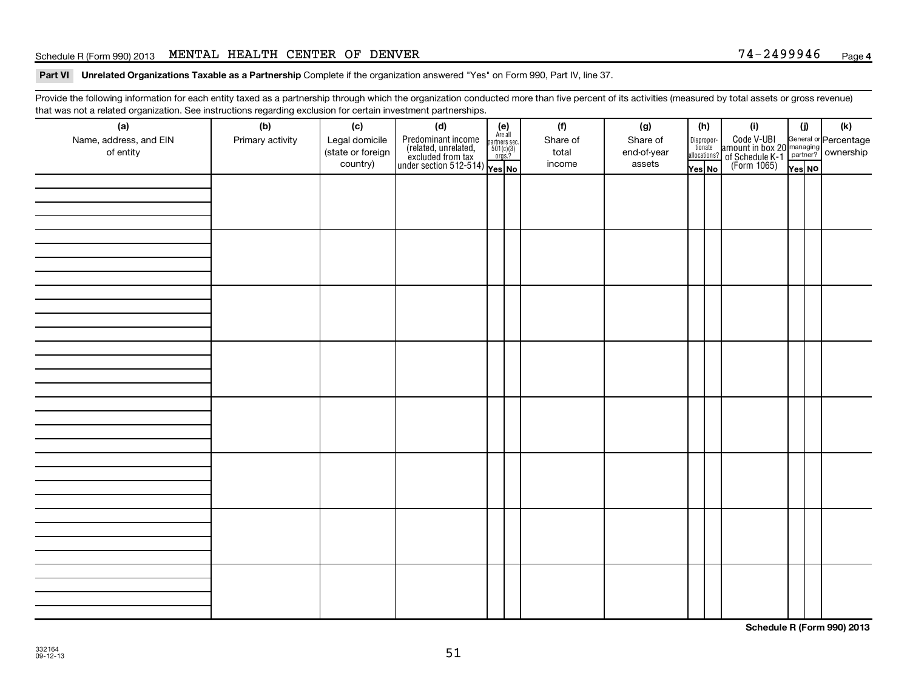Schedule R (Form 990) 2013 MENTAL HEALTH CENTER OF DENVER 74-2499946 Page 4

**Part VI Unrelated Organizations Taxable as a Partnership** Complete if the organization answered "Yes" on Form 990, Part IV, line 37.

Provide the following information for each entity taxed as a partnership through which the organization conducted more than five percent of its activities (measured by total assets or gross revenue) that was not a related organization. See instructions regarding exclusion for certain investment partnerships.

| (a) Name, address, and EIN of entity | (b) Primary activity | (c) Legal domicile (state or foreign country) | (d) Predominant income (related, unrelated, excluded from tax under section 512-514) | (e) Are all partners sec. 501(c)(3) orgs.? | | (f) Share of total income | (g) Share of end-of-year assets | (h) Disproportionate allocations? | | (i) Code V-UBI amount in box 20 of Schedule K-1 (Form 1065) | (j) General or managing partner? | | (k) Percentage ownership |
|---|---|---|---|---|---|---|---|---|---|---|---|---|---|
| | | | | Yes | No | | | Yes | No | | Yes | No | |
| | | | | | | | | | | | | | |
| | | | | | | | | | | | | | |
| | | | | | | | | | | | | | |
| | | | | | | | | | | | | | |
| | | | | | | | | | | | | | |
| | | | | | | | | | | | | | |
| | | | | | | | | | | | | | |
| | | | | | | | | | | | | | |

Schedule R (Form 990) 2013

332164 09-12-13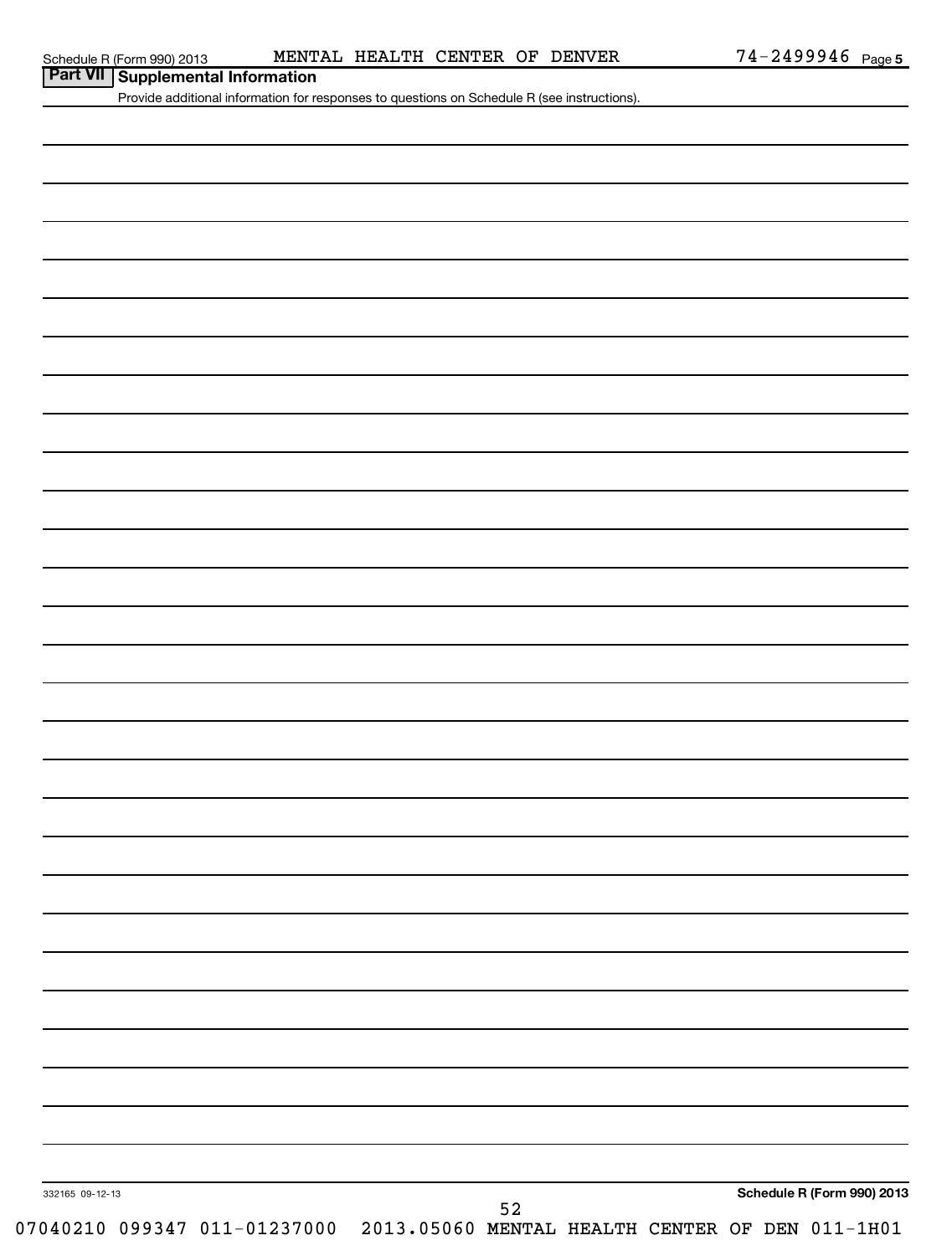Schedule R (Form 990) 2013 MENTAL HEALTH CENTER OF DENVER 74-2499946 Page 5

## Part VII Supplemental Information

Provide additional information for responses to questions on Schedule R (see instructions).

332165 09-12-13

Schedule R (Form 990) 2013

07040210 099347 011-01237000 2013.05060 MENTAL HEALTH CENTER OF DEN 011-1H01